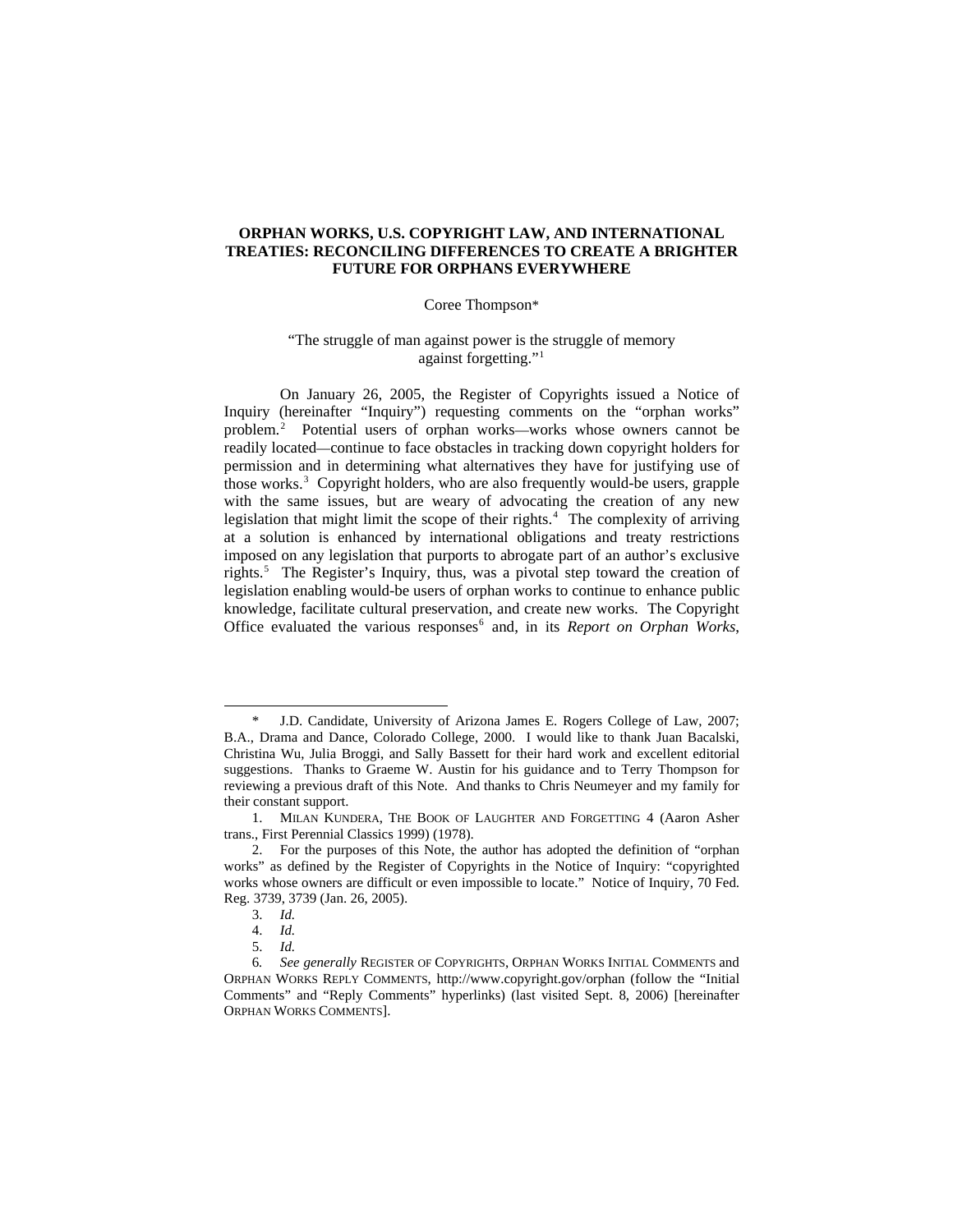# ORPHAN WORKS, U.S. COPYRIGHT LAW, AND INTERNATIONAL TREATIES: RECONCILING DIFFERENCES TO CREATE A BRIGHTER FUTURE FOR ORPHANS EVERYWHERE

Coree Thompson*

"The struggle of man against power is the struggle of memory against forgetting."[1]

On January 26, 2005, the Register of Copyrights issued a Notice of Inquiry (hereinafter "Inquiry") requesting comments on the "orphan works" problem.[2] Potential users of orphan works—works whose owners cannot be readily located—continue to face obstacles in tracking down copyright holders for permission and in determining what alternatives they have for justifying use of those works.[3] Copyright holders, who are also frequently would-be users, grapple with the same issues, but are weary of advocating the creation of any new legislation that might limit the scope of their rights.[4] The complexity of arriving at a solution is enhanced by international obligations and treaty restrictions imposed on any legislation that purports to abrogate part of an author's exclusive rights.[5] The Register's Inquiry, thus, was a pivotal step toward the creation of legislation enabling would-be users of orphan works to continue to enhance public knowledge, facilitate cultural preservation, and create new works. The Copyright Office evaluated the various responses[6] and, in its *Report on Orphan Works*,

---

\* J.D. Candidate, University of Arizona James E. Rogers College of Law, 2007; B.A., Drama and Dance, Colorado College, 2000. I would like to thank Juan Bacalski, Christina Wu, Julia Broggi, and Sally Bassett for their hard work and excellent editorial suggestions. Thanks to Graeme W. Austin for his guidance and to Terry Thompson for reviewing a previous draft of this Note. And thanks to Chris Neumeyer and my family for their constant support.

1. MILAN KUNDERA, THE BOOK OF LAUGHTER AND FORGETTING 4 (Aaron Asher trans., First Perennial Classics 1999) (1978).

2. For the purposes of this Note, the author has adopted the definition of "orphan works" as defined by the Register of Copyrights in the Notice of Inquiry: "copyrighted works whose owners are difficult or even impossible to locate." Notice of Inquiry, 70 Fed. Reg. 3739, 3739 (Jan. 26, 2005).

3. *Id.*

4. *Id.*

5. *Id.*

6. *See generally* REGISTER OF COPYRIGHTS, ORPHAN WORKS INITIAL COMMENTS and ORPHAN WORKS REPLY COMMENTS, http://www.copyright.gov/orphan (follow the "Initial Comments" and "Reply Comments" hyperlinks) (last visited Sept. 8, 2006) [hereinafter ORPHAN WORKS COMMENTS].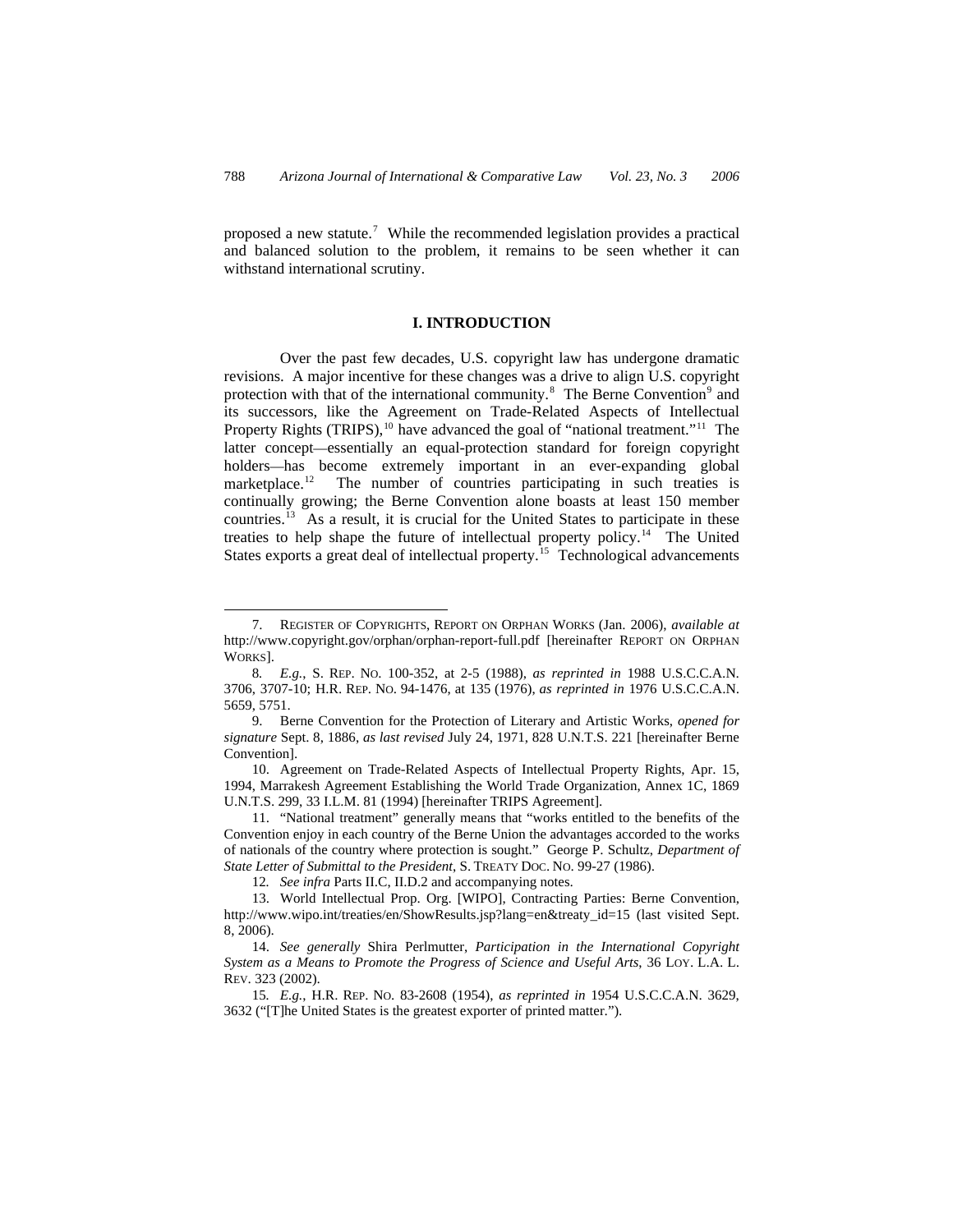proposed a new statute.[7] While the recommended legislation provides a practical and balanced solution to the problem, it remains to be seen whether it can withstand international scrutiny.

## I. INTRODUCTION

Over the past few decades, U.S. copyright law has undergone dramatic revisions. A major incentive for these changes was a drive to align U.S. copyright protection with that of the international community.[8] The Berne Convention[9] and its successors, like the Agreement on Trade-Related Aspects of Intellectual Property Rights (TRIPS),[10] have advanced the goal of "national treatment."[11] The latter concept—essentially an equal-protection standard for foreign copyright holders—has become extremely important in an ever-expanding global marketplace.[12] The number of countries participating in such treaties is continually growing; the Berne Convention alone boasts at least 150 member countries.[13] As a result, it is crucial for the United States to participate in these treaties to help shape the future of intellectual property policy.[14] The United States exports a great deal of intellectual property.[15] Technological advancements

---

7. REGISTER OF COPYRIGHTS, REPORT ON ORPHAN WORKS (Jan. 2006), *available at* http://www.copyright.gov/orphan/orphan-report-full.pdf [hereinafter REPORT ON ORPHAN WORKS].

8. *E.g.*, S. REP. NO. 100-352, at 2-5 (1988), *as reprinted in* 1988 U.S.C.C.A.N. 3706, 3707-10; H.R. REP. NO. 94-1476, at 135 (1976), *as reprinted in* 1976 U.S.C.C.A.N. 5659, 5751.

9. Berne Convention for the Protection of Literary and Artistic Works, *opened for signature* Sept. 8, 1886, *as last revised* July 24, 1971, 828 U.N.T.S. 221 [hereinafter Berne Convention].

10. Agreement on Trade-Related Aspects of Intellectual Property Rights, Apr. 15, 1994, Marrakesh Agreement Establishing the World Trade Organization, Annex 1C, 1869 U.N.T.S. 299, 33 I.L.M. 81 (1994) [hereinafter TRIPS Agreement].

11. "National treatment" generally means that "works entitled to the benefits of the Convention enjoy in each country of the Berne Union the advantages accorded to the works of nationals of the country where protection is sought." George P. Schultz, *Department of State Letter of Submittal to the President*, S. TREATY DOC. NO. 99-27 (1986).

12. *See infra* Parts II.C, II.D.2 and accompanying notes.

13. World Intellectual Prop. Org. [WIPO], Contracting Parties: Berne Convention, http://www.wipo.int/treaties/en/ShowResults.jsp?lang=en&treaty_id=15 (last visited Sept. 8, 2006).

14. *See generally* Shira Perlmutter, *Participation in the International Copyright System as a Means to Promote the Progress of Science and Useful Arts*, 36 LOY. L.A. L. REV. 323 (2002).

15. *E.g.*, H.R. REP. NO. 83-2608 (1954), *as reprinted in* 1954 U.S.C.C.A.N. 3629, 3632 ("[T]he United States is the greatest exporter of printed matter.").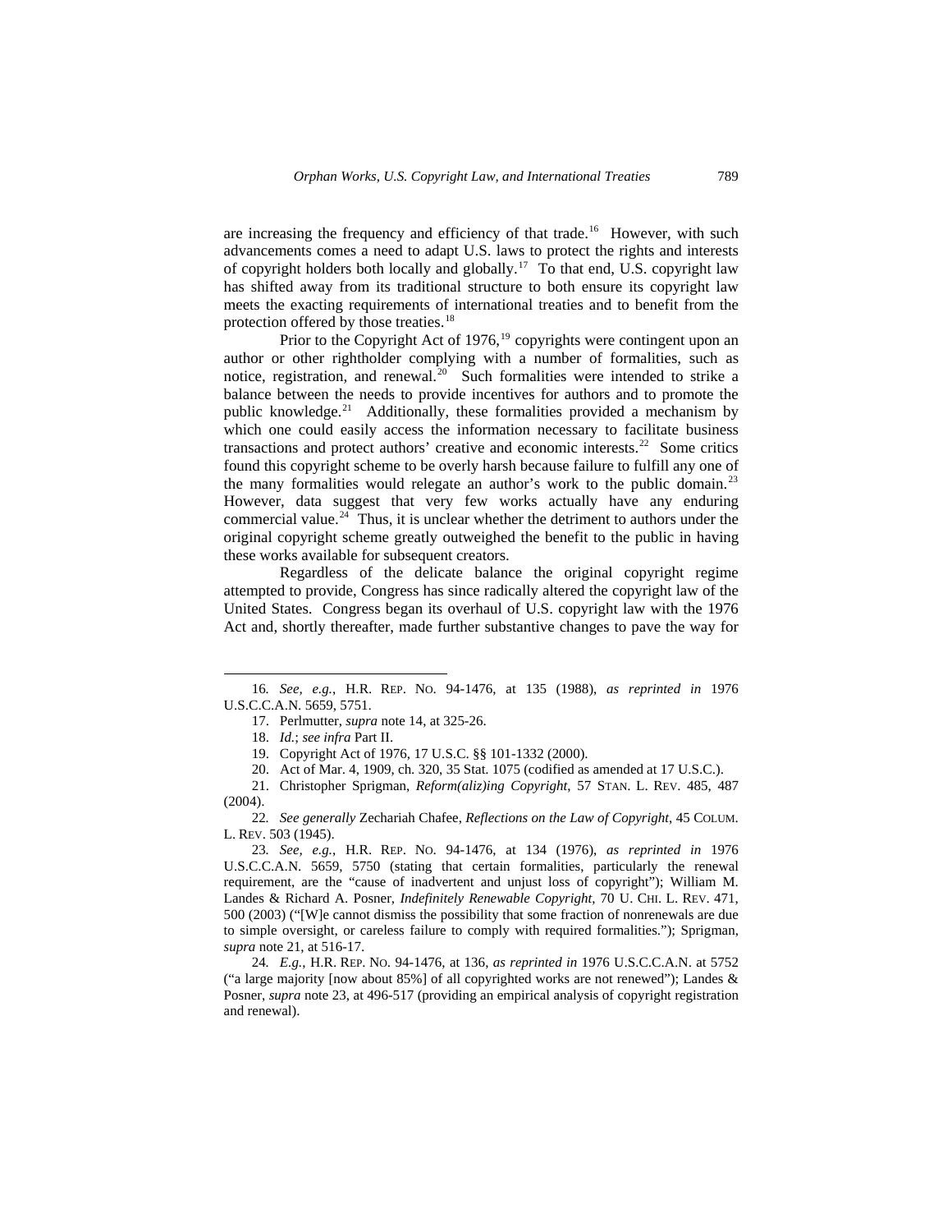are increasing the frequency and efficiency of that trade.[16] However, with such advancements comes a need to adapt U.S. laws to protect the rights and interests of copyright holders both locally and globally.[17] To that end, U.S. copyright law has shifted away from its traditional structure to both ensure its copyright law meets the exacting requirements of international treaties and to benefit from the protection offered by those treaties.[18]

Prior to the Copyright Act of 1976,[19] copyrights were contingent upon an author or other rightholder complying with a number of formalities, such as notice, registration, and renewal.[20] Such formalities were intended to strike a balance between the needs to provide incentives for authors and to promote the public knowledge.[21] Additionally, these formalities provided a mechanism by which one could easily access the information necessary to facilitate business transactions and protect authors' creative and economic interests.[22] Some critics found this copyright scheme to be overly harsh because failure to fulfill any one of the many formalities would relegate an author's work to the public domain.[23] However, data suggest that very few works actually have any enduring commercial value.[24] Thus, it is unclear whether the detriment to authors under the original copyright scheme greatly outweighed the benefit to the public in having these works available for subsequent creators.

Regardless of the delicate balance the original copyright regime attempted to provide, Congress has since radically altered the copyright law of the United States. Congress began its overhaul of U.S. copyright law with the 1976 Act and, shortly thereafter, made further substantive changes to pave the way for

---

16. *See, e.g.*, H.R. REP. NO. 94-1476, at 135 (1988), *as reprinted in* 1976 U.S.C.C.A.N. 5659, 5751.

17. Perlmutter, *supra* note 14, at 325-26.

18. *Id.*; *see infra* Part II.

19. Copyright Act of 1976, 17 U.S.C. §§ 101-1332 (2000).

20. Act of Mar. 4, 1909, ch. 320, 35 Stat. 1075 (codified as amended at 17 U.S.C.).

21. Christopher Sprigman, *Reform(aliz)ing Copyright*, 57 STAN. L. REV. 485, 487 (2004).

22. *See generally* Zechariah Chafee, *Reflections on the Law of Copyright*, 45 COLUM. L. REV. 503 (1945).

23. *See, e.g.*, H.R. REP. NO. 94-1476, at 134 (1976), *as reprinted in* 1976 U.S.C.C.A.N. 5659, 5750 (stating that certain formalities, particularly the renewal requirement, are the "cause of inadvertent and unjust loss of copyright"); William M. Landes & Richard A. Posner, *Indefinitely Renewable Copyright*, 70 U. CHI. L. REV. 471, 500 (2003) ("[W]e cannot dismiss the possibility that some fraction of nonrenewals are due to simple oversight, or careless failure to comply with required formalities."); Sprigman, *supra* note 21, at 516-17.

24. *E.g.*, H.R. REP. NO. 94-1476, at 136, *as reprinted in* 1976 U.S.C.C.A.N. at 5752 ("a large majority [now about 85%] of all copyrighted works are not renewed"); Landes & Posner, *supra* note 23, at 496-517 (providing an empirical analysis of copyright registration and renewal).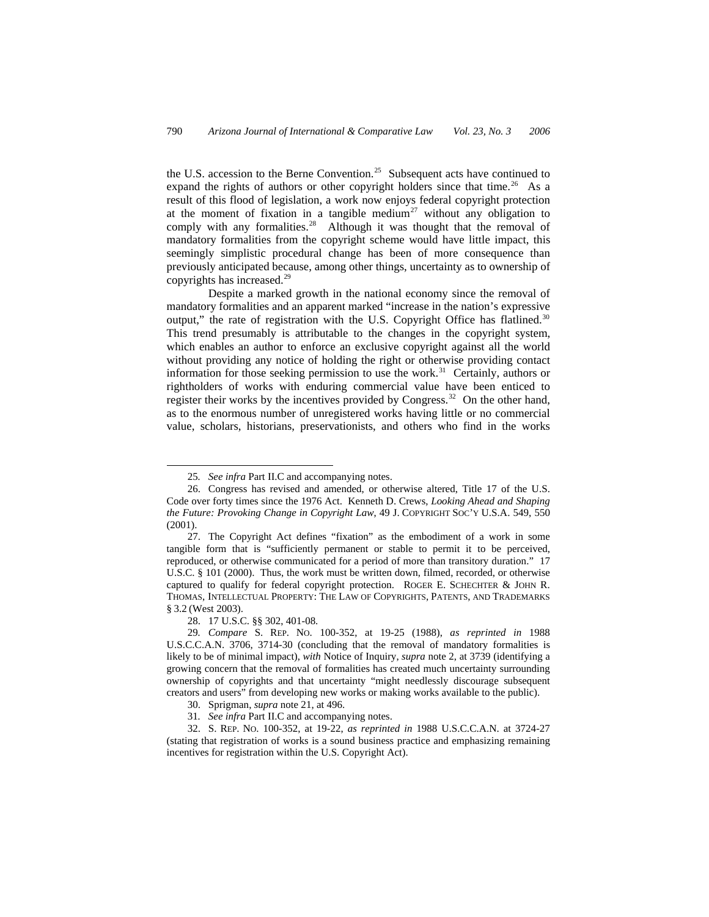the U.S. accession to the Berne Convention.[25] Subsequent acts have continued to expand the rights of authors or other copyright holders since that time.[26] As a result of this flood of legislation, a work now enjoys federal copyright protection at the moment of fixation in a tangible medium[27] without any obligation to comply with any formalities.[28] Although it was thought that the removal of mandatory formalities from the copyright scheme would have little impact, this seemingly simplistic procedural change has been of more consequence than previously anticipated because, among other things, uncertainty as to ownership of copyrights has increased.[29]

Despite a marked growth in the national economy since the removal of mandatory formalities and an apparent marked "increase in the nation's expressive output," the rate of registration with the U.S. Copyright Office has flatlined.[30] This trend presumably is attributable to the changes in the copyright system, which enables an author to enforce an exclusive copyright against all the world without providing any notice of holding the right or otherwise providing contact information for those seeking permission to use the work.[31] Certainly, authors or rightholders of works with enduring commercial value have been enticed to register their works by the incentives provided by Congress.[32] On the other hand, as to the enormous number of unregistered works having little or no commercial value, scholars, historians, preservationists, and others who find in the works

---

25. *See infra* Part II.C and accompanying notes.

26. Congress has revised and amended, or otherwise altered, Title 17 of the U.S. Code over forty times since the 1976 Act. Kenneth D. Crews, *Looking Ahead and Shaping the Future: Provoking Change in Copyright Law*, 49 J. COPYRIGHT SOC'Y U.S.A. 549, 550 (2001).

27. The Copyright Act defines "fixation" as the embodiment of a work in some tangible form that is "sufficiently permanent or stable to permit it to be perceived, reproduced, or otherwise communicated for a period of more than transitory duration." 17 U.S.C. § 101 (2000). Thus, the work must be written down, filmed, recorded, or otherwise captured to qualify for federal copyright protection. ROGER E. SCHECHTER & JOHN R. THOMAS, INTELLECTUAL PROPERTY: THE LAW OF COPYRIGHTS, PATENTS, AND TRADEMARKS § 3.2 (West 2003).

28. 17 U.S.C. §§ 302, 401-08.

29. *Compare* S. REP. NO. 100-352, at 19-25 (1988), *as reprinted in* 1988 U.S.C.C.A.N. 3706, 3714-30 (concluding that the removal of mandatory formalities is likely to be of minimal impact), *with* Notice of Inquiry, *supra* note 2, at 3739 (identifying a growing concern that the removal of formalities has created much uncertainty surrounding ownership of copyrights and that uncertainty "might needlessly discourage subsequent creators and users" from developing new works or making works available to the public).

30. Sprigman, *supra* note 21, at 496.

31. *See infra* Part II.C and accompanying notes.

32. S. REP. NO. 100-352, at 19-22, *as reprinted in* 1988 U.S.C.C.A.N. at 3724-27 (stating that registration of works is a sound business practice and emphasizing remaining incentives for registration within the U.S. Copyright Act).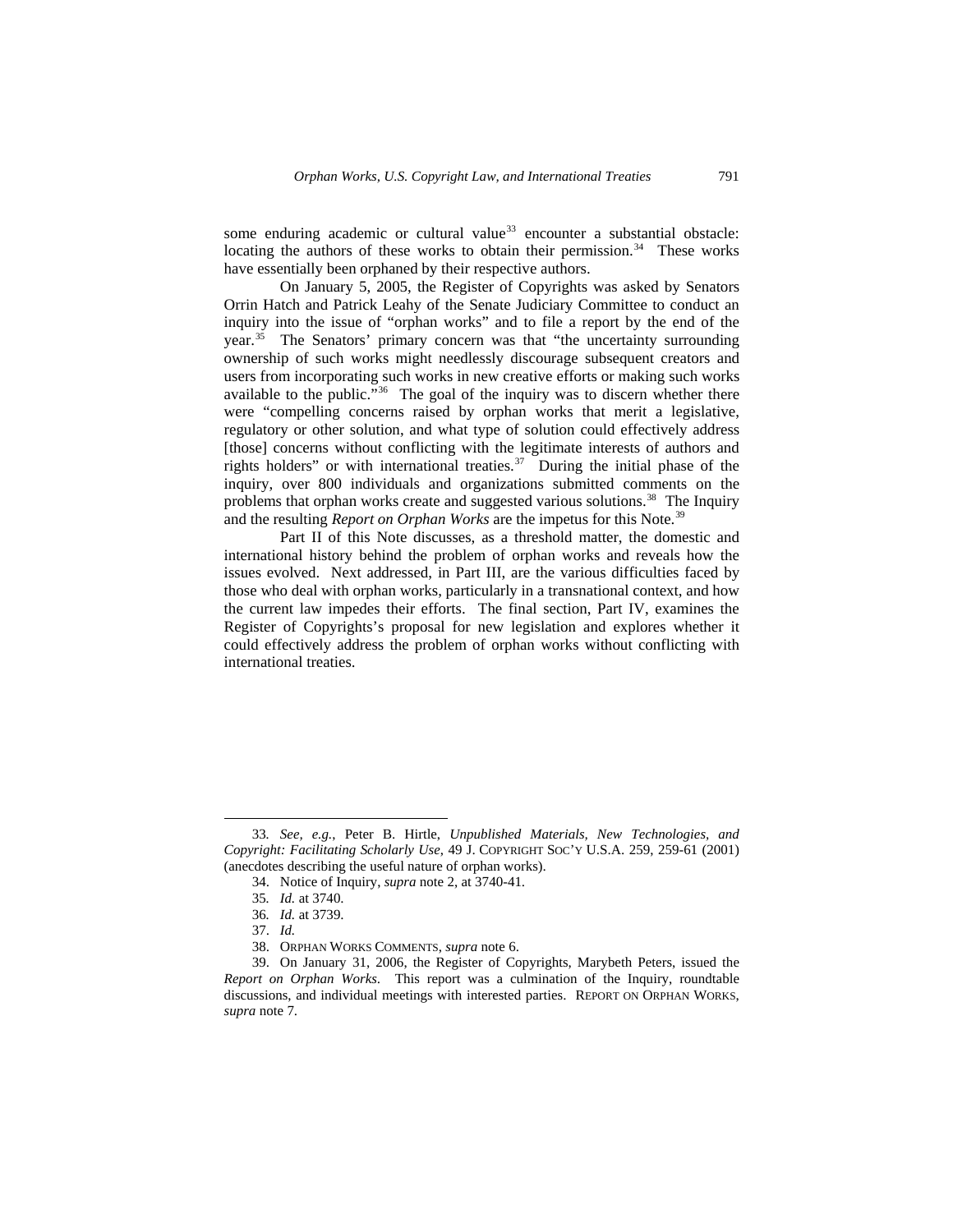some enduring academic or cultural value[33] encounter a substantial obstacle: locating the authors of these works to obtain their permission.[34] These works have essentially been orphaned by their respective authors.

On January 5, 2005, the Register of Copyrights was asked by Senators Orrin Hatch and Patrick Leahy of the Senate Judiciary Committee to conduct an inquiry into the issue of "orphan works" and to file a report by the end of the year.[35] The Senators' primary concern was that "the uncertainty surrounding ownership of such works might needlessly discourage subsequent creators and users from incorporating such works in new creative efforts or making such works available to the public."[36] The goal of the inquiry was to discern whether there were "compelling concerns raised by orphan works that merit a legislative, regulatory or other solution, and what type of solution could effectively address [those] concerns without conflicting with the legitimate interests of authors and rights holders" or with international treaties.[37] During the initial phase of the inquiry, over 800 individuals and organizations submitted comments on the problems that orphan works create and suggested various solutions.[38] The Inquiry and the resulting *Report on Orphan Works* are the impetus for this Note.[39]

Part II of this Note discusses, as a threshold matter, the domestic and international history behind the problem of orphan works and reveals how the issues evolved. Next addressed, in Part III, are the various difficulties faced by those who deal with orphan works, particularly in a transnational context, and how the current law impedes their efforts. The final section, Part IV, examines the Register of Copyrights's proposal for new legislation and explores whether it could effectively address the problem of orphan works without conflicting with international treaties.

---

33. *See, e.g.*, Peter B. Hirtle, *Unpublished Materials, New Technologies, and Copyright: Facilitating Scholarly Use*, 49 J. COPYRIGHT SOC'Y U.S.A. 259, 259-61 (2001) (anecdotes describing the useful nature of orphan works).

34. Notice of Inquiry, *supra* note 2, at 3740-41.

35. *Id.* at 3740.

36. *Id.* at 3739.

37. *Id.*

38. ORPHAN WORKS COMMENTS, *supra* note 6.

39. On January 31, 2006, the Register of Copyrights, Marybeth Peters, issued the *Report on Orphan Works*. This report was a culmination of the Inquiry, roundtable discussions, and individual meetings with interested parties. REPORT ON ORPHAN WORKS, *supra* note 7.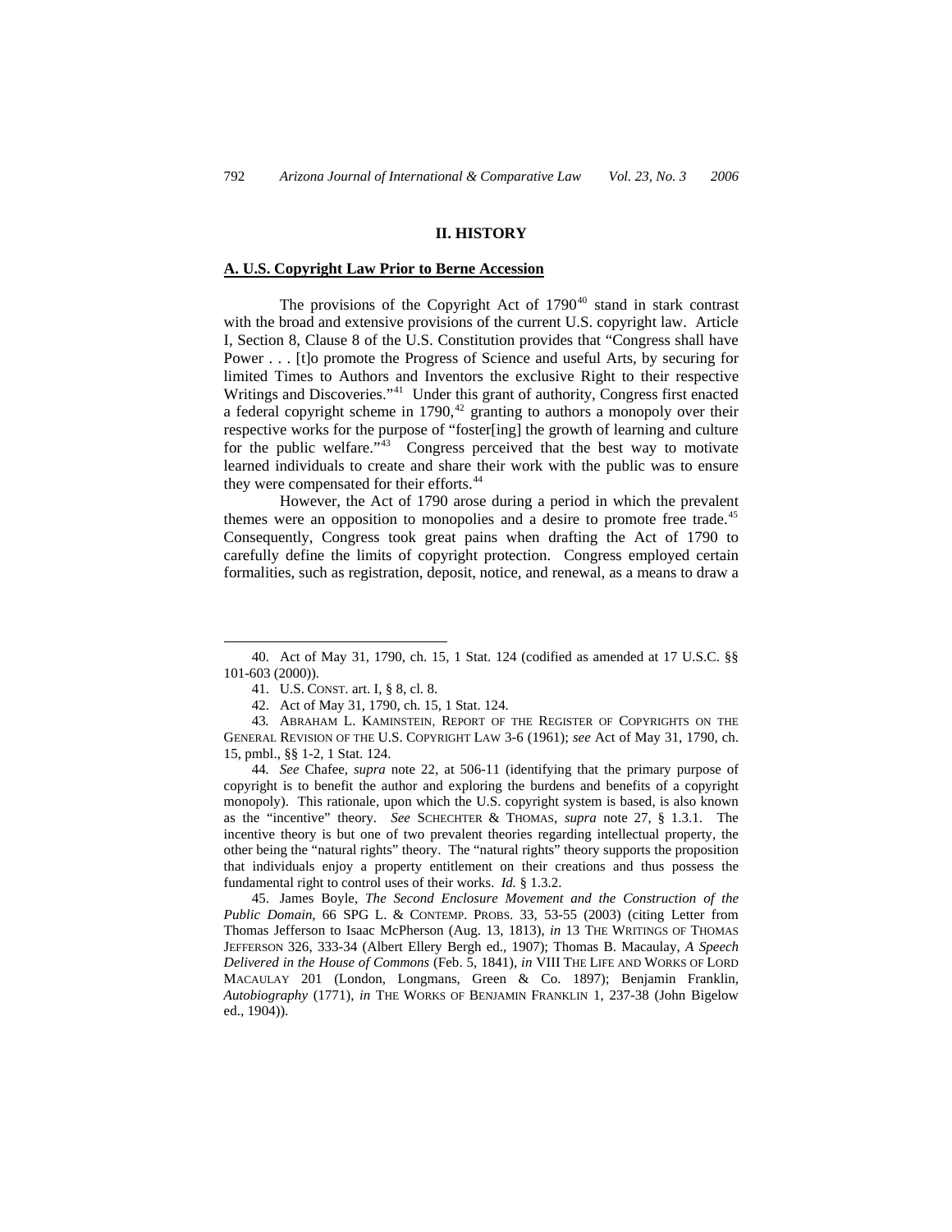## II. HISTORY

### A. U.S. Copyright Law Prior to Berne Accession

The provisions of the Copyright Act of 1790[40] stand in stark contrast with the broad and extensive provisions of the current U.S. copyright law. Article I, Section 8, Clause 8 of the U.S. Constitution provides that "Congress shall have Power . . . [t]o promote the Progress of Science and useful Arts, by securing for limited Times to Authors and Inventors the exclusive Right to their respective Writings and Discoveries."[41] Under this grant of authority, Congress first enacted a federal copyright scheme in 1790,[42] granting to authors a monopoly over their respective works for the purpose of "foster[ing] the growth of learning and culture for the public welfare."[43] Congress perceived that the best way to motivate learned individuals to create and share their work with the public was to ensure they were compensated for their efforts.[44]

However, the Act of 1790 arose during a period in which the prevalent themes were an opposition to monopolies and a desire to promote free trade.[45] Consequently, Congress took great pains when drafting the Act of 1790 to carefully define the limits of copyright protection. Congress employed certain formalities, such as registration, deposit, notice, and renewal, as a means to draw a

---

40. Act of May 31, 1790, ch. 15, 1 Stat. 124 (codified as amended at 17 U.S.C. §§ 101-603 (2000)).

41. U.S. CONST. art. I, § 8, cl. 8.

42. Act of May 31, 1790, ch. 15, 1 Stat. 124.

43. ABRAHAM L. KAMINSTEIN, REPORT OF THE REGISTER OF COPYRIGHTS ON THE GENERAL REVISION OF THE U.S. COPYRIGHT LAW 3-6 (1961); *see* Act of May 31, 1790, ch. 15, pmbl., §§ 1-2, 1 Stat. 124.

44. *See* Chafee, *supra* note 22, at 506-11 (identifying that the primary purpose of copyright is to benefit the author and exploring the burdens and benefits of a copyright monopoly). This rationale, upon which the U.S. copyright system is based, is also known as the "incentive" theory. *See* SCHECHTER & THOMAS, *supra* note 27, § 1.3.1. The incentive theory is but one of two prevalent theories regarding intellectual property, the other being the "natural rights" theory. The "natural rights" theory supports the proposition that individuals enjoy a property entitlement on their creations and thus possess the fundamental right to control uses of their works. *Id.* § 1.3.2.

45. James Boyle, *The Second Enclosure Movement and the Construction of the Public Domain*, 66 SPG L. & CONTEMP. PROBS. 33, 53-55 (2003) (citing Letter from Thomas Jefferson to Isaac McPherson (Aug. 13, 1813), *in* 13 THE WRITINGS OF THOMAS JEFFERSON 326, 333-34 (Albert Ellery Bergh ed., 1907); Thomas B. Macaulay, *A Speech Delivered in the House of Commons* (Feb. 5, 1841), *in* VIII THE LIFE AND WORKS OF LORD MACAULAY 201 (London, Longmans, Green & Co. 1897); Benjamin Franklin, *Autobiography* (1771), *in* THE WORKS OF BENJAMIN FRANKLIN 1, 237-38 (John Bigelow ed., 1904)).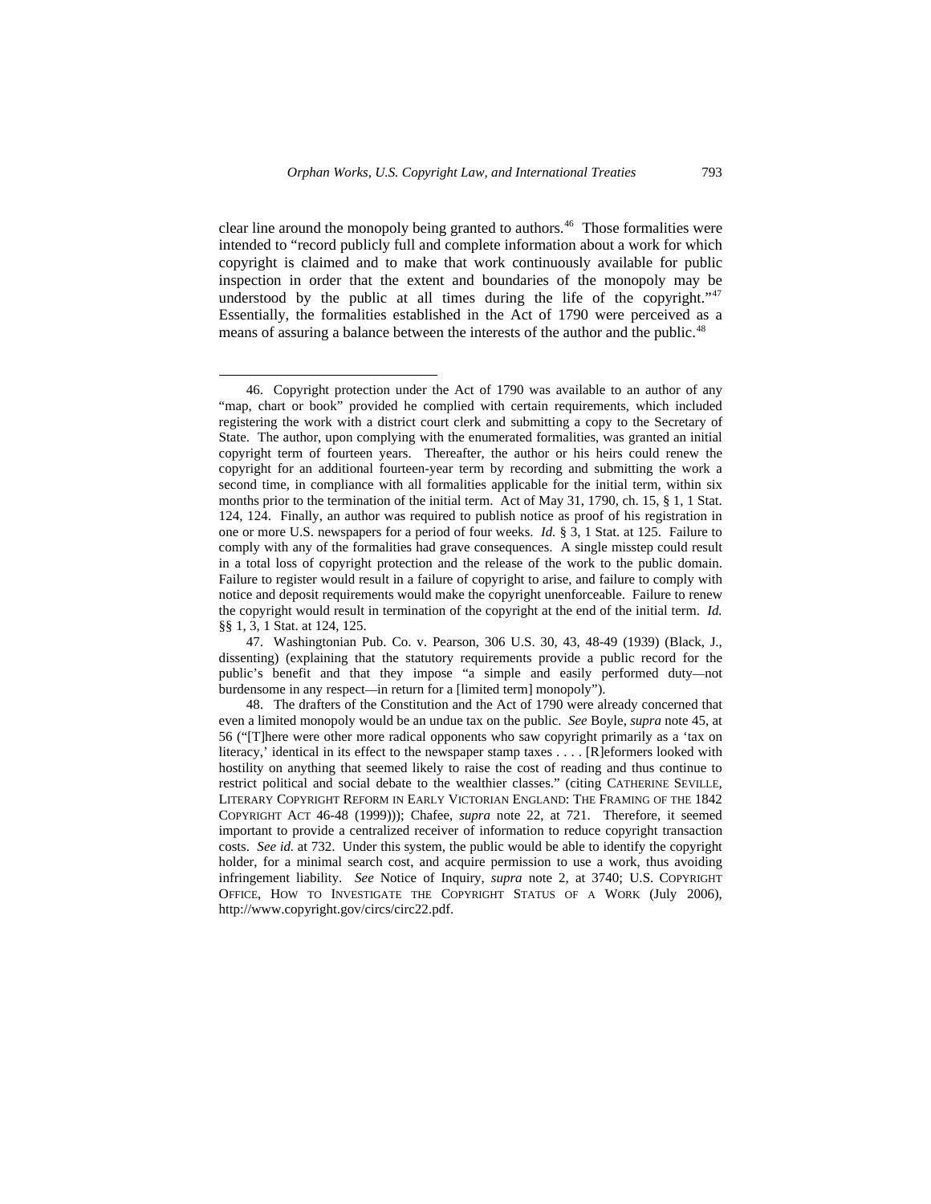clear line around the monopoly being granted to authors.[46] Those formalities were intended to "record publicly full and complete information about a work for which copyright is claimed and to make that work continuously available for public inspection in order that the extent and boundaries of the monopoly may be understood by the public at all times during the life of the copyright."[47] Essentially, the formalities established in the Act of 1790 were perceived as a means of assuring a balance between the interests of the author and the public.[48]

---

46. Copyright protection under the Act of 1790 was available to an author of any "map, chart or book" provided he complied with certain requirements, which included registering the work with a district court clerk and submitting a copy to the Secretary of State. The author, upon complying with the enumerated formalities, was granted an initial copyright term of fourteen years. Thereafter, the author or his heirs could renew the copyright for an additional fourteen-year term by recording and submitting the work a second time, in compliance with all formalities applicable for the initial term, within six months prior to the termination of the initial term. Act of May 31, 1790, ch. 15, § 1, 1 Stat. 124, 124. Finally, an author was required to publish notice as proof of his registration in one or more U.S. newspapers for a period of four weeks. *Id.* § 3, 1 Stat. at 125. Failure to comply with any of the formalities had grave consequences. A single misstep could result in a total loss of copyright protection and the release of the work to the public domain. Failure to register would result in a failure of copyright to arise, and failure to comply with notice and deposit requirements would make the copyright unenforceable. Failure to renew the copyright would result in termination of the copyright at the end of the initial term. *Id.* §§ 1, 3, 1 Stat. at 124, 125.

47. Washingtonian Pub. Co. v. Pearson, 306 U.S. 30, 43, 48-49 (1939) (Black, J., dissenting) (explaining that the statutory requirements provide a public record for the public's benefit and that they impose "a simple and easily performed duty—not burdensome in any respect—in return for a [limited term] monopoly").

48. The drafters of the Constitution and the Act of 1790 were already concerned that even a limited monopoly would be an undue tax on the public. *See* Boyle, *supra* note 45, at 56 ("[T]here were other more radical opponents who saw copyright primarily as a 'tax on literacy,' identical in its effect to the newspaper stamp taxes . . . . [R]eformers looked with hostility on anything that seemed likely to raise the cost of reading and thus continue to restrict political and social debate to the wealthier classes." (citing CATHERINE SEVILLE, LITERARY COPYRIGHT REFORM IN EARLY VICTORIAN ENGLAND: THE FRAMING OF THE 1842 COPYRIGHT ACT 46-48 (1999))); Chafee, *supra* note 22, at 721. Therefore, it seemed important to provide a centralized receiver of information to reduce copyright transaction costs. *See id.* at 732. Under this system, the public would be able to identify the copyright holder, for a minimal search cost, and acquire permission to use a work, thus avoiding infringement liability. *See* Notice of Inquiry, *supra* note 2, at 3740; U.S. COPYRIGHT OFFICE, HOW TO INVESTIGATE THE COPYRIGHT STATUS OF A WORK (July 2006), http://www.copyright.gov/circs/circ22.pdf.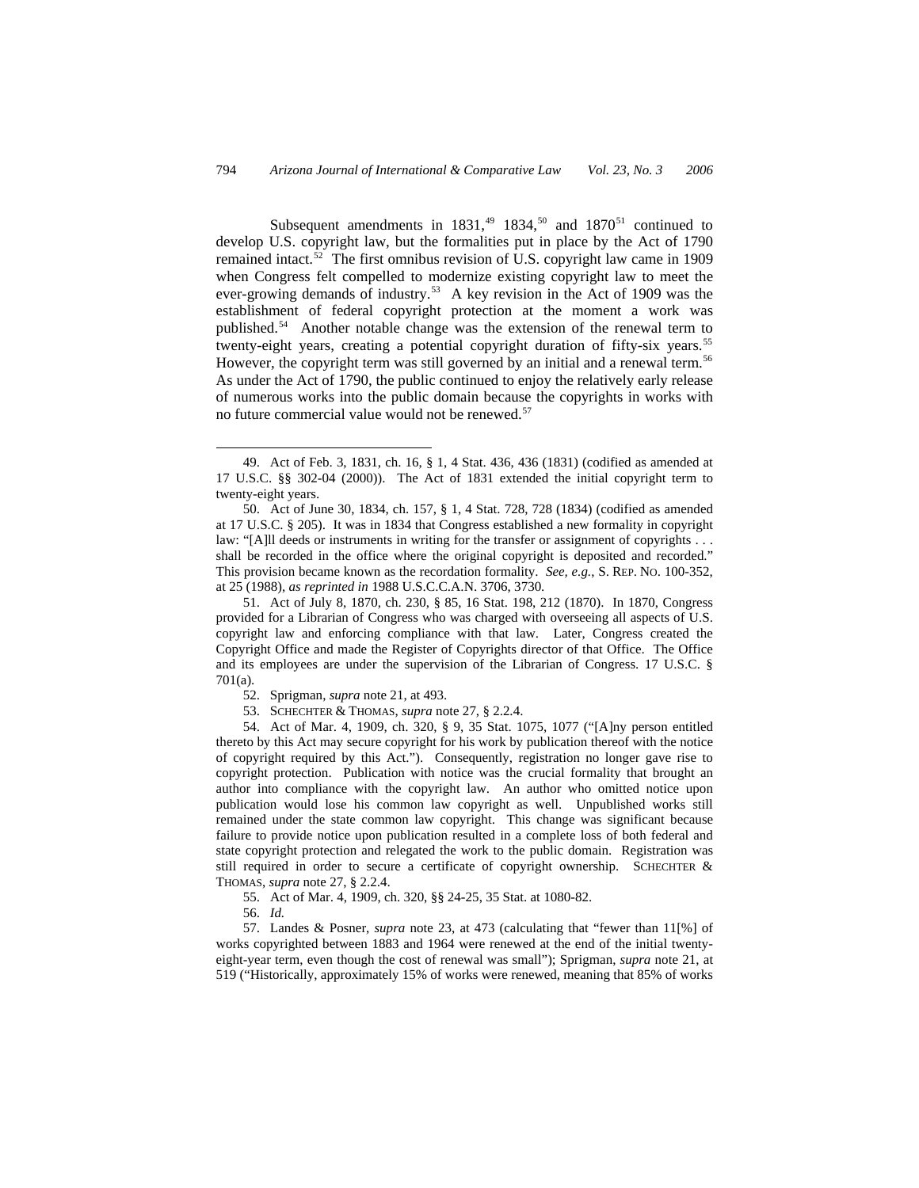Subsequent amendments in 1831,[49] 1834,[50] and 1870[51] continued to develop U.S. copyright law, but the formalities put in place by the Act of 1790 remained intact.[52] The first omnibus revision of U.S. copyright law came in 1909 when Congress felt compelled to modernize existing copyright law to meet the ever-growing demands of industry.[53] A key revision in the Act of 1909 was the establishment of federal copyright protection at the moment a work was published.[54] Another notable change was the extension of the renewal term to twenty-eight years, creating a potential copyright duration of fifty-six years.[55] However, the copyright term was still governed by an initial and a renewal term.[56] As under the Act of 1790, the public continued to enjoy the relatively early release of numerous works into the public domain because the copyrights in works with no future commercial value would not be renewed.[57]

---

49. Act of Feb. 3, 1831, ch. 16, § 1, 4 Stat. 436, 436 (1831) (codified as amended at 17 U.S.C. §§ 302-04 (2000)). The Act of 1831 extended the initial copyright term to twenty-eight years.

50. Act of June 30, 1834, ch. 157, § 1, 4 Stat. 728, 728 (1834) (codified as amended at 17 U.S.C. § 205). It was in 1834 that Congress established a new formality in copyright law: "[A]ll deeds or instruments in writing for the transfer or assignment of copyrights . . . shall be recorded in the office where the original copyright is deposited and recorded." This provision became known as the recordation formality. *See, e.g.*, S. REP. NO. 100-352, at 25 (1988), *as reprinted in* 1988 U.S.C.C.A.N. 3706, 3730.

51. Act of July 8, 1870, ch. 230, § 85, 16 Stat. 198, 212 (1870). In 1870, Congress provided for a Librarian of Congress who was charged with overseeing all aspects of U.S. copyright law and enforcing compliance with that law. Later, Congress created the Copyright Office and made the Register of Copyrights director of that Office. The Office and its employees are under the supervision of the Librarian of Congress. 17 U.S.C. § 701(a).

52. Sprigman, *supra* note 21, at 493.

53. SCHECHTER & THOMAS, *supra* note 27, § 2.2.4.

54. Act of Mar. 4, 1909, ch. 320, § 9, 35 Stat. 1075, 1077 ("[A]ny person entitled thereto by this Act may secure copyright for his work by publication thereof with the notice of copyright required by this Act."). Consequently, registration no longer gave rise to copyright protection. Publication with notice was the crucial formality that brought an author into compliance with the copyright law. An author who omitted notice upon publication would lose his common law copyright as well. Unpublished works still remained under the state common law copyright. This change was significant because failure to provide notice upon publication resulted in a complete loss of both federal and state copyright protection and relegated the work to the public domain. Registration was still required in order to secure a certificate of copyright ownership. SCHECHTER & THOMAS, *supra* note 27, § 2.2.4.

55. Act of Mar. 4, 1909, ch. 320, §§ 24-25, 35 Stat. at 1080-82.

56. *Id.*

57. Landes & Posner, *supra* note 23, at 473 (calculating that "fewer than 11[%] of works copyrighted between 1883 and 1964 were renewed at the end of the initial twenty-eight-year term, even though the cost of renewal was small"); Sprigman, *supra* note 21, at 519 ("Historically, approximately 15% of works were renewed, meaning that 85% of works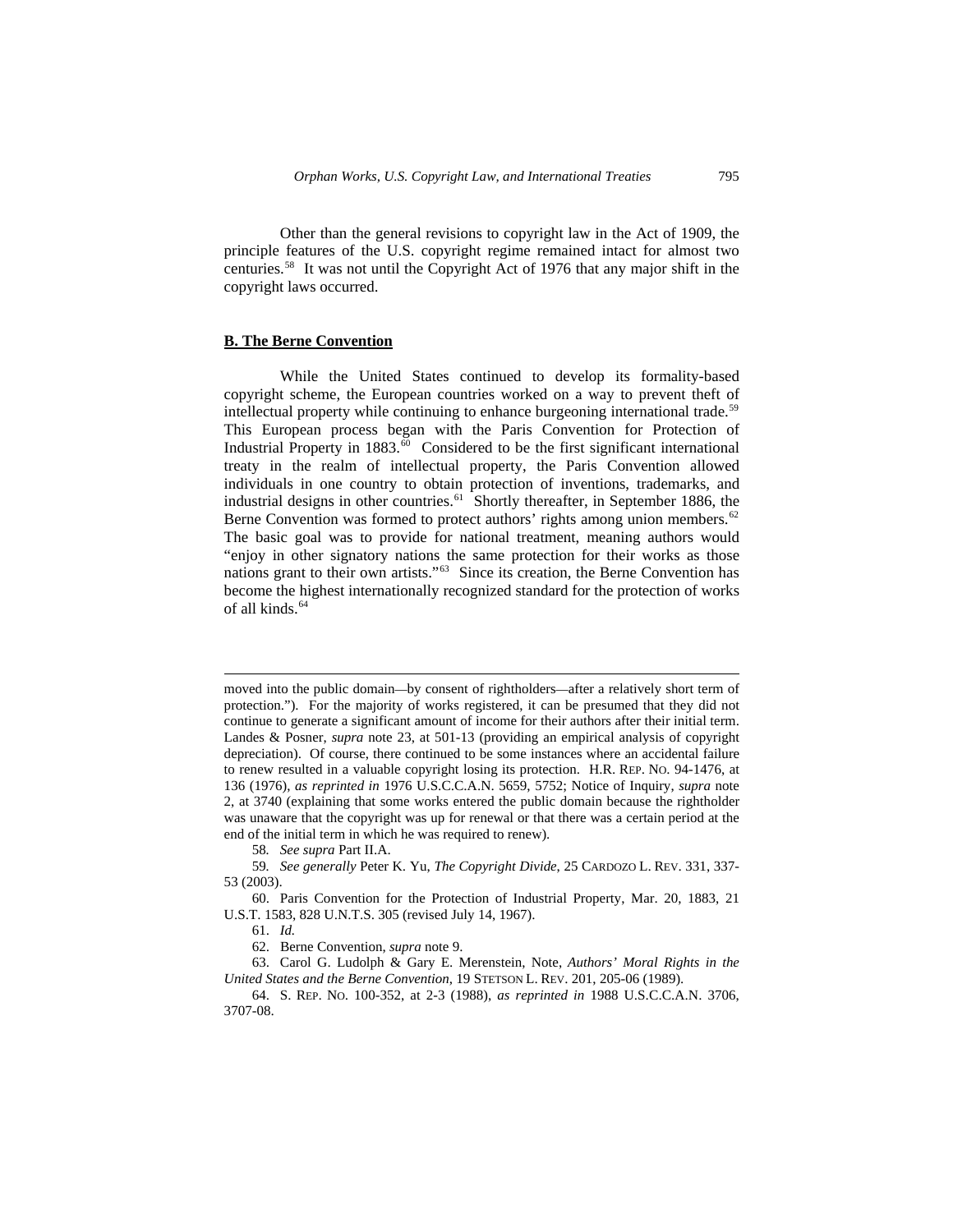Other than the general revisions to copyright law in the Act of 1909, the principle features of the U.S. copyright regime remained intact for almost two centuries.[58] It was not until the Copyright Act of 1976 that any major shift in the copyright laws occurred.

**B. The Berne Convention**

While the United States continued to develop its formality-based copyright scheme, the European countries worked on a way to prevent theft of intellectual property while continuing to enhance burgeoning international trade.[59] This European process began with the Paris Convention for Protection of Industrial Property in 1883.[60] Considered to be the first significant international treaty in the realm of intellectual property, the Paris Convention allowed individuals in one country to obtain protection of inventions, trademarks, and industrial designs in other countries.[61] Shortly thereafter, in September 1886, the Berne Convention was formed to protect authors' rights among union members.[62] The basic goal was to provide for national treatment, meaning authors would "enjoy in other signatory nations the same protection for their works as those nations grant to their own artists."[63] Since its creation, the Berne Convention has become the highest internationally recognized standard for the protection of works of all kinds.[64]

---

moved into the public domain—by consent of rightholders—after a relatively short term of protection."). For the majority of works registered, it can be presumed that they did not continue to generate a significant amount of income for their authors after their initial term. Landes & Posner, *supra* note 23, at 501-13 (providing an empirical analysis of copyright depreciation). Of course, there continued to be some instances where an accidental failure to renew resulted in a valuable copyright losing its protection. H.R. REP. NO. 94-1476, at 136 (1976), *as reprinted in* 1976 U.S.C.C.A.N. 5659, 5752; Notice of Inquiry, *supra* note 2, at 3740 (explaining that some works entered the public domain because the rightholder was unaware that the copyright was up for renewal or that there was a certain period at the end of the initial term in which he was required to renew).

58. *See supra* Part II.A.

59. *See generally* Peter K. Yu, *The Copyright Divide*, 25 CARDOZO L. REV. 331, 337-53 (2003).

60. Paris Convention for the Protection of Industrial Property, Mar. 20, 1883, 21 U.S.T. 1583, 828 U.N.T.S. 305 (revised July 14, 1967).

61. *Id.*

62. Berne Convention, *supra* note 9.

63. Carol G. Ludolph & Gary E. Merenstein, Note, *Authors' Moral Rights in the United States and the Berne Convention*, 19 STETSON L. REV. 201, 205-06 (1989).

64. S. REP. NO. 100-352, at 2-3 (1988), *as reprinted in* 1988 U.S.C.C.A.N. 3706, 3707-08.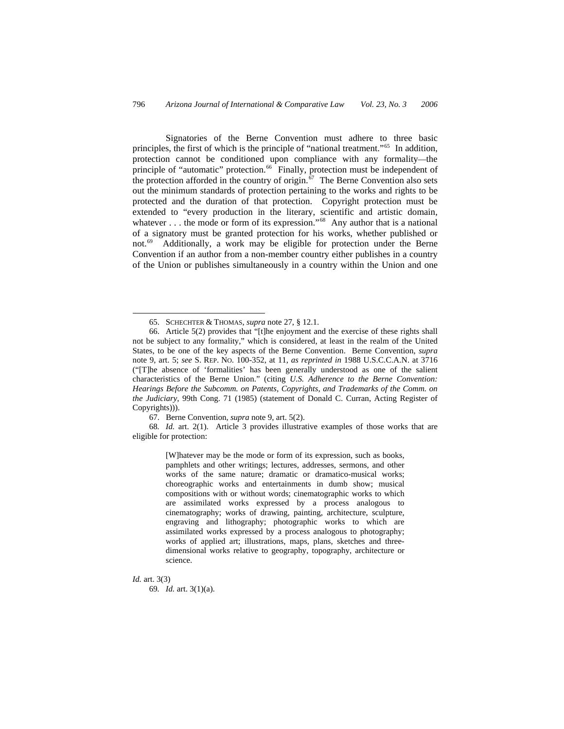Signatories of the Berne Convention must adhere to three basic principles, the first of which is the principle of "national treatment."[65] In addition, protection cannot be conditioned upon compliance with any formality—the principle of "automatic" protection.[66] Finally, protection must be independent of the protection afforded in the country of origin.[67] The Berne Convention also sets out the minimum standards of protection pertaining to the works and rights to be protected and the duration of that protection. Copyright protection must be extended to "every production in the literary, scientific and artistic domain, whatever . . . the mode or form of its expression."[68] Any author that is a national of a signatory must be granted protection for his works, whether published or not.[69] Additionally, a work may be eligible for protection under the Berne Convention if an author from a non-member country either publishes in a country of the Union or publishes simultaneously in a country within the Union and one

---

65. SCHECHTER & THOMAS, *supra* note 27, § 12.1.

66. Article 5(2) provides that "[t]he enjoyment and the exercise of these rights shall not be subject to any formality," which is considered, at least in the realm of the United States, to be one of the key aspects of the Berne Convention. Berne Convention, *supra* note 9, art. 5; *see* S. REP. NO. 100-352, at 11, *as reprinted in* 1988 U.S.C.C.A.N. at 3716 ("[T]he absence of 'formalities' has been generally understood as one of the salient characteristics of the Berne Union." (citing *U.S. Adherence to the Berne Convention: Hearings Before the Subcomm. on Patents, Copyrights, and Trademarks of the Comm. on the Judiciary*, 99th Cong. 71 (1985) (statement of Donald C. Curran, Acting Register of Copyrights))).

67. Berne Convention, *supra* note 9, art. 5(2).

68. *Id.* art. 2(1). Article 3 provides illustrative examples of those works that are eligible for protection:

> [W]hatever may be the mode or form of its expression, such as books, pamphlets and other writings; lectures, addresses, sermons, and other works of the same nature; dramatic or dramatico-musical works; choreographic works and entertainments in dumb show; musical compositions with or without words; cinematographic works to which are assimilated works expressed by a process analogous to cinematography; works of drawing, painting, architecture, sculpture, engraving and lithography; photographic works to which are assimilated works expressed by a process analogous to photography; works of applied art; illustrations, maps, plans, sketches and three-dimensional works relative to geography, topography, architecture or science.

*Id.* art. 3(3)

69. *Id.* art. 3(1)(a).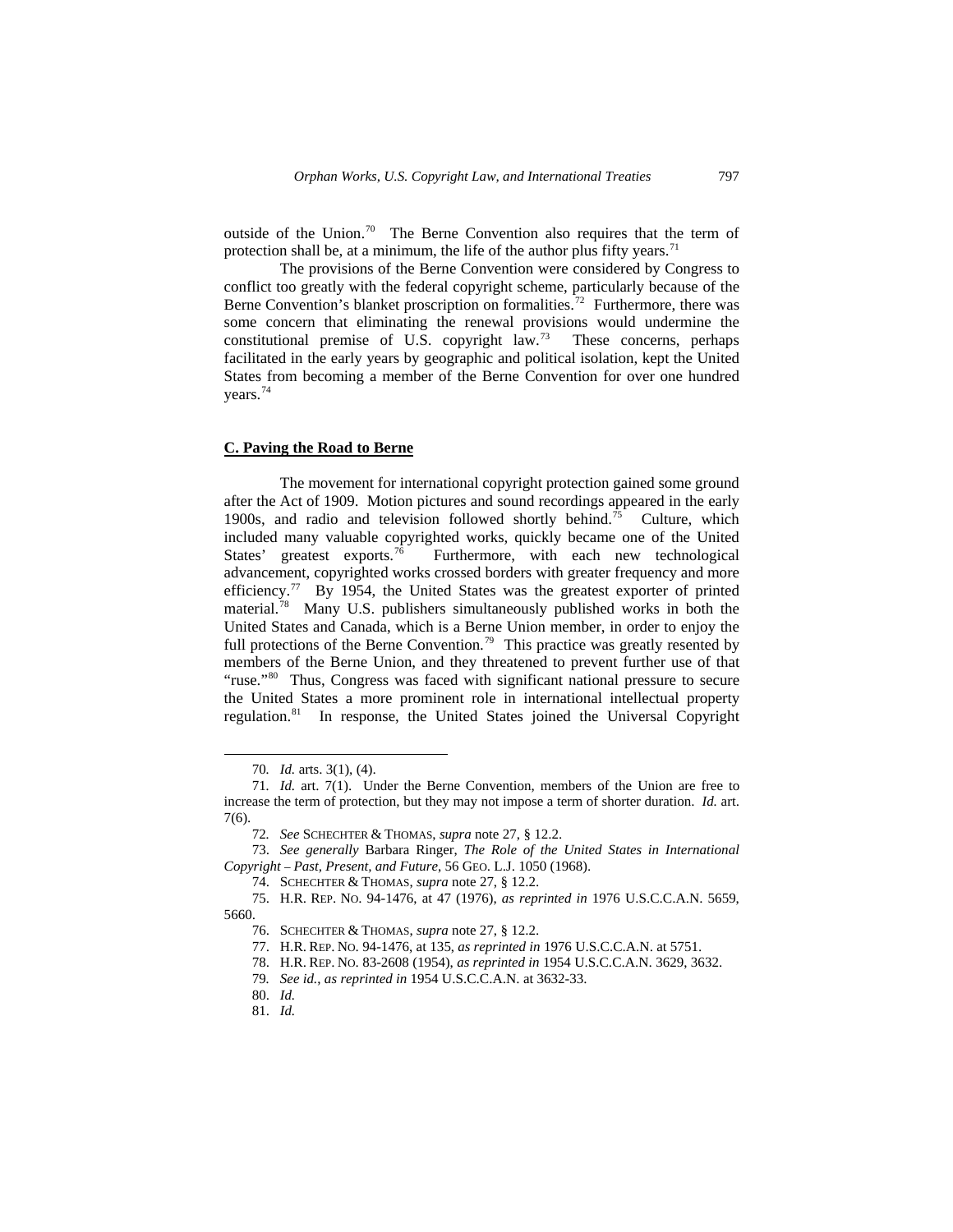outside of the Union.[70] The Berne Convention also requires that the term of protection shall be, at a minimum, the life of the author plus fifty years.[71]

The provisions of the Berne Convention were considered by Congress to conflict too greatly with the federal copyright scheme, particularly because of the Berne Convention's blanket proscription on formalities.[72] Furthermore, there was some concern that eliminating the renewal provisions would undermine the constitutional premise of U.S. copyright law.[73] These concerns, perhaps facilitated in the early years by geographic and political isolation, kept the United States from becoming a member of the Berne Convention for over one hundred years.[74]

### C. Paving the Road to Berne

The movement for international copyright protection gained some ground after the Act of 1909. Motion pictures and sound recordings appeared in the early 1900s, and radio and television followed shortly behind.[75] Culture, which included many valuable copyrighted works, quickly became one of the United States' greatest exports.[76] Furthermore, with each new technological advancement, copyrighted works crossed borders with greater frequency and more efficiency.[77] By 1954, the United States was the greatest exporter of printed material.[78] Many U.S. publishers simultaneously published works in both the United States and Canada, which is a Berne Union member, in order to enjoy the full protections of the Berne Convention.[79] This practice was greatly resented by members of the Berne Union, and they threatened to prevent further use of that "ruse."[80] Thus, Congress was faced with significant national pressure to secure the United States a more prominent role in international intellectual property regulation.[81] In response, the United States joined the Universal Copyright

---

70. *Id.* arts. 3(1), (4).

71. *Id.* art. 7(1). Under the Berne Convention, members of the Union are free to increase the term of protection, but they may not impose a term of shorter duration. *Id.* art. 7(6).

72. *See* SCHECHTER & THOMAS, *supra* note 27, § 12.2.

73. *See generally* Barbara Ringer, *The Role of the United States in International Copyright – Past, Present, and Future*, 56 GEO. L.J. 1050 (1968).

74. SCHECHTER & THOMAS, *supra* note 27, § 12.2.

75. H.R. REP. NO. 94-1476, at 47 (1976), *as reprinted in* 1976 U.S.C.C.A.N. 5659, 5660.

76. SCHECHTER & THOMAS, *supra* note 27, § 12.2.

77. H.R. REP. NO. 94-1476, at 135, *as reprinted in* 1976 U.S.C.C.A.N. at 5751.

78. H.R. REP. NO. 83-2608 (1954), *as reprinted in* 1954 U.S.C.C.A.N. 3629, 3632.

79. *See id.*, *as reprinted in* 1954 U.S.C.C.A.N. at 3632-33.

80. *Id.*

81. *Id.*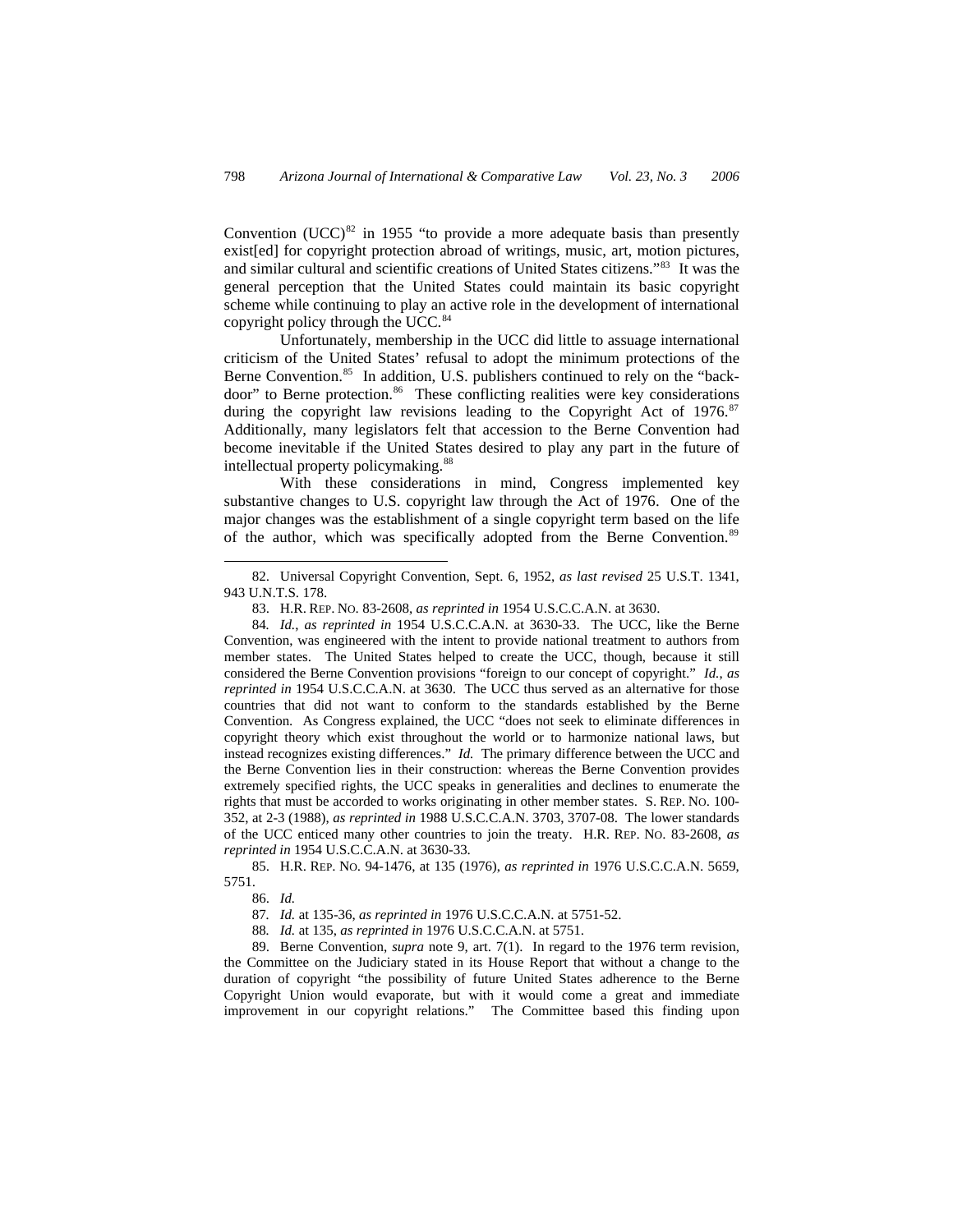Convention (UCC)[82] in 1955 "to provide a more adequate basis than presently exist[ed] for copyright protection abroad of writings, music, art, motion pictures, and similar cultural and scientific creations of United States citizens."[83] It was the general perception that the United States could maintain its basic copyright scheme while continuing to play an active role in the development of international copyright policy through the UCC.[84]

Unfortunately, membership in the UCC did little to assuage international criticism of the United States' refusal to adopt the minimum protections of the Berne Convention.[85] In addition, U.S. publishers continued to rely on the "back-door" to Berne protection.[86] These conflicting realities were key considerations during the copyright law revisions leading to the Copyright Act of 1976.[87] Additionally, many legislators felt that accession to the Berne Convention had become inevitable if the United States desired to play any part in the future of intellectual property policymaking.[88]

With these considerations in mind, Congress implemented key substantive changes to U.S. copyright law through the Act of 1976. One of the major changes was the establishment of a single copyright term based on the life of the author, which was specifically adopted from the Berne Convention.[89]

---

82. Universal Copyright Convention, Sept. 6, 1952, *as last revised* 25 U.S.T. 1341, 943 U.N.T.S. 178.

83. H.R. REP. NO. 83-2608, *as reprinted in* 1954 U.S.C.C.A.N. at 3630.

84. *Id.*, *as reprinted in* 1954 U.S.C.C.A.N. at 3630-33. The UCC, like the Berne Convention, was engineered with the intent to provide national treatment to authors from member states. The United States helped to create the UCC, though, because it still considered the Berne Convention provisions "foreign to our concept of copyright." *Id.*, *as reprinted in* 1954 U.S.C.C.A.N. at 3630. The UCC thus served as an alternative for those countries that did not want to conform to the standards established by the Berne Convention. As Congress explained, the UCC "does not seek to eliminate differences in copyright theory which exist throughout the world or to harmonize national laws, but instead recognizes existing differences." *Id.* The primary difference between the UCC and the Berne Convention lies in their construction: whereas the Berne Convention provides extremely specified rights, the UCC speaks in generalities and declines to enumerate the rights that must be accorded to works originating in other member states. S. REP. NO. 100-352, at 2-3 (1988), *as reprinted in* 1988 U.S.C.C.A.N. 3703, 3707-08. The lower standards of the UCC enticed many other countries to join the treaty. H.R. REP. NO. 83-2608, *as reprinted in* 1954 U.S.C.C.A.N. at 3630-33.

85. H.R. REP. NO. 94-1476, at 135 (1976), *as reprinted in* 1976 U.S.C.C.A.N. 5659, 5751.

86. *Id.*

87. *Id.* at 135-36, *as reprinted in* 1976 U.S.C.C.A.N. at 5751-52.

88. *Id.* at 135, *as reprinted in* 1976 U.S.C.C.A.N. at 5751.

89. Berne Convention, *supra* note 9, art. 7(1). In regard to the 1976 term revision, the Committee on the Judiciary stated in its House Report that without a change to the duration of copyright "the possibility of future United States adherence to the Berne Copyright Union would evaporate, but with it would come a great and immediate improvement in our copyright relations." The Committee based this finding upon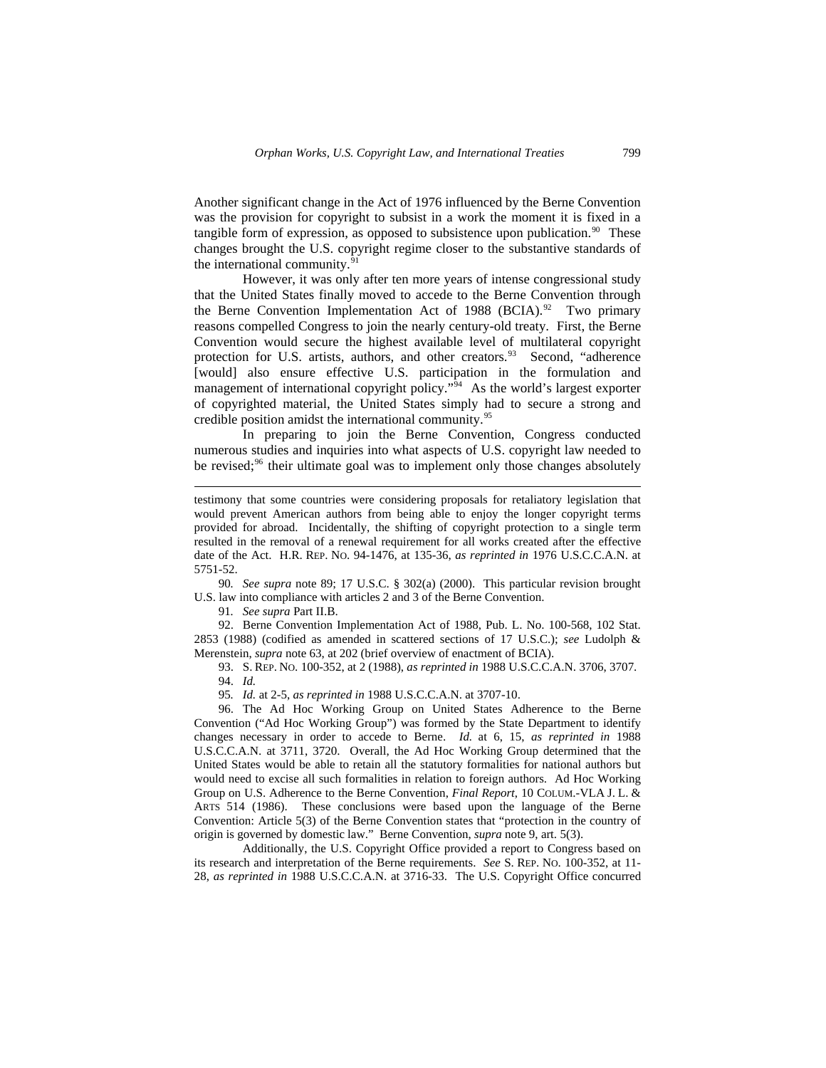Another significant change in the Act of 1976 influenced by the Berne Convention was the provision for copyright to subsist in a work the moment it is fixed in a tangible form of expression, as opposed to subsistence upon publication.[90] These changes brought the U.S. copyright regime closer to the substantive standards of the international community.[91]

However, it was only after ten more years of intense congressional study that the United States finally moved to accede to the Berne Convention through the Berne Convention Implementation Act of 1988 (BCIA).[92] Two primary reasons compelled Congress to join the nearly century-old treaty. First, the Berne Convention would secure the highest available level of multilateral copyright protection for U.S. artists, authors, and other creators.[93] Second, "adherence [would] also ensure effective U.S. participation in the formulation and management of international copyright policy."[94] As the world's largest exporter of copyrighted material, the United States simply had to secure a strong and credible position amidst the international community.[95]

In preparing to join the Berne Convention, Congress conducted numerous studies and inquiries into what aspects of U.S. copyright law needed to be revised;[96] their ultimate goal was to implement only those changes absolutely

---

testimony that some countries were considering proposals for retaliatory legislation that would prevent American authors from being able to enjoy the longer copyright terms provided for abroad. Incidentally, the shifting of copyright protection to a single term resulted in the removal of a renewal requirement for all works created after the effective date of the Act. H.R. REP. NO. 94-1476, at 135-36, *as reprinted in* 1976 U.S.C.C.A.N. at 5751-52.

90. *See supra* note 89; 17 U.S.C. § 302(a) (2000). This particular revision brought U.S. law into compliance with articles 2 and 3 of the Berne Convention.

91. *See supra* Part II.B.

92. Berne Convention Implementation Act of 1988, Pub. L. No. 100-568, 102 Stat. 2853 (1988) (codified as amended in scattered sections of 17 U.S.C.); *see* Ludolph & Merenstein, *supra* note 63, at 202 (brief overview of enactment of BCIA).

93. S. REP. NO. 100-352, at 2 (1988), *as reprinted in* 1988 U.S.C.C.A.N. 3706, 3707.

94. *Id.*

95. *Id.* at 2-5, *as reprinted in* 1988 U.S.C.C.A.N. at 3707-10.

96. The Ad Hoc Working Group on United States Adherence to the Berne Convention ("Ad Hoc Working Group") was formed by the State Department to identify changes necessary in order to accede to Berne. *Id.* at 6, 15, *as reprinted in* 1988 U.S.C.C.A.N. at 3711, 3720. Overall, the Ad Hoc Working Group determined that the United States would be able to retain all the statutory formalities for national authors but would need to excise all such formalities in relation to foreign authors. Ad Hoc Working Group on U.S. Adherence to the Berne Convention, *Final Report*, 10 COLUM.-VLA J. L. & ARTS 514 (1986). These conclusions were based upon the language of the Berne Convention: Article 5(3) of the Berne Convention states that "protection in the country of origin is governed by domestic law." Berne Convention, *supra* note 9, art. 5(3).

Additionally, the U.S. Copyright Office provided a report to Congress based on its research and interpretation of the Berne requirements. *See* S. REP. NO. 100-352, at 11-28, *as reprinted in* 1988 U.S.C.C.A.N. at 3716-33. The U.S. Copyright Office concurred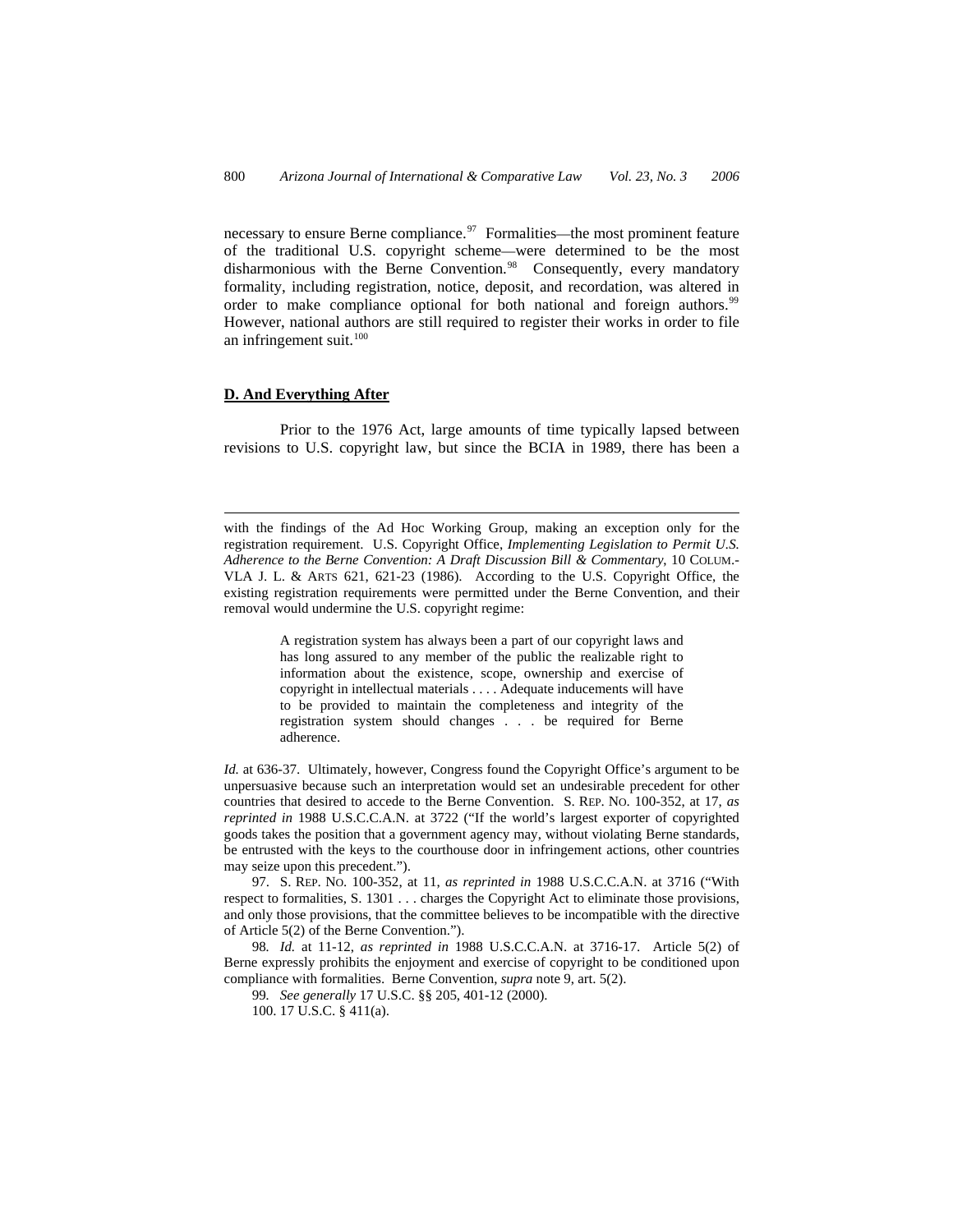necessary to ensure Berne compliance.[97] Formalities—the most prominent feature of the traditional U.S. copyright scheme—were determined to be the most disharmonious with the Berne Convention.[98] Consequently, every mandatory formality, including registration, notice, deposit, and recordation, was altered in order to make compliance optional for both national and foreign authors.[99] However, national authors are still required to register their works in order to file an infringement suit.[100]

**D. And Everything After**

Prior to the 1976 Act, large amounts of time typically lapsed between revisions to U.S. copyright law, but since the BCIA in 1989, there has been a

---

with the findings of the Ad Hoc Working Group, making an exception only for the registration requirement. U.S. Copyright Office, *Implementing Legislation to Permit U.S. Adherence to the Berne Convention: A Draft Discussion Bill & Commentary*, 10 COLUM.-VLA J. L. & ARTS 621, 621-23 (1986). According to the U.S. Copyright Office, the existing registration requirements were permitted under the Berne Convention, and their removal would undermine the U.S. copyright regime:

> A registration system has always been a part of our copyright laws and has long assured to any member of the public the realizable right to information about the existence, scope, ownership and exercise of copyright in intellectual materials . . . . Adequate inducements will have to be provided to maintain the completeness and integrity of the registration system should changes . . . be required for Berne adherence.

*Id.* at 636-37. Ultimately, however, Congress found the Copyright Office's argument to be unpersuasive because such an interpretation would set an undesirable precedent for other countries that desired to accede to the Berne Convention. S. REP. NO. 100-352, at 17, *as reprinted in* 1988 U.S.C.C.A.N. at 3722 ("If the world's largest exporter of copyrighted goods takes the position that a government agency may, without violating Berne standards, be entrusted with the keys to the courthouse door in infringement actions, other countries may seize upon this precedent.").

97. S. REP. NO. 100-352, at 11, *as reprinted in* 1988 U.S.C.C.A.N. at 3716 ("With respect to formalities, S. 1301 . . . charges the Copyright Act to eliminate those provisions, and only those provisions, that the committee believes to be incompatible with the directive of Article 5(2) of the Berne Convention.").

98. *Id.* at 11-12, *as reprinted in* 1988 U.S.C.C.A.N. at 3716-17. Article 5(2) of Berne expressly prohibits the enjoyment and exercise of copyright to be conditioned upon compliance with formalities. Berne Convention, *supra* note 9, art. 5(2).

99. *See generally* 17 U.S.C. §§ 205, 401-12 (2000).

100. 17 U.S.C. § 411(a).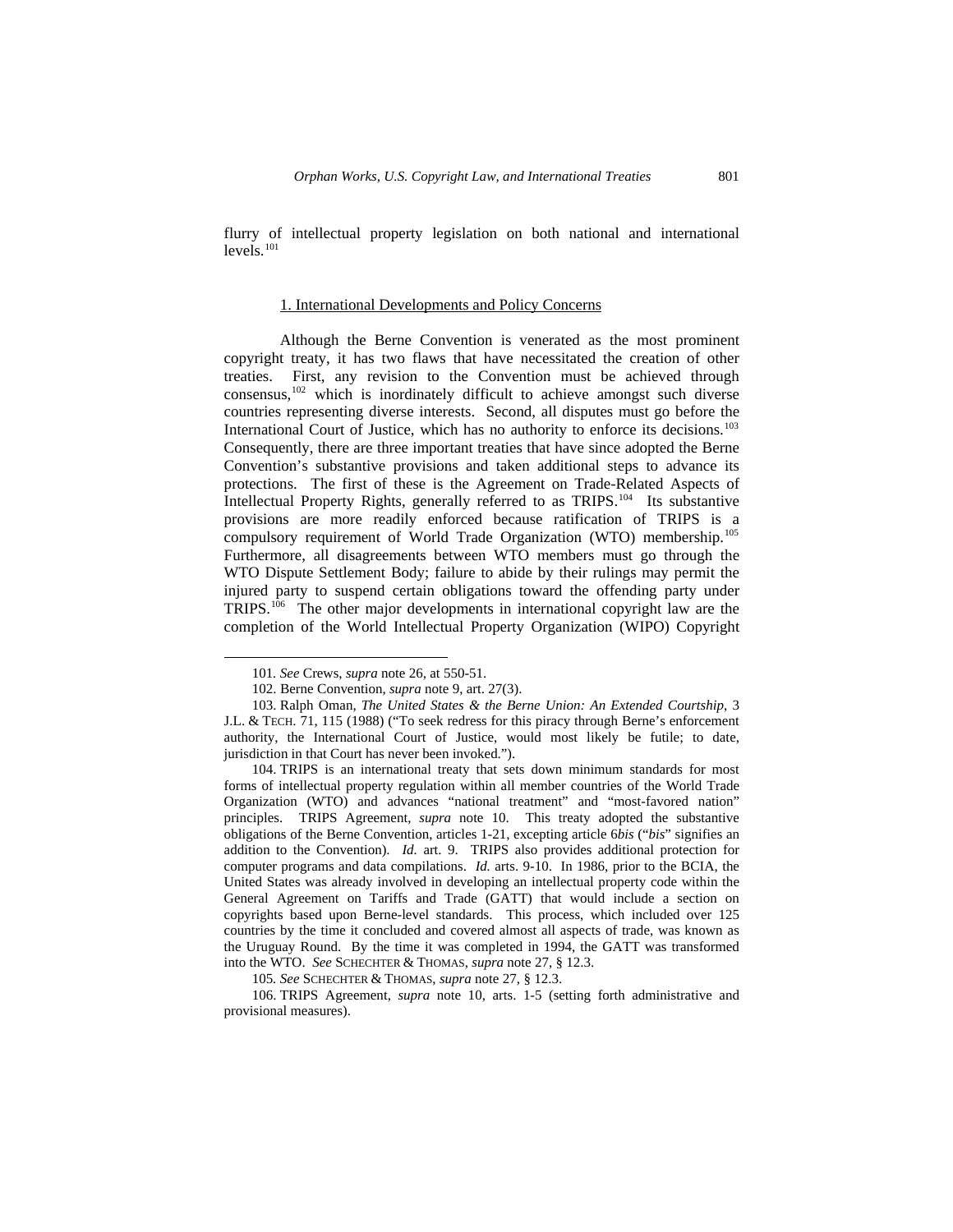flurry of intellectual property legislation on both national and international levels.[101]

### 1. International Developments and Policy Concerns

Although the Berne Convention is venerated as the most prominent copyright treaty, it has two flaws that have necessitated the creation of other treaties. First, any revision to the Convention must be achieved through consensus,[102] which is inordinately difficult to achieve amongst such diverse countries representing diverse interests. Second, all disputes must go before the International Court of Justice, which has no authority to enforce its decisions.[103] Consequently, there are three important treaties that have since adopted the Berne Convention's substantive provisions and taken additional steps to advance its protections. The first of these is the Agreement on Trade-Related Aspects of Intellectual Property Rights, generally referred to as TRIPS.[104] Its substantive provisions are more readily enforced because ratification of TRIPS is a compulsory requirement of World Trade Organization (WTO) membership.[105] Furthermore, all disagreements between WTO members must go through the WTO Dispute Settlement Body; failure to abide by their rulings may permit the injured party to suspend certain obligations toward the offending party under TRIPS.[106] The other major developments in international copyright law are the completion of the World Intellectual Property Organization (WIPO) Copyright

---

101. *See* Crews, *supra* note 26, at 550-51.

102. Berne Convention, *supra* note 9, art. 27(3).

103. Ralph Oman, *The United States & the Berne Union: An Extended Courtship*, 3 J.L. & TECH. 71, 115 (1988) ("To seek redress for this piracy through Berne's enforcement authority, the International Court of Justice, would most likely be futile; to date, jurisdiction in that Court has never been invoked.").

104. TRIPS is an international treaty that sets down minimum standards for most forms of intellectual property regulation within all member countries of the World Trade Organization (WTO) and advances "national treatment" and "most-favored nation" principles. TRIPS Agreement, *supra* note 10. This treaty adopted the substantive obligations of the Berne Convention, articles 1-21, excepting article 6*bis* ("*bis*" signifies an addition to the Convention). *Id.* art. 9. TRIPS also provides additional protection for computer programs and data compilations. *Id.* arts. 9-10. In 1986, prior to the BCIA, the United States was already involved in developing an intellectual property code within the General Agreement on Tariffs and Trade (GATT) that would include a section on copyrights based upon Berne-level standards. This process, which included over 125 countries by the time it concluded and covered almost all aspects of trade, was known as the Uruguay Round. By the time it was completed in 1994, the GATT was transformed into the WTO. *See* SCHECHTER & THOMAS, *supra* note 27, § 12.3.

105. *See* SCHECHTER & THOMAS, *supra* note 27, § 12.3.

106. TRIPS Agreement, *supra* note 10, arts. 1-5 (setting forth administrative and provisional measures).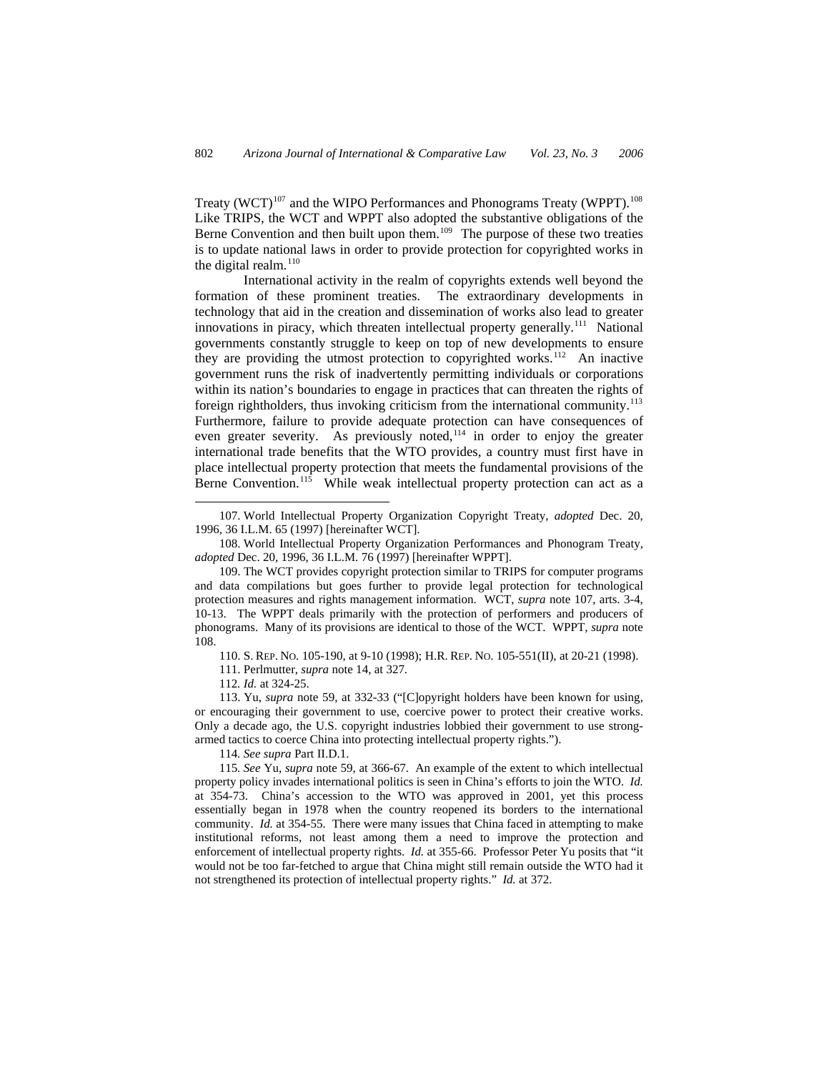Treaty (WCT)[107] and the WIPO Performances and Phonograms Treaty (WPPT).[108] Like TRIPS, the WCT and WPPT also adopted the substantive obligations of the Berne Convention and then built upon them.[109] The purpose of these two treaties is to update national laws in order to provide protection for copyrighted works in the digital realm.[110]

International activity in the realm of copyrights extends well beyond the formation of these prominent treaties. The extraordinary developments in technology that aid in the creation and dissemination of works also lead to greater innovations in piracy, which threaten intellectual property generally.[111] National governments constantly struggle to keep on top of new developments to ensure they are providing the utmost protection to copyrighted works.[112] An inactive government runs the risk of inadvertently permitting individuals or corporations within its nation's boundaries to engage in practices that can threaten the rights of foreign rightholders, thus invoking criticism from the international community.[113] Furthermore, failure to provide adequate protection can have consequences of even greater severity. As previously noted,[114] in order to enjoy the greater international trade benefits that the WTO provides, a country must first have in place intellectual property protection that meets the fundamental provisions of the Berne Convention.[115] While weak intellectual property protection can act as a

---

107. World Intellectual Property Organization Copyright Treaty, *adopted* Dec. 20, 1996, 36 I.L.M. 65 (1997) [hereinafter WCT].

108. World Intellectual Property Organization Performances and Phonogram Treaty, *adopted* Dec. 20, 1996, 36 I.L.M. 76 (1997) [hereinafter WPPT].

109. The WCT provides copyright protection similar to TRIPS for computer programs and data compilations but goes further to provide legal protection for technological protection measures and rights management information. WCT, *supra* note 107, arts. 3-4, 10-13. The WPPT deals primarily with the protection of performers and producers of phonograms. Many of its provisions are identical to those of the WCT. WPPT, *supra* note 108.

110. S. REP. NO. 105-190, at 9-10 (1998); H.R. REP. NO. 105-551(II), at 20-21 (1998).

111. Perlmutter, *supra* note 14, at 327.

112. *Id.* at 324-25.

113. Yu, *supra* note 59, at 332-33 ("[C]opyright holders have been known for using, or encouraging their government to use, coercive power to protect their creative works. Only a decade ago, the U.S. copyright industries lobbied their government to use strong-armed tactics to coerce China into protecting intellectual property rights.").

114. *See supra* Part II.D.1.

115. *See* Yu, *supra* note 59, at 366-67. An example of the extent to which intellectual property policy invades international politics is seen in China's efforts to join the WTO. *Id.* at 354-73. China's accession to the WTO was approved in 2001, yet this process essentially began in 1978 when the country reopened its borders to the international community. *Id.* at 354-55. There were many issues that China faced in attempting to make institutional reforms, not least among them a need to improve the protection and enforcement of intellectual property rights. *Id.* at 355-66. Professor Peter Yu posits that "it would not be too far-fetched to argue that China might still remain outside the WTO had it not strengthened its protection of intellectual property rights." *Id.* at 372.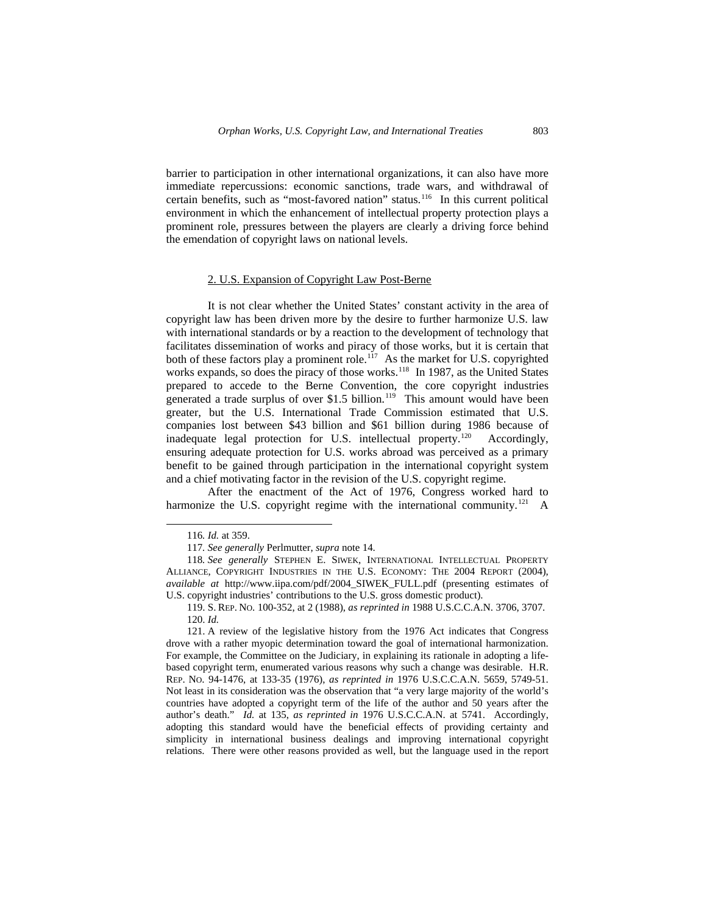barrier to participation in other international organizations, it can also have more immediate repercussions: economic sanctions, trade wars, and withdrawal of certain benefits, such as "most-favored nation" status.[116] In this current political environment in which the enhancement of intellectual property protection plays a prominent role, pressures between the players are clearly a driving force behind the emendation of copyright laws on national levels.

### 2. U.S. Expansion of Copyright Law Post-Berne

It is not clear whether the United States' constant activity in the area of copyright law has been driven more by the desire to further harmonize U.S. law with international standards or by a reaction to the development of technology that facilitates dissemination of works and piracy of those works, but it is certain that both of these factors play a prominent role.[117] As the market for U.S. copyrighted works expands, so does the piracy of those works.[118] In 1987, as the United States prepared to accede to the Berne Convention, the core copyright industries generated a trade surplus of over $1.5 billion.[119] This amount would have been greater, but the U.S. International Trade Commission estimated that U.S. companies lost between $43 billion and $61 billion during 1986 because of inadequate legal protection for U.S. intellectual property.[120] Accordingly, ensuring adequate protection for U.S. works abroad was perceived as a primary benefit to be gained through participation in the international copyright system and a chief motivating factor in the revision of the U.S. copyright regime.

After the enactment of the Act of 1976, Congress worked hard to harmonize the U.S. copyright regime with the international community.[121] A

---

116. *Id.* at 359.

117. *See generally* Perlmutter, *supra* note 14.

118. *See generally* STEPHEN E. SIWEK, INTERNATIONAL INTELLECTUAL PROPERTY ALLIANCE, COPYRIGHT INDUSTRIES IN THE U.S. ECONOMY: THE 2004 REPORT (2004), *available at* http://www.iipa.com/pdf/2004_SIWEK_FULL.pdf (presenting estimates of U.S. copyright industries' contributions to the U.S. gross domestic product).

119. S. REP. NO. 100-352, at 2 (1988), *as reprinted in* 1988 U.S.C.C.A.N. 3706, 3707.

120. *Id.*

121. A review of the legislative history from the 1976 Act indicates that Congress drove with a rather myopic determination toward the goal of international harmonization. For example, the Committee on the Judiciary, in explaining its rationale in adopting a life-based copyright term, enumerated various reasons why such a change was desirable. H.R. REP. NO. 94-1476, at 133-35 (1976), *as reprinted in* 1976 U.S.C.C.A.N. 5659, 5749-51. Not least in its consideration was the observation that "a very large majority of the world's countries have adopted a copyright term of the life of the author and 50 years after the author's death." *Id.* at 135, *as reprinted in* 1976 U.S.C.C.A.N. at 5741. Accordingly, adopting this standard would have the beneficial effects of providing certainty and simplicity in international business dealings and improving international copyright relations. There were other reasons provided as well, but the language used in the report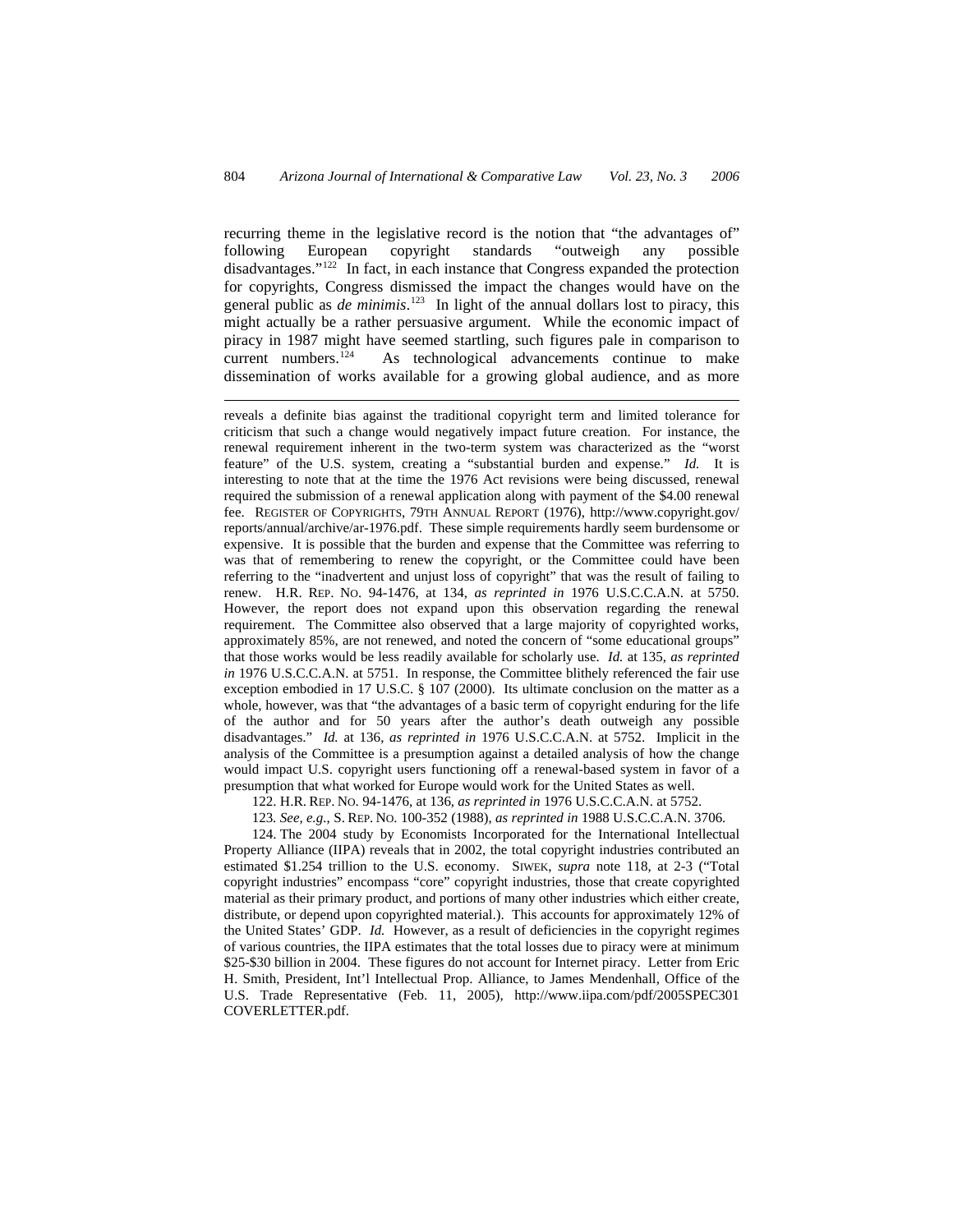recurring theme in the legislative record is the notion that "the advantages of" following European copyright standards "outweigh any possible disadvantages."[122] In fact, in each instance that Congress expanded the protection for copyrights, Congress dismissed the impact the changes would have on the general public as *de minimis*.[123] In light of the annual dollars lost to piracy, this might actually be a rather persuasive argument. While the economic impact of piracy in 1987 might have seemed startling, such figures pale in comparison to current numbers.[124] As technological advancements continue to make dissemination of works available for a growing global audience, and as more

---

reveals a definite bias against the traditional copyright term and limited tolerance for criticism that such a change would negatively impact future creation. For instance, the renewal requirement inherent in the two-term system was characterized as the "worst feature" of the U.S. system, creating a "substantial burden and expense." *Id.* It is interesting to note that at the time the 1976 Act revisions were being discussed, renewal required the submission of a renewal application along with payment of the $4.00 renewal fee. REGISTER OF COPYRIGHTS, 79TH ANNUAL REPORT (1976), http://www.copyright.gov/reports/annual/archive/ar-1976.pdf. These simple requirements hardly seem burdensome or expensive. It is possible that the burden and expense that the Committee was referring to was that of remembering to renew the copyright, or the Committee could have been referring to the "inadvertent and unjust loss of copyright" that was the result of failing to renew. H.R. REP. NO. 94-1476, at 134, *as reprinted in* 1976 U.S.C.C.A.N. at 5750. However, the report does not expand upon this observation regarding the renewal requirement. The Committee also observed that a large majority of copyrighted works, approximately 85%, are not renewed, and noted the concern of "some educational groups" that those works would be less readily available for scholarly use. *Id.* at 135, *as reprinted in* 1976 U.S.C.C.A.N. at 5751. In response, the Committee blithely referenced the fair use exception embodied in 17 U.S.C. § 107 (2000). Its ultimate conclusion on the matter as a whole, however, was that "the advantages of a basic term of copyright enduring for the life of the author and for 50 years after the author's death outweigh any possible disadvantages." *Id.* at 136, *as reprinted in* 1976 U.S.C.C.A.N. at 5752. Implicit in the analysis of the Committee is a presumption against a detailed analysis of how the change would impact U.S. copyright users functioning off a renewal-based system in favor of a presumption that what worked for Europe would work for the United States as well.

122. H.R. REP. NO. 94-1476, at 136, *as reprinted in* 1976 U.S.C.C.A.N. at 5752.

123. *See, e.g.*, S. REP. NO. 100-352 (1988), *as reprinted in* 1988 U.S.C.C.A.N. 3706.

124. The 2004 study by Economists Incorporated for the International Intellectual Property Alliance (IIPA) reveals that in 2002, the total copyright industries contributed an estimated $1.254 trillion to the U.S. economy. SIWEK, *supra* note 118, at 2-3 ("Total copyright industries" encompass "core" copyright industries, those that create copyrighted material as their primary product, and portions of many other industries which either create, distribute, or depend upon copyrighted material.). This accounts for approximately 12% of the United States' GDP. *Id.* However, as a result of deficiencies in the copyright regimes of various countries, the IIPA estimates that the total losses due to piracy were at minimum $25-$30 billion in 2004. These figures do not account for Internet piracy. Letter from Eric H. Smith, President, Int'l Intellectual Prop. Alliance, to James Mendenhall, Office of the U.S. Trade Representative (Feb. 11, 2005), http://www.iipa.com/pdf/2005SPEC301 COVERLETTER.pdf.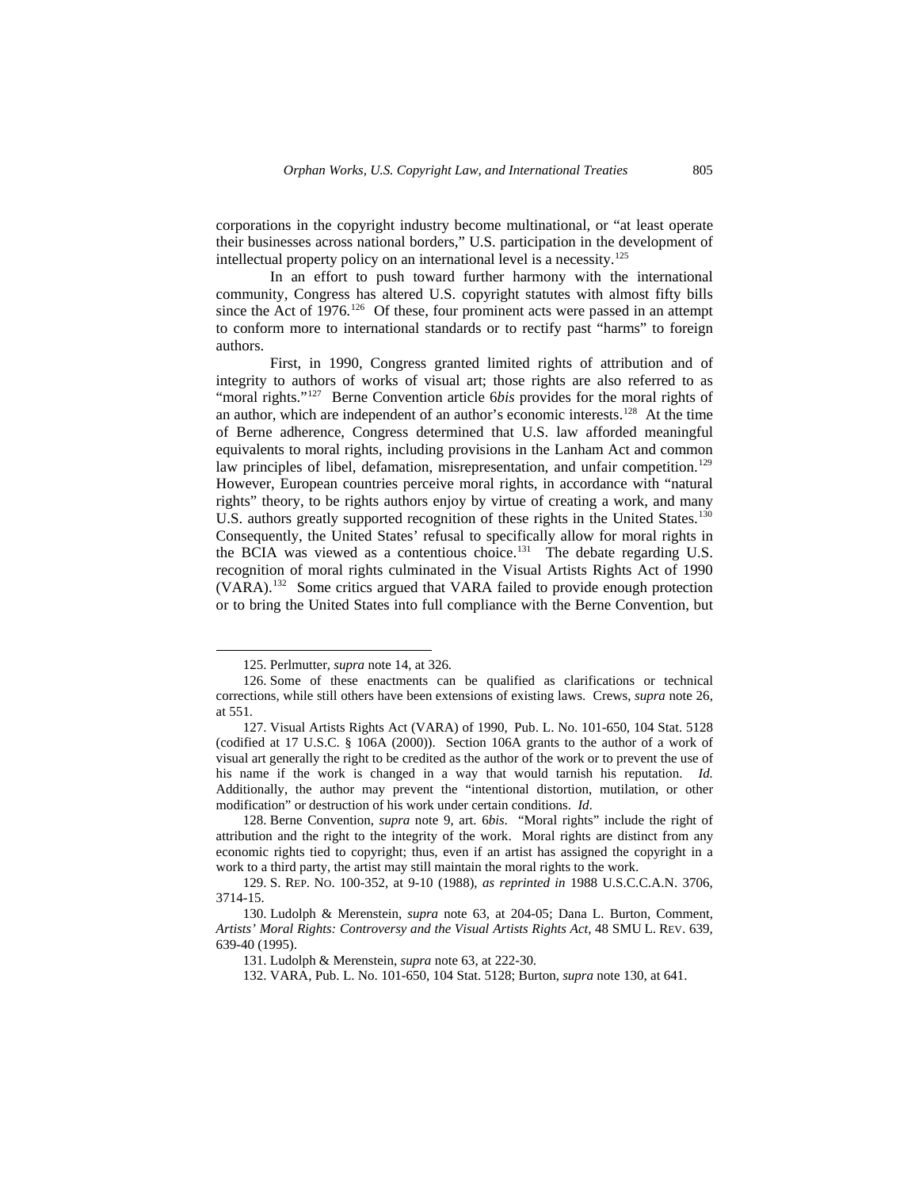corporations in the copyright industry become multinational, or "at least operate their businesses across national borders," U.S. participation in the development of intellectual property policy on an international level is a necessity.[125]

In an effort to push toward further harmony with the international community, Congress has altered U.S. copyright statutes with almost fifty bills since the Act of 1976.[126] Of these, four prominent acts were passed in an attempt to conform more to international standards or to rectify past "harms" to foreign authors.

First, in 1990, Congress granted limited rights of attribution and of integrity to authors of works of visual art; those rights are also referred to as "moral rights."[127] Berne Convention article 6*bis* provides for the moral rights of an author, which are independent of an author's economic interests.[128] At the time of Berne adherence, Congress determined that U.S. law afforded meaningful equivalents to moral rights, including provisions in the Lanham Act and common law principles of libel, defamation, misrepresentation, and unfair competition.[129] However, European countries perceive moral rights, in accordance with "natural rights" theory, to be rights authors enjoy by virtue of creating a work, and many U.S. authors greatly supported recognition of these rights in the United States.[130] Consequently, the United States' refusal to specifically allow for moral rights in the BCIA was viewed as a contentious choice.[131] The debate regarding U.S. recognition of moral rights culminated in the Visual Artists Rights Act of 1990 (VARA).[132] Some critics argued that VARA failed to provide enough protection or to bring the United States into full compliance with the Berne Convention, but

---

125. Perlmutter, *supra* note 14, at 326.

126. Some of these enactments can be qualified as clarifications or technical corrections, while still others have been extensions of existing laws. Crews, *supra* note 26, at 551.

127. Visual Artists Rights Act (VARA) of 1990, Pub. L. No. 101-650, 104 Stat. 5128 (codified at 17 U.S.C. § 106A (2000)). Section 106A grants to the author of a work of visual art generally the right to be credited as the author of the work or to prevent the use of his name if the work is changed in a way that would tarnish his reputation. *Id.* Additionally, the author may prevent the "intentional distortion, mutilation, or other modification" or destruction of his work under certain conditions. *Id.*

128. Berne Convention, *supra* note 9, art. 6*bis*. "Moral rights" include the right of attribution and the right to the integrity of the work. Moral rights are distinct from any economic rights tied to copyright; thus, even if an artist has assigned the copyright in a work to a third party, the artist may still maintain the moral rights to the work.

129. S. REP. NO. 100-352, at 9-10 (1988), *as reprinted in* 1988 U.S.C.C.A.N. 3706, 3714-15.

130. Ludolph & Merenstein, *supra* note 63, at 204-05; Dana L. Burton, Comment, *Artists' Moral Rights: Controversy and the Visual Artists Rights Act*, 48 SMU L. REV. 639, 639-40 (1995).

131. Ludolph & Merenstein, *supra* note 63, at 222-30.

132. VARA, Pub. L. No. 101-650, 104 Stat. 5128; Burton, *supra* note 130, at 641.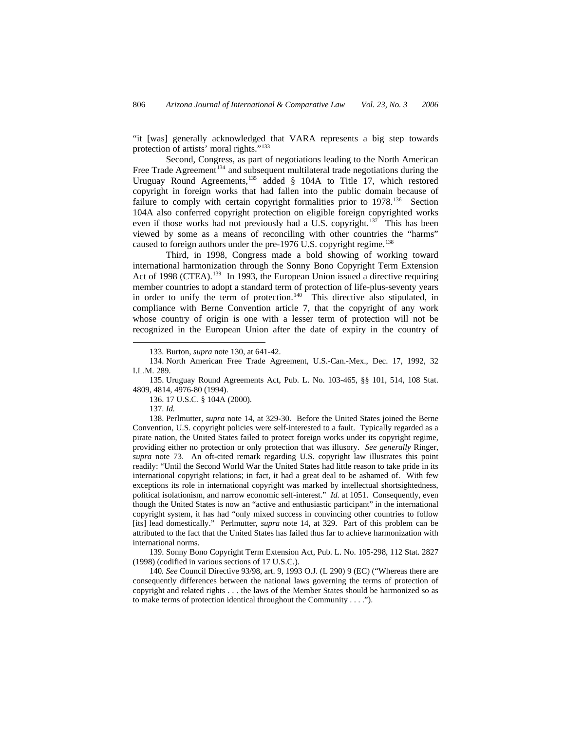"it [was] generally acknowledged that VARA represents a big step towards protection of artists' moral rights."[133]

Second, Congress, as part of negotiations leading to the North American Free Trade Agreement[134] and subsequent multilateral trade negotiations during the Uruguay Round Agreements,[135] added § 104A to Title 17, which restored copyright in foreign works that had fallen into the public domain because of failure to comply with certain copyright formalities prior to 1978.[136] Section 104A also conferred copyright protection on eligible foreign copyrighted works even if those works had not previously had a U.S. copyright.[137] This has been viewed by some as a means of reconciling with other countries the "harms" caused to foreign authors under the pre-1976 U.S. copyright regime.[138]

Third, in 1998, Congress made a bold showing of working toward international harmonization through the Sonny Bono Copyright Term Extension Act of 1998 (CTEA).[139] In 1993, the European Union issued a directive requiring member countries to adopt a standard term of protection of life-plus-seventy years in order to unify the term of protection.[140] This directive also stipulated, in compliance with Berne Convention article 7, that the copyright of any work whose country of origin is one with a lesser term of protection will not be recognized in the European Union after the date of expiry in the country of

---

133. Burton, *supra* note 130, at 641-42.

134. North American Free Trade Agreement, U.S.-Can.-Mex., Dec. 17, 1992, 32 I.L.M. 289.

135. Uruguay Round Agreements Act, Pub. L. No. 103-465, §§ 101, 514, 108 Stat. 4809, 4814, 4976-80 (1994).

136. 17 U.S.C. § 104A (2000).

137. *Id.*

138. Perlmutter, *supra* note 14, at 329-30. Before the United States joined the Berne Convention, U.S. copyright policies were self-interested to a fault. Typically regarded as a pirate nation, the United States failed to protect foreign works under its copyright regime, providing either no protection or only protection that was illusory. *See generally* Ringer, *supra* note 73. An oft-cited remark regarding U.S. copyright law illustrates this point readily: "Until the Second World War the United States had little reason to take pride in its international copyright relations; in fact, it had a great deal to be ashamed of. With few exceptions its role in international copyright was marked by intellectual shortsightedness, political isolationism, and narrow economic self-interest." *Id.* at 1051. Consequently, even though the United States is now an "active and enthusiastic participant" in the international copyright system, it has had "only mixed success in convincing other countries to follow [its] lead domestically." Perlmutter, *supra* note 14, at 329. Part of this problem can be attributed to the fact that the United States has failed thus far to achieve harmonization with international norms.

139. Sonny Bono Copyright Term Extension Act, Pub. L. No. 105-298, 112 Stat. 2827 (1998) (codified in various sections of 17 U.S.C.).

140. *See* Council Directive 93/98, art. 9, 1993 O.J. (L 290) 9 (EC) ("Whereas there are consequently differences between the national laws governing the terms of protection of copyright and related rights . . . the laws of the Member States should be harmonized so as to make terms of protection identical throughout the Community . . . .").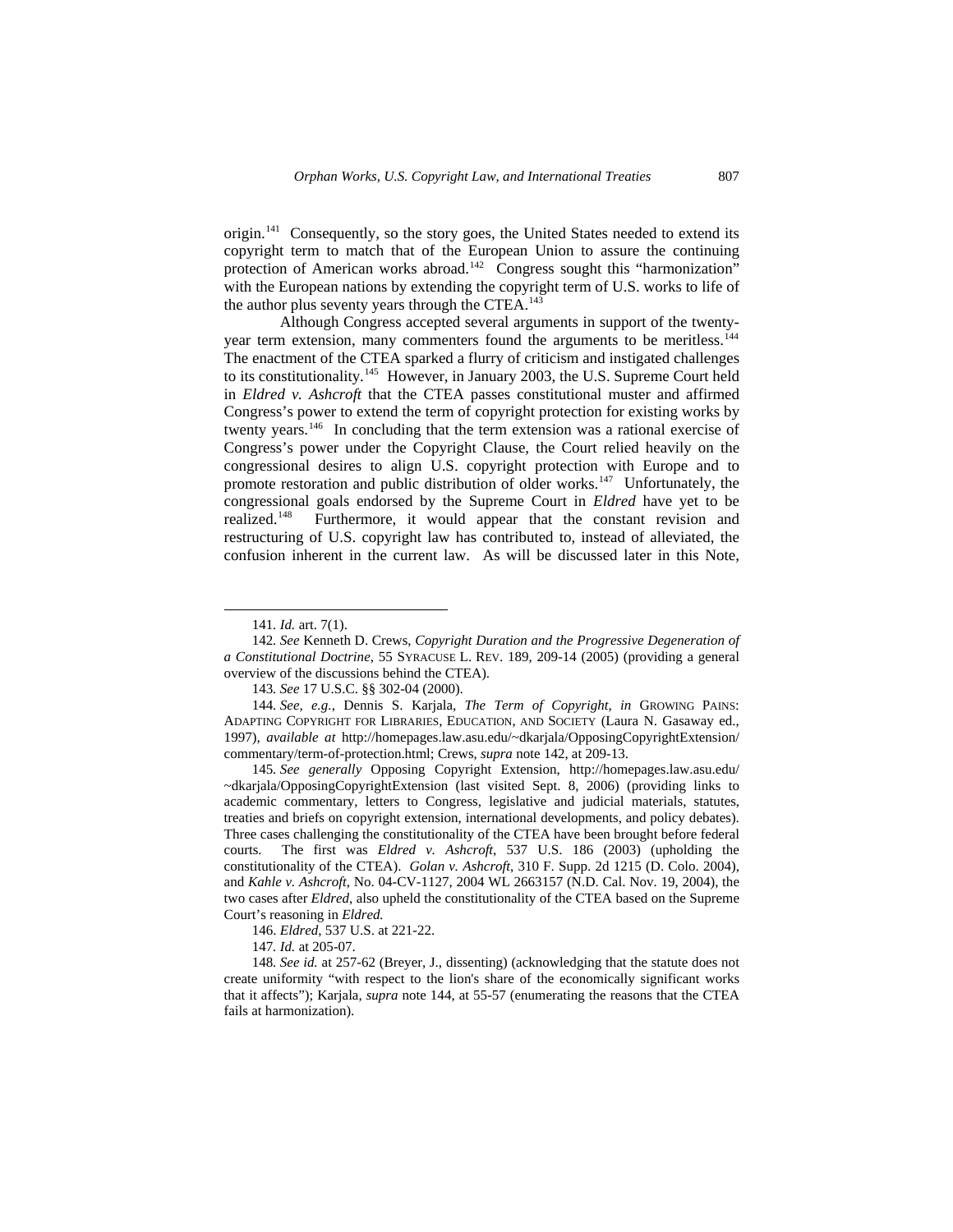origin.[141] Consequently, so the story goes, the United States needed to extend its copyright term to match that of the European Union to assure the continuing protection of American works abroad.[142] Congress sought this "harmonization" with the European nations by extending the copyright term of U.S. works to life of the author plus seventy years through the CTEA.[143]

Although Congress accepted several arguments in support of the twenty-year term extension, many commenters found the arguments to be meritless.[144] The enactment of the CTEA sparked a flurry of criticism and instigated challenges to its constitutionality.[145] However, in January 2003, the U.S. Supreme Court held in *Eldred v. Ashcroft* that the CTEA passes constitutional muster and affirmed Congress's power to extend the term of copyright protection for existing works by twenty years.[146] In concluding that the term extension was a rational exercise of Congress's power under the Copyright Clause, the Court relied heavily on the congressional desires to align U.S. copyright protection with Europe and to promote restoration and public distribution of older works.[147] Unfortunately, the congressional goals endorsed by the Supreme Court in *Eldred* have yet to be realized.[148] Furthermore, it would appear that the constant revision and restructuring of U.S. copyright law has contributed to, instead of alleviated, the confusion inherent in the current law. As will be discussed later in this Note,

---

141. *Id.* art. 7(1).

142. *See* Kenneth D. Crews, *Copyright Duration and the Progressive Degeneration of a Constitutional Doctrine*, 55 SYRACUSE L. REV. 189, 209-14 (2005) (providing a general overview of the discussions behind the CTEA).

143. *See* 17 U.S.C. §§ 302-04 (2000).

144. *See, e.g.*, Dennis S. Karjala, *The Term of Copyright*, *in* GROWING PAINS: ADAPTING COPYRIGHT FOR LIBRARIES, EDUCATION, AND SOCIETY (Laura N. Gasaway ed., 1997), *available at* http://homepages.law.asu.edu/~dkarjala/OpposingCopyrightExtension/commentary/term-of-protection.html; Crews, *supra* note 142, at 209-13.

145. *See generally* Opposing Copyright Extension, http://homepages.law.asu.edu/~dkarjala/OpposingCopyrightExtension (last visited Sept. 8, 2006) (providing links to academic commentary, letters to Congress, legislative and judicial materials, statutes, treaties and briefs on copyright extension, international developments, and policy debates). Three cases challenging the constitutionality of the CTEA have been brought before federal courts. The first was *Eldred v. Ashcroft*, 537 U.S. 186 (2003) (upholding the constitutionality of the CTEA). *Golan v. Ashcroft*, 310 F. Supp. 2d 1215 (D. Colo. 2004), and *Kahle v. Ashcroft*, No. 04-CV-1127, 2004 WL 2663157 (N.D. Cal. Nov. 19, 2004), the two cases after *Eldred*, also upheld the constitutionality of the CTEA based on the Supreme Court's reasoning in *Eldred.*

146. *Eldred*, 537 U.S. at 221-22.

147. *Id.* at 205-07.

148. *See id.* at 257-62 (Breyer, J., dissenting) (acknowledging that the statute does not create uniformity "with respect to the lion's share of the economically significant works that it affects"); Karjala, *supra* note 144, at 55-57 (enumerating the reasons that the CTEA fails at harmonization).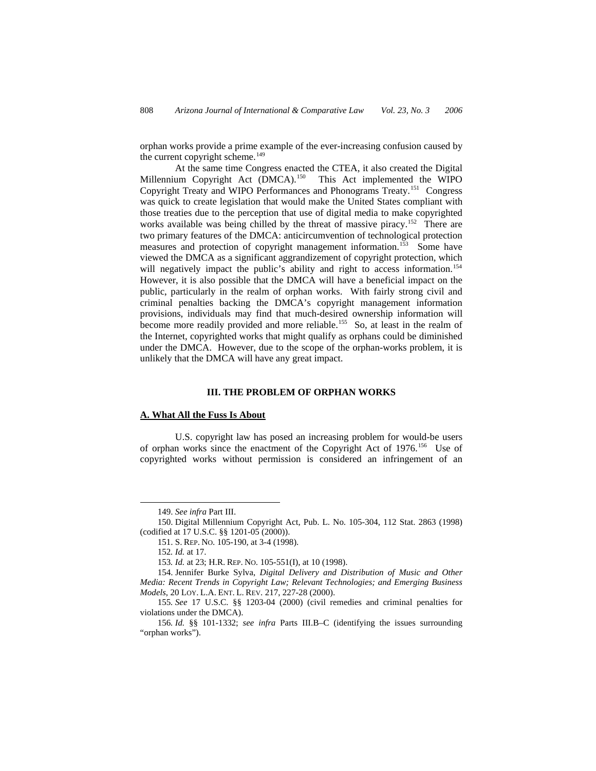orphan works provide a prime example of the ever-increasing confusion caused by the current copyright scheme.[149]

At the same time Congress enacted the CTEA, it also created the Digital Millennium Copyright Act (DMCA).[150] This Act implemented the WIPO Copyright Treaty and WIPO Performances and Phonograms Treaty.[151] Congress was quick to create legislation that would make the United States compliant with those treaties due to the perception that use of digital media to make copyrighted works available was being chilled by the threat of massive piracy.[152] There are two primary features of the DMCA: anticircumvention of technological protection measures and protection of copyright management information.[153] Some have viewed the DMCA as a significant aggrandizement of copyright protection, which will negatively impact the public's ability and right to access information.[154] However, it is also possible that the DMCA will have a beneficial impact on the public, particularly in the realm of orphan works. With fairly strong civil and criminal penalties backing the DMCA's copyright management information provisions, individuals may find that much-desired ownership information will become more readily provided and more reliable.[155] So, at least in the realm of the Internet, copyrighted works that might qualify as orphans could be diminished under the DMCA. However, due to the scope of the orphan-works problem, it is unlikely that the DMCA will have any great impact.

## III. THE PROBLEM OF ORPHAN WORKS

### A. What All the Fuss Is About

U.S. copyright law has posed an increasing problem for would-be users of orphan works since the enactment of the Copyright Act of 1976.[156] Use of copyrighted works without permission is considered an infringement of an

---

149. *See infra* Part III.

150. Digital Millennium Copyright Act, Pub. L. No. 105-304, 112 Stat. 2863 (1998) (codified at 17 U.S.C. §§ 1201-05 (2000)).

151. S. REP. NO. 105-190, at 3-4 (1998).

152. *Id.* at 17.

153. *Id.* at 23; H.R. REP. NO. 105-551(I), at 10 (1998).

154. Jennifer Burke Sylva, *Digital Delivery and Distribution of Music and Other Media: Recent Trends in Copyright Law; Relevant Technologies; and Emerging Business Models*, 20 LOY. L.A. ENT. L. REV. 217, 227-28 (2000).

155. *See* 17 U.S.C. §§ 1203-04 (2000) (civil remedies and criminal penalties for violations under the DMCA).

156. *Id.* §§ 101-1332; *see infra* Parts III.B–C (identifying the issues surrounding "orphan works").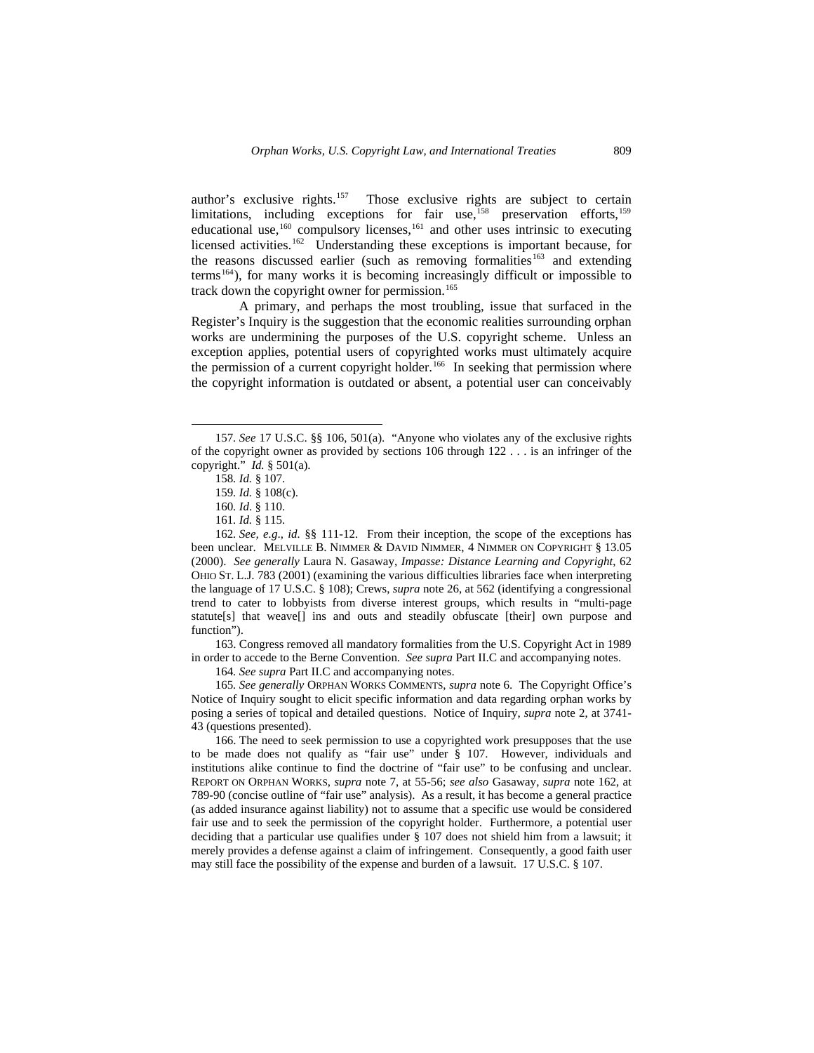author's exclusive rights.[157] Those exclusive rights are subject to certain limitations, including exceptions for fair use,[158] preservation efforts,[159] educational use,[160] compulsory licenses,[161] and other uses intrinsic to executing licensed activities.[162] Understanding these exceptions is important because, for the reasons discussed earlier (such as removing formalities[163] and extending terms[164]), for many works it is becoming increasingly difficult or impossible to track down the copyright owner for permission.[165]

A primary, and perhaps the most troubling, issue that surfaced in the Register's Inquiry is the suggestion that the economic realities surrounding orphan works are undermining the purposes of the U.S. copyright scheme. Unless an exception applies, potential users of copyrighted works must ultimately acquire the permission of a current copyright holder.[166] In seeking that permission where the copyright information is outdated or absent, a potential user can conceivably

---

157. *See* 17 U.S.C. §§ 106, 501(a). "Anyone who violates any of the exclusive rights of the copyright owner as provided by sections 106 through 122 . . . is an infringer of the copyright." *Id.* § 501(a).

158. *Id.* § 107.

159. *Id.* § 108(c).

160. *Id*. § 110.

161. *Id.* § 115.

162. *See, e.g.*, *id.* §§ 111-12. From their inception, the scope of the exceptions has been unclear. MELVILLE B. NIMMER & DAVID NIMMER, 4 NIMMER ON COPYRIGHT § 13.05 (2000). *See generally* Laura N. Gasaway, *Impasse: Distance Learning and Copyright*, 62 OHIO ST. L.J. 783 (2001) (examining the various difficulties libraries face when interpreting the language of 17 U.S.C. § 108); Crews, *supra* note 26, at 562 (identifying a congressional trend to cater to lobbyists from diverse interest groups, which results in "multi-page statute[s] that weave[] ins and outs and steadily obfuscate [their] own purpose and function").

163. Congress removed all mandatory formalities from the U.S. Copyright Act in 1989 in order to accede to the Berne Convention. *See supra* Part II.C and accompanying notes.

164. *See supra* Part II.C and accompanying notes.

165. *See generally* ORPHAN WORKS COMMENTS, *supra* note 6. The Copyright Office's Notice of Inquiry sought to elicit specific information and data regarding orphan works by posing a series of topical and detailed questions. Notice of Inquiry, *supra* note 2, at 3741-43 (questions presented).

166. The need to seek permission to use a copyrighted work presupposes that the use to be made does not qualify as "fair use" under § 107. However, individuals and institutions alike continue to find the doctrine of "fair use" to be confusing and unclear. REPORT ON ORPHAN WORKS, *supra* note 7, at 55-56; *see also* Gasaway, *supra* note 162, at 789-90 (concise outline of "fair use" analysis). As a result, it has become a general practice (as added insurance against liability) not to assume that a specific use would be considered fair use and to seek the permission of the copyright holder. Furthermore, a potential user deciding that a particular use qualifies under § 107 does not shield him from a lawsuit; it merely provides a defense against a claim of infringement. Consequently, a good faith user may still face the possibility of the expense and burden of a lawsuit. 17 U.S.C. § 107.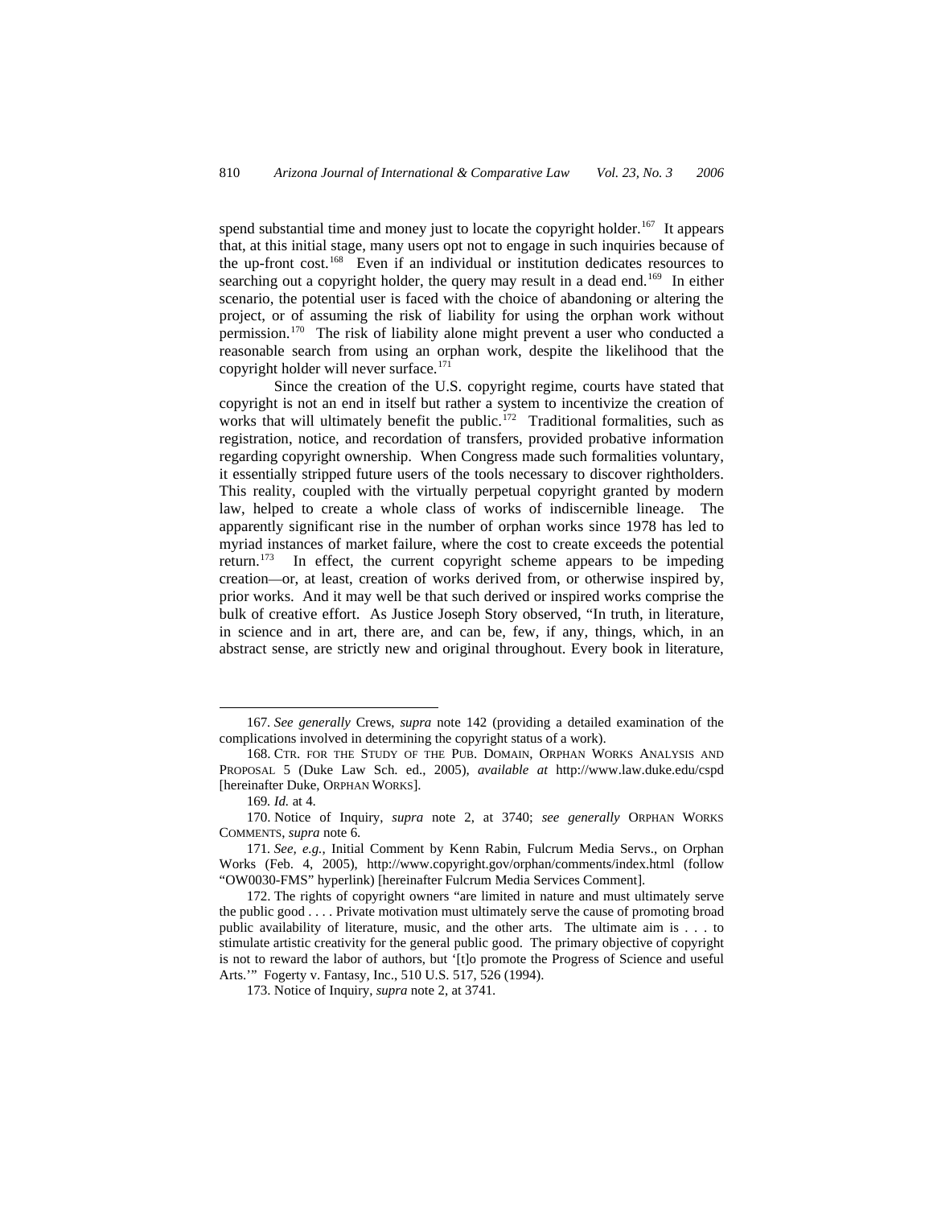spend substantial time and money just to locate the copyright holder.[167] It appears that, at this initial stage, many users opt not to engage in such inquiries because of the up-front cost.[168] Even if an individual or institution dedicates resources to searching out a copyright holder, the query may result in a dead end.[169] In either scenario, the potential user is faced with the choice of abandoning or altering the project, or of assuming the risk of liability for using the orphan work without permission.[170] The risk of liability alone might prevent a user who conducted a reasonable search from using an orphan work, despite the likelihood that the copyright holder will never surface.[171]

Since the creation of the U.S. copyright regime, courts have stated that copyright is not an end in itself but rather a system to incentivize the creation of works that will ultimately benefit the public.[172] Traditional formalities, such as registration, notice, and recordation of transfers, provided probative information regarding copyright ownership. When Congress made such formalities voluntary, it essentially stripped future users of the tools necessary to discover rightholders. This reality, coupled with the virtually perpetual copyright granted by modern law, helped to create a whole class of works of indiscernible lineage. The apparently significant rise in the number of orphan works since 1978 has led to myriad instances of market failure, where the cost to create exceeds the potential return.[173] In effect, the current copyright scheme appears to be impeding creation—or, at least, creation of works derived from, or otherwise inspired by, prior works. And it may well be that such derived or inspired works comprise the bulk of creative effort. As Justice Joseph Story observed, "In truth, in literature, in science and in art, there are, and can be, few, if any, things, which, in an abstract sense, are strictly new and original throughout. Every book in literature,

---

167. *See generally* Crews, *supra* note 142 (providing a detailed examination of the complications involved in determining the copyright status of a work).

168. CTR. FOR THE STUDY OF THE PUB. DOMAIN, ORPHAN WORKS ANALYSIS AND PROPOSAL 5 (Duke Law Sch. ed., 2005), *available at* http://www.law.duke.edu/cspd [hereinafter Duke, ORPHAN WORKS].

169. *Id.* at 4.

170. Notice of Inquiry, *supra* note 2, at 3740; *see generally* ORPHAN WORKS COMMENTS, *supra* note 6.

171. *See, e.g.*, Initial Comment by Kenn Rabin, Fulcrum Media Servs., on Orphan Works (Feb. 4, 2005), http://www.copyright.gov/orphan/comments/index.html (follow "OW0030-FMS" hyperlink) [hereinafter Fulcrum Media Services Comment].

172. The rights of copyright owners "are limited in nature and must ultimately serve the public good . . . . Private motivation must ultimately serve the cause of promoting broad public availability of literature, music, and the other arts. The ultimate aim is . . . to stimulate artistic creativity for the general public good. The primary objective of copyright is not to reward the labor of authors, but '[t]o promote the Progress of Science and useful Arts.'" Fogerty v. Fantasy, Inc., 510 U.S. 517, 526 (1994).

173. Notice of Inquiry, *supra* note 2, at 3741.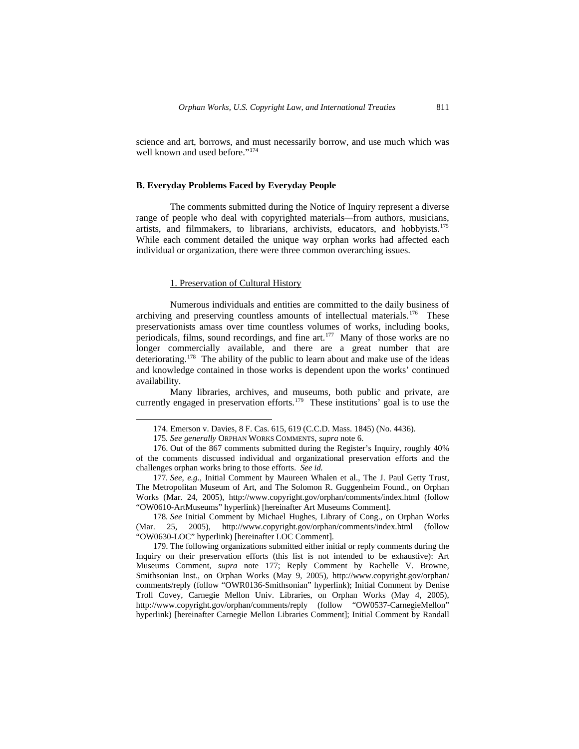science and art, borrows, and must necessarily borrow, and use much which was well known and used before."[174]

## B. Everyday Problems Faced by Everyday People

The comments submitted during the Notice of Inquiry represent a diverse range of people who deal with copyrighted materials—from authors, musicians, artists, and filmmakers, to librarians, archivists, educators, and hobbyists.[175] While each comment detailed the unique way orphan works had affected each individual or organization, there were three common overarching issues.

### 1. Preservation of Cultural History

Numerous individuals and entities are committed to the daily business of archiving and preserving countless amounts of intellectual materials.[176] These preservationists amass over time countless volumes of works, including books, periodicals, films, sound recordings, and fine art.[177] Many of those works are no longer commercially available, and there are a great number that are deteriorating.[178] The ability of the public to learn about and make use of the ideas and knowledge contained in those works is dependent upon the works' continued availability.

Many libraries, archives, and museums, both public and private, are currently engaged in preservation efforts.[179] These institutions' goal is to use the

---

174. Emerson v. Davies, 8 F. Cas. 615, 619 (C.C.D. Mass. 1845) (No. 4436).

175. *See generally* ORPHAN WORKS COMMENTS, *supra* note 6.

176. Out of the 867 comments submitted during the Register's Inquiry, roughly 40% of the comments discussed individual and organizational preservation efforts and the challenges orphan works bring to those efforts. *See id.*

177. *See, e.g.*, Initial Comment by Maureen Whalen et al., The J. Paul Getty Trust, The Metropolitan Museum of Art, and The Solomon R. Guggenheim Found., on Orphan Works (Mar. 24, 2005), http://www.copyright.gov/orphan/comments/index.html (follow "OW0610-ArtMuseums" hyperlink) [hereinafter Art Museums Comment].

178. *See* Initial Comment by Michael Hughes, Library of Cong., on Orphan Works (Mar. 25, 2005), http://www.copyright.gov/orphan/comments/index.html (follow "OW0630-LOC" hyperlink) [hereinafter LOC Comment].

179. The following organizations submitted either initial or reply comments during the Inquiry on their preservation efforts (this list is not intended to be exhaustive): Art Museums Comment, *supra* note 177; Reply Comment by Rachelle V. Browne, Smithsonian Inst., on Orphan Works (May 9, 2005), http://www.copyright.gov/orphan/comments/reply (follow "OWR0136-Smithsonian" hyperlink); Initial Comment by Denise Troll Covey, Carnegie Mellon Univ. Libraries, on Orphan Works (May 4, 2005), http://www.copyright.gov/orphan/comments/reply (follow "OW0537-CarnegieMellon" hyperlink) [hereinafter Carnegie Mellon Libraries Comment]; Initial Comment by Randall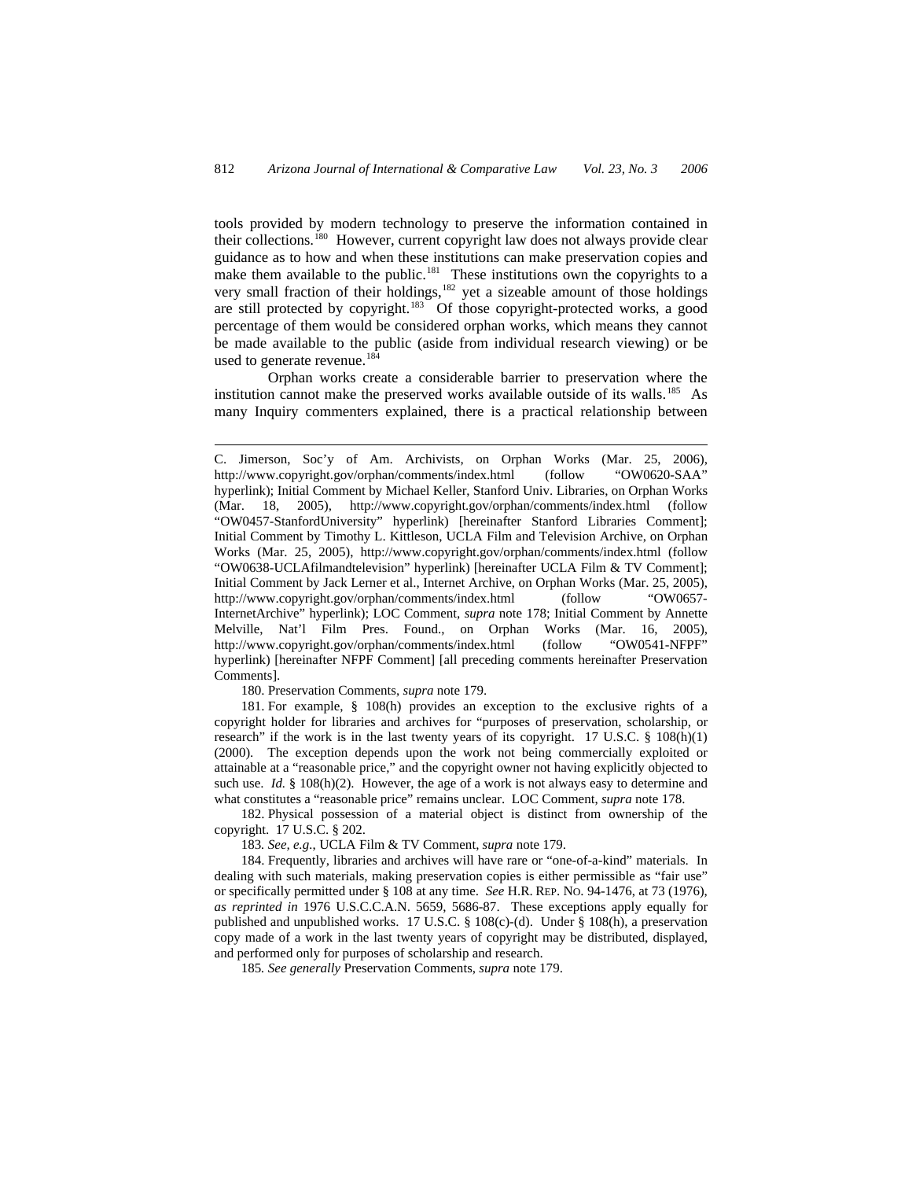tools provided by modern technology to preserve the information contained in their collections.[180] However, current copyright law does not always provide clear guidance as to how and when these institutions can make preservation copies and make them available to the public.[181] These institutions own the copyrights to a very small fraction of their holdings,[182] yet a sizeable amount of those holdings are still protected by copyright.[183] Of those copyright-protected works, a good percentage of them would be considered orphan works, which means they cannot be made available to the public (aside from individual research viewing) or be used to generate revenue.[184]

Orphan works create a considerable barrier to preservation where the institution cannot make the preserved works available outside of its walls.[185] As many Inquiry commenters explained, there is a practical relationship between

---

C. Jimerson, Soc'y of Am. Archivists, on Orphan Works (Mar. 25, 2006), http://www.copyright.gov/orphan/comments/index.html (follow "OW0620-SAA" hyperlink); Initial Comment by Michael Keller, Stanford Univ. Libraries, on Orphan Works (Mar. 18, 2005), http://www.copyright.gov/orphan/comments/index.html (follow "OW0457-StanfordUniversity" hyperlink) [hereinafter Stanford Libraries Comment]; Initial Comment by Timothy L. Kittleson, UCLA Film and Television Archive, on Orphan Works (Mar. 25, 2005), http://www.copyright.gov/orphan/comments/index.html (follow "OW0638-UCLAfilmandtelevision" hyperlink) [hereinafter UCLA Film & TV Comment]; Initial Comment by Jack Lerner et al., Internet Archive, on Orphan Works (Mar. 25, 2005), http://www.copyright.gov/orphan/comments/index.html (follow "OW0657-InternetArchive" hyperlink); LOC Comment, *supra* note 178; Initial Comment by Annette Melville, Nat'l Film Pres. Found., on Orphan Works (Mar. 16, 2005), http://www.copyright.gov/orphan/comments/index.html (follow "OW0541-NFPF" hyperlink) [hereinafter NFPF Comment] [all preceding comments hereinafter Preservation Comments].

180. Preservation Comments, *supra* note 179.

181. For example, § 108(h) provides an exception to the exclusive rights of a copyright holder for libraries and archives for "purposes of preservation, scholarship, or research" if the work is in the last twenty years of its copyright. 17 U.S.C. § 108(h)(1) (2000). The exception depends upon the work not being commercially exploited or attainable at a "reasonable price," and the copyright owner not having explicitly objected to such use. *Id.* § 108(h)(2). However, the age of a work is not always easy to determine and what constitutes a "reasonable price" remains unclear. LOC Comment, *supra* note 178.

182. Physical possession of a material object is distinct from ownership of the copyright. 17 U.S.C. § 202.

183. *See, e.g.*, UCLA Film & TV Comment, *supra* note 179.

184. Frequently, libraries and archives will have rare or "one-of-a-kind" materials. In dealing with such materials, making preservation copies is either permissible as "fair use" or specifically permitted under § 108 at any time. *See* H.R. REP. NO. 94-1476, at 73 (1976), *as reprinted in* 1976 U.S.C.C.A.N. 5659, 5686-87. These exceptions apply equally for published and unpublished works. 17 U.S.C. § 108(c)-(d). Under § 108(h), a preservation copy made of a work in the last twenty years of copyright may be distributed, displayed, and performed only for purposes of scholarship and research.

185. *See generally* Preservation Comments, *supra* note 179.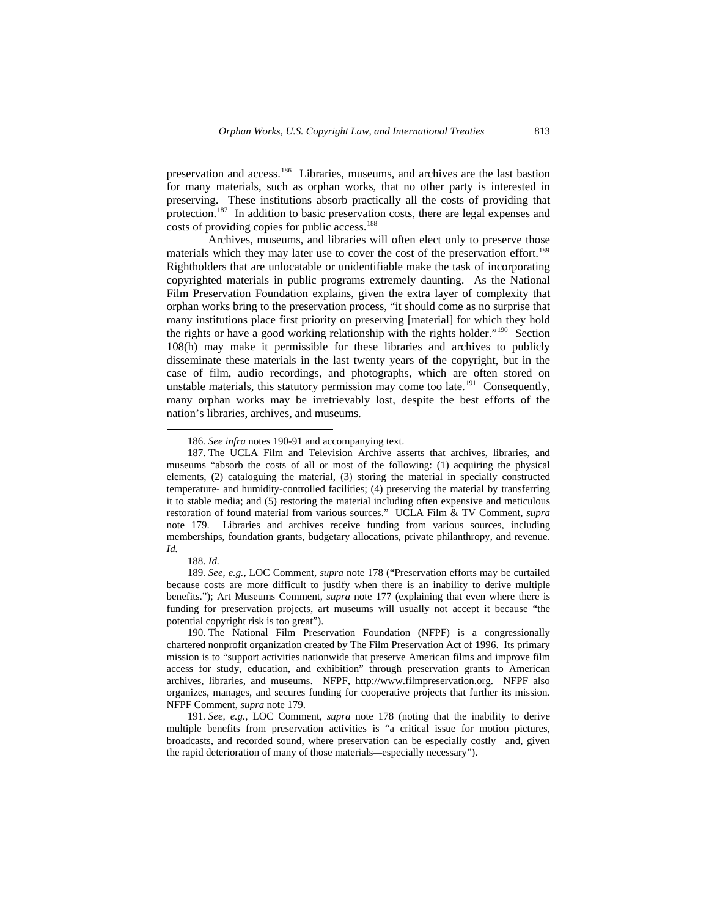preservation and access.[186] Libraries, museums, and archives are the last bastion for many materials, such as orphan works, that no other party is interested in preserving. These institutions absorb practically all the costs of providing that protection.[187] In addition to basic preservation costs, there are legal expenses and costs of providing copies for public access.[188]

Archives, museums, and libraries will often elect only to preserve those materials which they may later use to cover the cost of the preservation effort.[189] Rightholders that are unlocatable or unidentifiable make the task of incorporating copyrighted materials in public programs extremely daunting. As the National Film Preservation Foundation explains, given the extra layer of complexity that orphan works bring to the preservation process, "it should come as no surprise that many institutions place first priority on preserving [material] for which they hold the rights or have a good working relationship with the rights holder."[190] Section 108(h) may make it permissible for these libraries and archives to publicly disseminate these materials in the last twenty years of the copyright, but in the case of film, audio recordings, and photographs, which are often stored on unstable materials, this statutory permission may come too late.[191] Consequently, many orphan works may be irretrievably lost, despite the best efforts of the nation's libraries, archives, and museums.

---

186. *See infra* notes 190-91 and accompanying text.

187. The UCLA Film and Television Archive asserts that archives, libraries, and museums "absorb the costs of all or most of the following: (1) acquiring the physical elements, (2) cataloguing the material, (3) storing the material in specially constructed temperature- and humidity-controlled facilities; (4) preserving the material by transferring it to stable media; and (5) restoring the material including often expensive and meticulous restoration of found material from various sources." UCLA Film & TV Comment, *supra* note 179. Libraries and archives receive funding from various sources, including memberships, foundation grants, budgetary allocations, private philanthropy, and revenue. *Id.*

188. *Id.*

189. *See, e.g.*, LOC Comment, *supra* note 178 ("Preservation efforts may be curtailed because costs are more difficult to justify when there is an inability to derive multiple benefits."); Art Museums Comment, *supra* note 177 (explaining that even where there is funding for preservation projects, art museums will usually not accept it because "the potential copyright risk is too great").

190. The National Film Preservation Foundation (NFPF) is a congressionally chartered nonprofit organization created by The Film Preservation Act of 1996. Its primary mission is to "support activities nationwide that preserve American films and improve film access for study, education, and exhibition" through preservation grants to American archives, libraries, and museums. NFPF, http://www.filmpreservation.org. NFPF also organizes, manages, and secures funding for cooperative projects that further its mission. NFPF Comment, *supra* note 179.

191. *See, e.g.*, LOC Comment, *supra* note 178 (noting that the inability to derive multiple benefits from preservation activities is "a critical issue for motion pictures, broadcasts, and recorded sound, where preservation can be especially costly—and, given the rapid deterioration of many of those materials—especially necessary").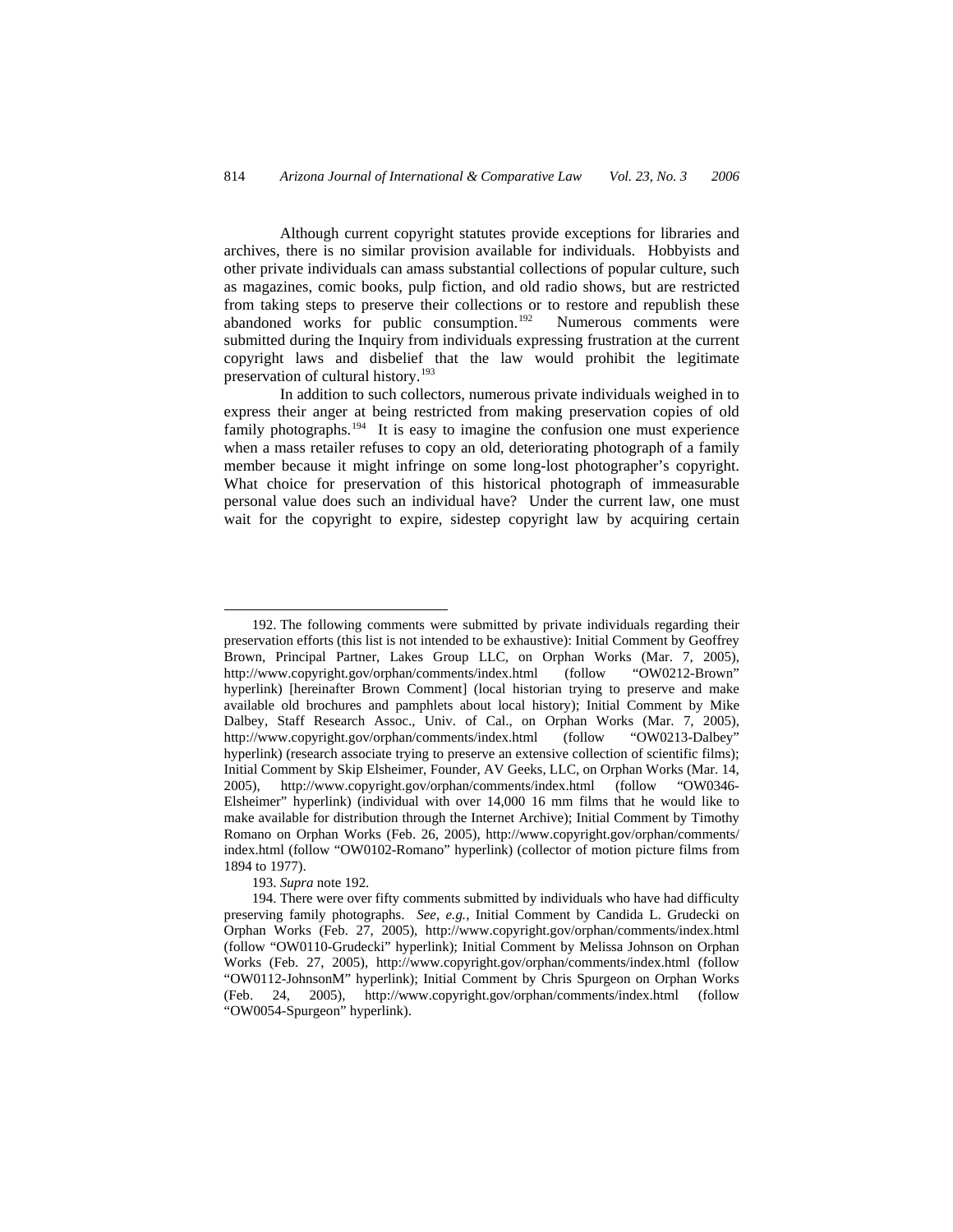Although current copyright statutes provide exceptions for libraries and archives, there is no similar provision available for individuals. Hobbyists and other private individuals can amass substantial collections of popular culture, such as magazines, comic books, pulp fiction, and old radio shows, but are restricted from taking steps to preserve their collections or to restore and republish these abandoned works for public consumption.[192] Numerous comments were submitted during the Inquiry from individuals expressing frustration at the current copyright laws and disbelief that the law would prohibit the legitimate preservation of cultural history.[193]

In addition to such collectors, numerous private individuals weighed in to express their anger at being restricted from making preservation copies of old family photographs.[194] It is easy to imagine the confusion one must experience when a mass retailer refuses to copy an old, deteriorating photograph of a family member because it might infringe on some long-lost photographer's copyright. What choice for preservation of this historical photograph of immeasurable personal value does such an individual have? Under the current law, one must wait for the copyright to expire, sidestep copyright law by acquiring certain

---

192. The following comments were submitted by private individuals regarding their preservation efforts (this list is not intended to be exhaustive): Initial Comment by Geoffrey Brown, Principal Partner, Lakes Group LLC, on Orphan Works (Mar. 7, 2005), http://www.copyright.gov/orphan/comments/index.html (follow "OW0212-Brown" hyperlink) [hereinafter Brown Comment] (local historian trying to preserve and make available old brochures and pamphlets about local history); Initial Comment by Mike Dalbey, Staff Research Assoc., Univ. of Cal., on Orphan Works (Mar. 7, 2005), http://www.copyright.gov/orphan/comments/index.html (follow "OW0213-Dalbey" hyperlink) (research associate trying to preserve an extensive collection of scientific films); Initial Comment by Skip Elsheimer, Founder, AV Geeks, LLC, on Orphan Works (Mar. 14, 2005), http://www.copyright.gov/orphan/comments/index.html (follow "OW0346-Elsheimer" hyperlink) (individual with over 14,000 16 mm films that he would like to make available for distribution through the Internet Archive); Initial Comment by Timothy Romano on Orphan Works (Feb. 26, 2005), http://www.copyright.gov/orphan/comments/index.html (follow "OW0102-Romano" hyperlink) (collector of motion picture films from 1894 to 1977).

193. *Supra* note 192.

194. There were over fifty comments submitted by individuals who have had difficulty preserving family photographs. *See, e.g.*, Initial Comment by Candida L. Grudecki on Orphan Works (Feb. 27, 2005), http://www.copyright.gov/orphan/comments/index.html (follow "OW0110-Grudecki" hyperlink); Initial Comment by Melissa Johnson on Orphan Works (Feb. 27, 2005), http://www.copyright.gov/orphan/comments/index.html (follow "OW0112-JohnsonM" hyperlink); Initial Comment by Chris Spurgeon on Orphan Works (Feb. 24, 2005), http://www.copyright.gov/orphan/comments/index.html (follow "OW0054-Spurgeon" hyperlink).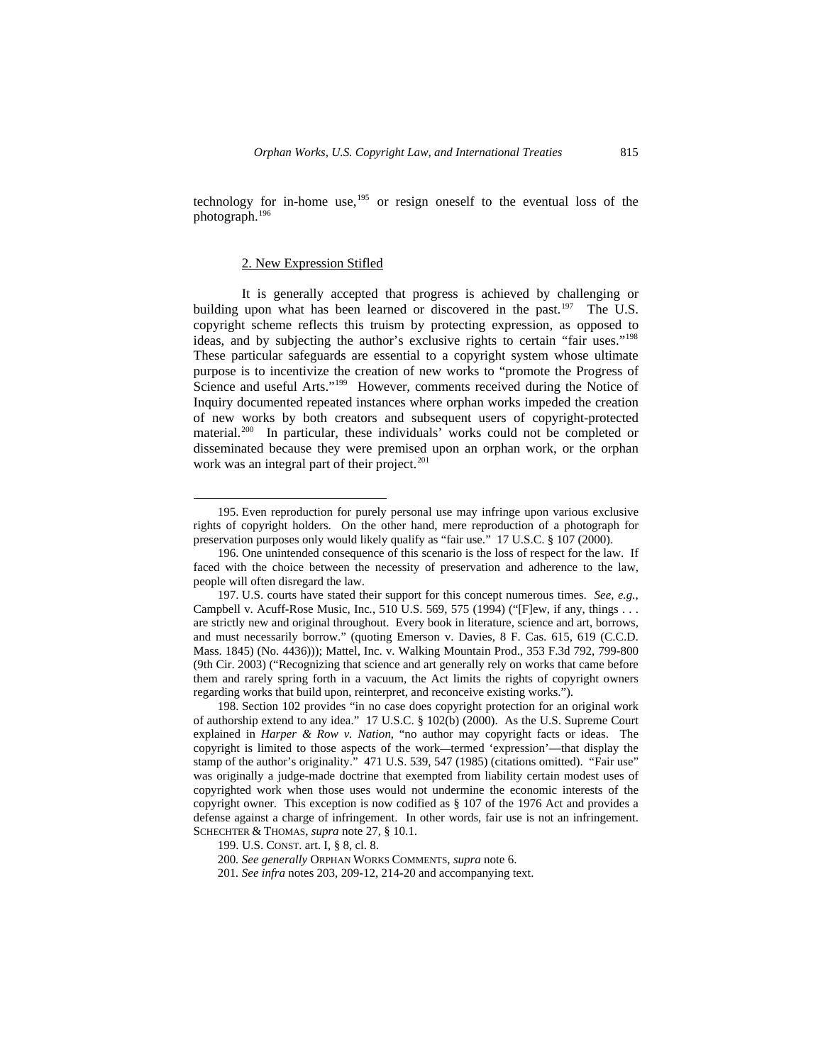technology for in-home use,[195] or resign oneself to the eventual loss of the photograph.[196]

### 2. New Expression Stifled

It is generally accepted that progress is achieved by challenging or building upon what has been learned or discovered in the past.[197] The U.S. copyright scheme reflects this truism by protecting expression, as opposed to ideas, and by subjecting the author's exclusive rights to certain "fair uses."[198] These particular safeguards are essential to a copyright system whose ultimate purpose is to incentivize the creation of new works to "promote the Progress of Science and useful Arts."[199] However, comments received during the Notice of Inquiry documented repeated instances where orphan works impeded the creation of new works by both creators and subsequent users of copyright-protected material.[200] In particular, these individuals' works could not be completed or disseminated because they were premised upon an orphan work, or the orphan work was an integral part of their project.[201]

---

195. Even reproduction for purely personal use may infringe upon various exclusive rights of copyright holders. On the other hand, mere reproduction of a photograph for preservation purposes only would likely qualify as "fair use." 17 U.S.C. § 107 (2000).

196. One unintended consequence of this scenario is the loss of respect for the law. If faced with the choice between the necessity of preservation and adherence to the law, people will often disregard the law.

197. U.S. courts have stated their support for this concept numerous times. *See, e.g.*, Campbell v. Acuff-Rose Music, Inc., 510 U.S. 569, 575 (1994) ("[F]ew, if any, things . . . are strictly new and original throughout. Every book in literature, science and art, borrows, and must necessarily borrow." (quoting Emerson v. Davies, 8 F. Cas. 615, 619 (C.C.D. Mass. 1845) (No. 4436))); Mattel, Inc. v. Walking Mountain Prod., 353 F.3d 792, 799-800 (9th Cir. 2003) ("Recognizing that science and art generally rely on works that came before them and rarely spring forth in a vacuum, the Act limits the rights of copyright owners regarding works that build upon, reinterpret, and reconceive existing works.").

198. Section 102 provides "in no case does copyright protection for an original work of authorship extend to any idea." 17 U.S.C. § 102(b) (2000). As the U.S. Supreme Court explained in *Harper & Row v. Nation*, "no author may copyright facts or ideas. The copyright is limited to those aspects of the work—termed 'expression'—that display the stamp of the author's originality." 471 U.S. 539, 547 (1985) (citations omitted). "Fair use" was originally a judge-made doctrine that exempted from liability certain modest uses of copyrighted work when those uses would not undermine the economic interests of the copyright owner. This exception is now codified as § 107 of the 1976 Act and provides a defense against a charge of infringement. In other words, fair use is not an infringement. SCHECHTER & THOMAS, *supra* note 27, § 10.1.

199. U.S. CONST. art. I, § 8, cl. 8.

200. *See generally* ORPHAN WORKS COMMENTS, *supra* note 6.

201. *See infra* notes 203, 209-12, 214-20 and accompanying text.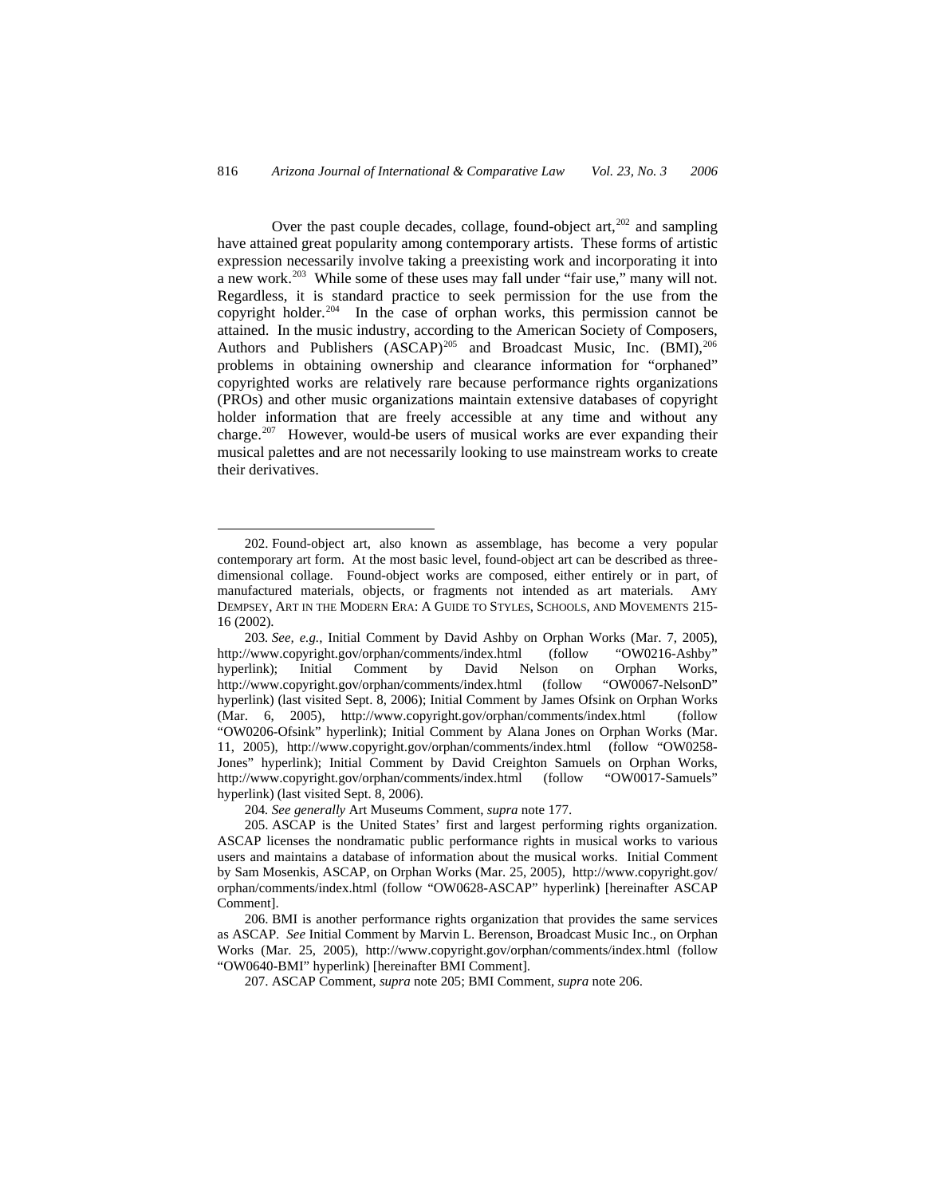Over the past couple decades, collage, found-object art,[202] and sampling have attained great popularity among contemporary artists. These forms of artistic expression necessarily involve taking a preexisting work and incorporating it into a new work.[203] While some of these uses may fall under "fair use," many will not. Regardless, it is standard practice to seek permission for the use from the copyright holder.[204] In the case of orphan works, this permission cannot be attained. In the music industry, according to the American Society of Composers, Authors and Publishers (ASCAP)[205] and Broadcast Music, Inc. (BMI),[206] problems in obtaining ownership and clearance information for "orphaned" copyrighted works are relatively rare because performance rights organizations (PROs) and other music organizations maintain extensive databases of copyright holder information that are freely accessible at any time and without any charge.[207] However, would-be users of musical works are ever expanding their musical palettes and are not necessarily looking to use mainstream works to create their derivatives.

---

202. Found-object art, also known as assemblage, has become a very popular contemporary art form. At the most basic level, found-object art can be described as three-dimensional collage. Found-object works are composed, either entirely or in part, of manufactured materials, objects, or fragments not intended as art materials. AMY DEMPSEY, ART IN THE MODERN ERA: A GUIDE TO STYLES, SCHOOLS, AND MOVEMENTS 215-16 (2002).

203. *See, e.g.*, Initial Comment by David Ashby on Orphan Works (Mar. 7, 2005), http://www.copyright.gov/orphan/comments/index.html (follow "OW0216-Ashby" hyperlink); Initial Comment by David Nelson on Orphan Works, http://www.copyright.gov/orphan/comments/index.html (follow "OW0067-NelsonD" hyperlink) (last visited Sept. 8, 2006); Initial Comment by James Ofsink on Orphan Works (Mar. 6, 2005), http://www.copyright.gov/orphan/comments/index.html (follow "OW0206-Ofsink" hyperlink); Initial Comment by Alana Jones on Orphan Works (Mar. 11, 2005), http://www.copyright.gov/orphan/comments/index.html (follow "OW0258-Jones" hyperlink); Initial Comment by David Creighton Samuels on Orphan Works, http://www.copyright.gov/orphan/comments/index.html (follow "OW0017-Samuels" hyperlink) (last visited Sept. 8, 2006).

204. *See generally* Art Museums Comment, *supra* note 177.

205. ASCAP is the United States' first and largest performing rights organization. ASCAP licenses the nondramatic public performance rights in musical works to various users and maintains a database of information about the musical works. Initial Comment by Sam Mosenkis, ASCAP, on Orphan Works (Mar. 25, 2005), http://www.copyright.gov/orphan/comments/index.html (follow "OW0628-ASCAP" hyperlink) [hereinafter ASCAP Comment].

206. BMI is another performance rights organization that provides the same services as ASCAP. *See* Initial Comment by Marvin L. Berenson, Broadcast Music Inc., on Orphan Works (Mar. 25, 2005), http://www.copyright.gov/orphan/comments/index.html (follow "OW0640-BMI" hyperlink) [hereinafter BMI Comment].

207. ASCAP Comment, *supra* note 205; BMI Comment, *supra* note 206.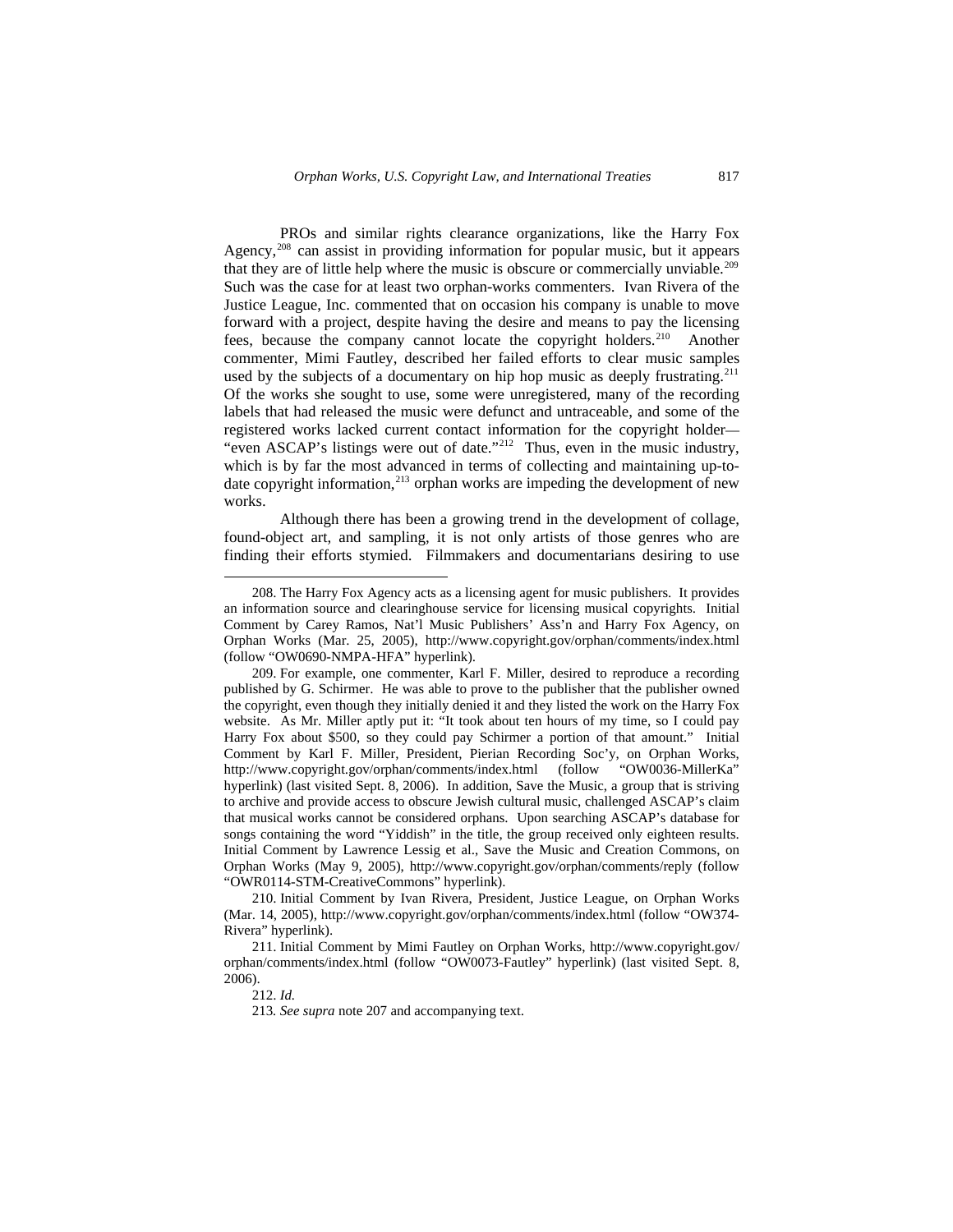PROs and similar rights clearance organizations, like the Harry Fox Agency,[208] can assist in providing information for popular music, but it appears that they are of little help where the music is obscure or commercially unviable.[209] Such was the case for at least two orphan-works commenters. Ivan Rivera of the Justice League, Inc. commented that on occasion his company is unable to move forward with a project, despite having the desire and means to pay the licensing fees, because the company cannot locate the copyright holders.[210] Another commenter, Mimi Fautley, described her failed efforts to clear music samples used by the subjects of a documentary on hip hop music as deeply frustrating.[211] Of the works she sought to use, some were unregistered, many of the recording labels that had released the music were defunct and untraceable, and some of the registered works lacked current contact information for the copyright holder—"even ASCAP's listings were out of date."[212] Thus, even in the music industry, which is by far the most advanced in terms of collecting and maintaining up-to-date copyright information,[213] orphan works are impeding the development of new works.

Although there has been a growing trend in the development of collage, found-object art, and sampling, it is not only artists of those genres who are finding their efforts stymied. Filmmakers and documentarians desiring to use

---

208. The Harry Fox Agency acts as a licensing agent for music publishers. It provides an information source and clearinghouse service for licensing musical copyrights. Initial Comment by Carey Ramos, Nat'l Music Publishers' Ass'n and Harry Fox Agency, on Orphan Works (Mar. 25, 2005), http://www.copyright.gov/orphan/comments/index.html (follow "OW0690-NMPA-HFA" hyperlink).

209. For example, one commenter, Karl F. Miller, desired to reproduce a recording published by G. Schirmer. He was able to prove to the publisher that the publisher owned the copyright, even though they initially denied it and they listed the work on the Harry Fox website. As Mr. Miller aptly put it: "It took about ten hours of my time, so I could pay Harry Fox about $500, so they could pay Schirmer a portion of that amount." Initial Comment by Karl F. Miller, President, Pierian Recording Soc'y, on Orphan Works, http://www.copyright.gov/orphan/comments/index.html (follow "OW0036-MillerKa" hyperlink) (last visited Sept. 8, 2006). In addition, Save the Music, a group that is striving to archive and provide access to obscure Jewish cultural music, challenged ASCAP's claim that musical works cannot be considered orphans. Upon searching ASCAP's database for songs containing the word "Yiddish" in the title, the group received only eighteen results. Initial Comment by Lawrence Lessig et al., Save the Music and Creation Commons, on Orphan Works (May 9, 2005), http://www.copyright.gov/orphan/comments/reply (follow "OWR0114-STM-CreativeCommons" hyperlink).

210. Initial Comment by Ivan Rivera, President, Justice League, on Orphan Works (Mar. 14, 2005), http://www.copyright.gov/orphan/comments/index.html (follow "OW374-Rivera" hyperlink).

211. Initial Comment by Mimi Fautley on Orphan Works, http://www.copyright.gov/orphan/comments/index.html (follow "OW0073-Fautley" hyperlink) (last visited Sept. 8, 2006).

212. *Id.*

213. *See supra* note 207 and accompanying text.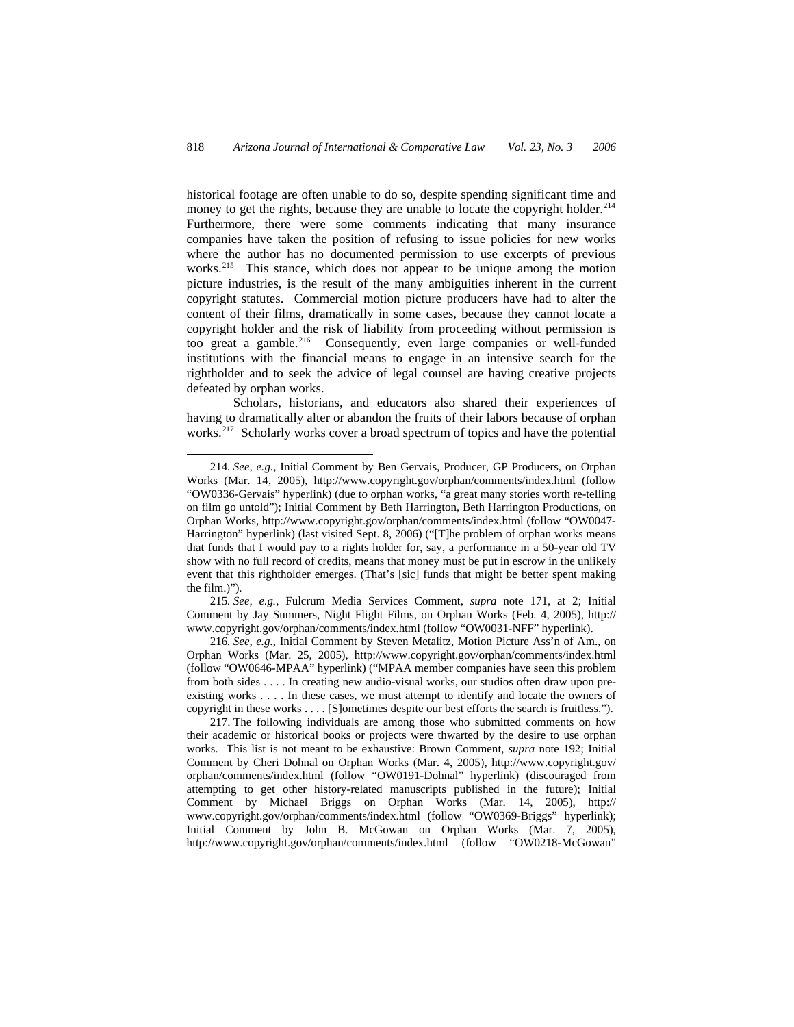historical footage are often unable to do so, despite spending significant time and money to get the rights, because they are unable to locate the copyright holder.[214] Furthermore, there were some comments indicating that many insurance companies have taken the position of refusing to issue policies for new works where the author has no documented permission to use excerpts of previous works.[215] This stance, which does not appear to be unique among the motion picture industries, is the result of the many ambiguities inherent in the current copyright statutes. Commercial motion picture producers have had to alter the content of their films, dramatically in some cases, because they cannot locate a copyright holder and the risk of liability from proceeding without permission is too great a gamble.[216] Consequently, even large companies or well-funded institutions with the financial means to engage in an intensive search for the rightholder and to seek the advice of legal counsel are having creative projects defeated by orphan works.

Scholars, historians, and educators also shared their experiences of having to dramatically alter or abandon the fruits of their labors because of orphan works.[217] Scholarly works cover a broad spectrum of topics and have the potential

---

214. *See, e.g.*, Initial Comment by Ben Gervais, Producer, GP Producers, on Orphan Works (Mar. 14, 2005), http://www.copyright.gov/orphan/comments/index.html (follow "OW0336-Gervais" hyperlink) (due to orphan works, "a great many stories worth re-telling on film go untold"); Initial Comment by Beth Harrington, Beth Harrington Productions, on Orphan Works, http://www.copyright.gov/orphan/comments/index.html (follow "OW0047-Harrington" hyperlink) (last visited Sept. 8, 2006) ("[T]he problem of orphan works means that funds that I would pay to a rights holder for, say, a performance in a 50-year old TV show with no full record of credits, means that money must be put in escrow in the unlikely event that this rightholder emerges. (That's [sic] funds that might be better spent making the film.)").

215. *See, e.g.*, Fulcrum Media Services Comment, *supra* note 171, at 2; Initial Comment by Jay Summers, Night Flight Films, on Orphan Works (Feb. 4, 2005), http://www.copyright.gov/orphan/comments/index.html (follow "OW0031-NFF" hyperlink).

216. *See, e.g.*, Initial Comment by Steven Metalitz, Motion Picture Ass'n of Am., on Orphan Works (Mar. 25, 2005), http://www.copyright.gov/orphan/comments/index.html (follow "OW0646-MPAA" hyperlink) ("MPAA member companies have seen this problem from both sides . . . . In creating new audio-visual works, our studios often draw upon pre-existing works . . . . In these cases, we must attempt to identify and locate the owners of copyright in these works . . . . [S]ometimes despite our best efforts the search is fruitless.").

217. The following individuals are among those who submitted comments on how their academic or historical books or projects were thwarted by the desire to use orphan works. This list is not meant to be exhaustive: Brown Comment, *supra* note 192; Initial Comment by Cheri Dohnal on Orphan Works (Mar. 4, 2005), http://www.copyright.gov/orphan/comments/index.html (follow "OW0191-Dohnal" hyperlink) (discouraged from attempting to get other history-related manuscripts published in the future); Initial Comment by Michael Briggs on Orphan Works (Mar. 14, 2005), http://www.copyright.gov/orphan/comments/index.html (follow "OW0369-Briggs" hyperlink); Initial Comment by John B. McGowan on Orphan Works (Mar. 7, 2005), http://www.copyright.gov/orphan/comments/index.html (follow "OW0218-McGowan"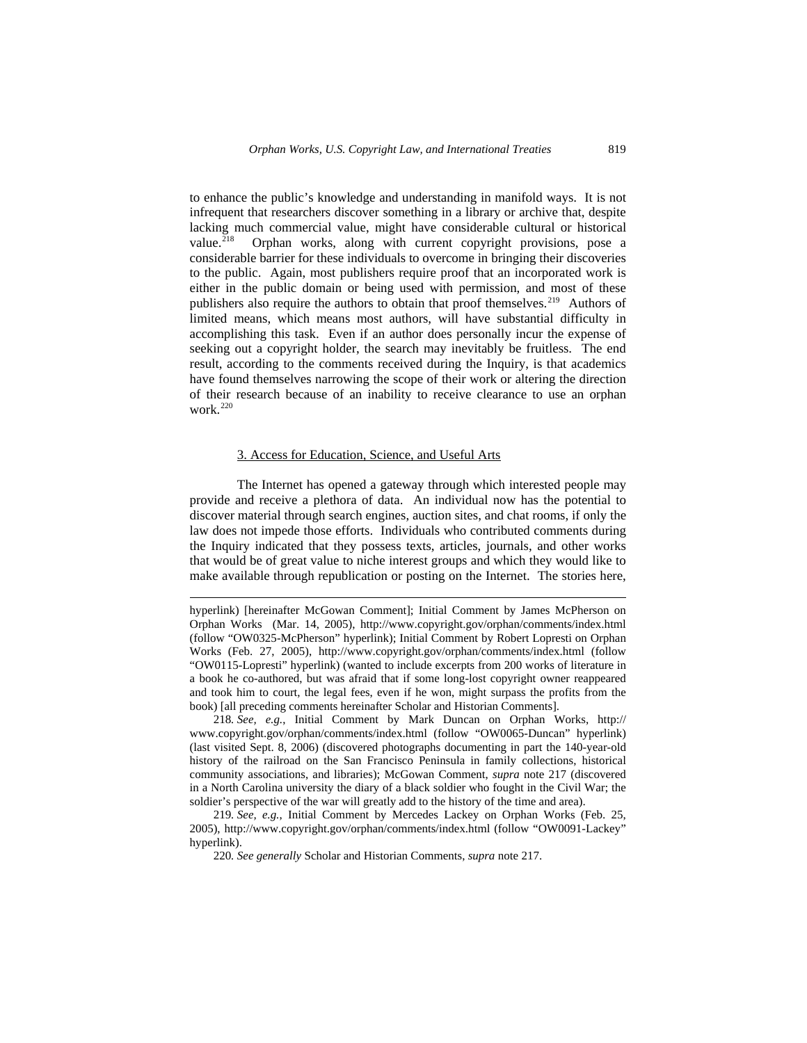to enhance the public's knowledge and understanding in manifold ways. It is not infrequent that researchers discover something in a library or archive that, despite lacking much commercial value, might have considerable cultural or historical value.[218] Orphan works, along with current copyright provisions, pose a considerable barrier for these individuals to overcome in bringing their discoveries to the public. Again, most publishers require proof that an incorporated work is either in the public domain or being used with permission, and most of these publishers also require the authors to obtain that proof themselves.[219] Authors of limited means, which means most authors, will have substantial difficulty in accomplishing this task. Even if an author does personally incur the expense of seeking out a copyright holder, the search may inevitably be fruitless. The end result, according to the comments received during the Inquiry, is that academics have found themselves narrowing the scope of their work or altering the direction of their research because of an inability to receive clearance to use an orphan work.[220]

### 3. Access for Education, Science, and Useful Arts

The Internet has opened a gateway through which interested people may provide and receive a plethora of data. An individual now has the potential to discover material through search engines, auction sites, and chat rooms, if only the law does not impede those efforts. Individuals who contributed comments during the Inquiry indicated that they possess texts, articles, journals, and other works that would be of great value to niche interest groups and which they would like to make available through republication or posting on the Internet. The stories here,

---

hyperlink) [hereinafter McGowan Comment]; Initial Comment by James McPherson on Orphan Works (Mar. 14, 2005), http://www.copyright.gov/orphan/comments/index.html (follow "OW0325-McPherson" hyperlink); Initial Comment by Robert Lopresti on Orphan Works (Feb. 27, 2005), http://www.copyright.gov/orphan/comments/index.html (follow "OW0115-Lopresti" hyperlink) (wanted to include excerpts from 200 works of literature in a book he co-authored, but was afraid that if some long-lost copyright owner reappeared and took him to court, the legal fees, even if he won, might surpass the profits from the book) [all preceding comments hereinafter Scholar and Historian Comments].

218. *See, e.g.*, Initial Comment by Mark Duncan on Orphan Works, http:// www.copyright.gov/orphan/comments/index.html (follow "OW0065-Duncan" hyperlink) (last visited Sept. 8, 2006) (discovered photographs documenting in part the 140-year-old history of the railroad on the San Francisco Peninsula in family collections, historical community associations, and libraries); McGowan Comment, *supra* note 217 (discovered in a North Carolina university the diary of a black soldier who fought in the Civil War; the soldier's perspective of the war will greatly add to the history of the time and area).

219. *See, e.g.*, Initial Comment by Mercedes Lackey on Orphan Works (Feb. 25, 2005), http://www.copyright.gov/orphan/comments/index.html (follow "OW0091-Lackey" hyperlink).

220. *See generally* Scholar and Historian Comments, *supra* note 217.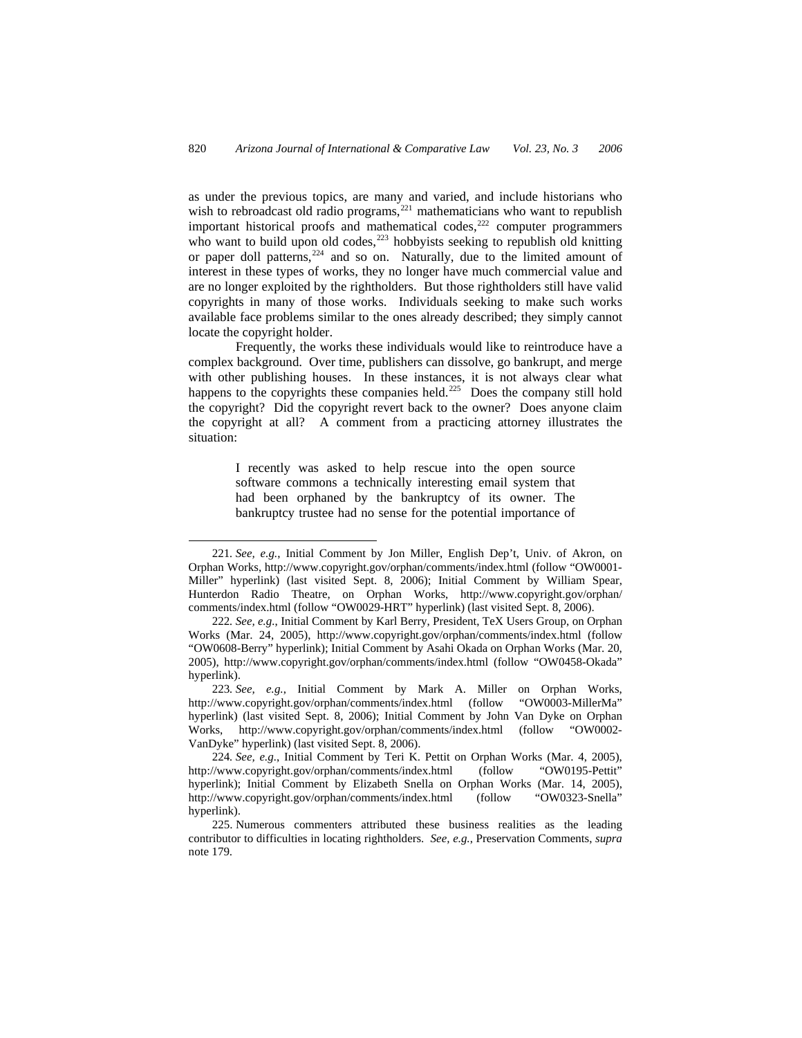as under the previous topics, are many and varied, and include historians who wish to rebroadcast old radio programs,[221] mathematicians who want to republish important historical proofs and mathematical codes,[222] computer programmers who want to build upon old codes,[223] hobbyists seeking to republish old knitting or paper doll patterns,[224] and so on. Naturally, due to the limited amount of interest in these types of works, they no longer have much commercial value and are no longer exploited by the rightholders. But those rightholders still have valid copyrights in many of those works. Individuals seeking to make such works available face problems similar to the ones already described; they simply cannot locate the copyright holder.

Frequently, the works these individuals would like to reintroduce have a complex background. Over time, publishers can dissolve, go bankrupt, and merge with other publishing houses. In these instances, it is not always clear what happens to the copyrights these companies held.[225] Does the company still hold the copyright? Did the copyright revert back to the owner? Does anyone claim the copyright at all? A comment from a practicing attorney illustrates the situation:

> I recently was asked to help rescue into the open source software commons a technically interesting email system that had been orphaned by the bankruptcy of its owner. The bankruptcy trustee had no sense for the potential importance of

---

221. *See, e.g.*, Initial Comment by Jon Miller, English Dep't, Univ. of Akron, on Orphan Works, http://www.copyright.gov/orphan/comments/index.html (follow "OW0001-Miller" hyperlink) (last visited Sept. 8, 2006); Initial Comment by William Spear, Hunterdon Radio Theatre, on Orphan Works, http://www.copyright.gov/orphan/comments/index.html (follow "OW0029-HRT" hyperlink) (last visited Sept. 8, 2006).

222. *See, e.g.*, Initial Comment by Karl Berry, President, TeX Users Group, on Orphan Works (Mar. 24, 2005), http://www.copyright.gov/orphan/comments/index.html (follow "OW0608-Berry" hyperlink); Initial Comment by Asahi Okada on Orphan Works (Mar. 20, 2005), http://www.copyright.gov/orphan/comments/index.html (follow "OW0458-Okada" hyperlink).

223. *See, e.g.*, Initial Comment by Mark A. Miller on Orphan Works, http://www.copyright.gov/orphan/comments/index.html (follow "OW0003-MillerMa" hyperlink) (last visited Sept. 8, 2006); Initial Comment by John Van Dyke on Orphan Works, http://www.copyright.gov/orphan/comments/index.html (follow "OW0002-VanDyke" hyperlink) (last visited Sept. 8, 2006).

224. *See, e.g.*, Initial Comment by Teri K. Pettit on Orphan Works (Mar. 4, 2005), http://www.copyright.gov/orphan/comments/index.html (follow "OW0195-Pettit" hyperlink); Initial Comment by Elizabeth Snella on Orphan Works (Mar. 14, 2005), http://www.copyright.gov/orphan/comments/index.html (follow "OW0323-Snella" hyperlink).

225. Numerous commenters attributed these business realities as the leading contributor to difficulties in locating rightholders. *See, e.g.*, Preservation Comments, *supra* note 179.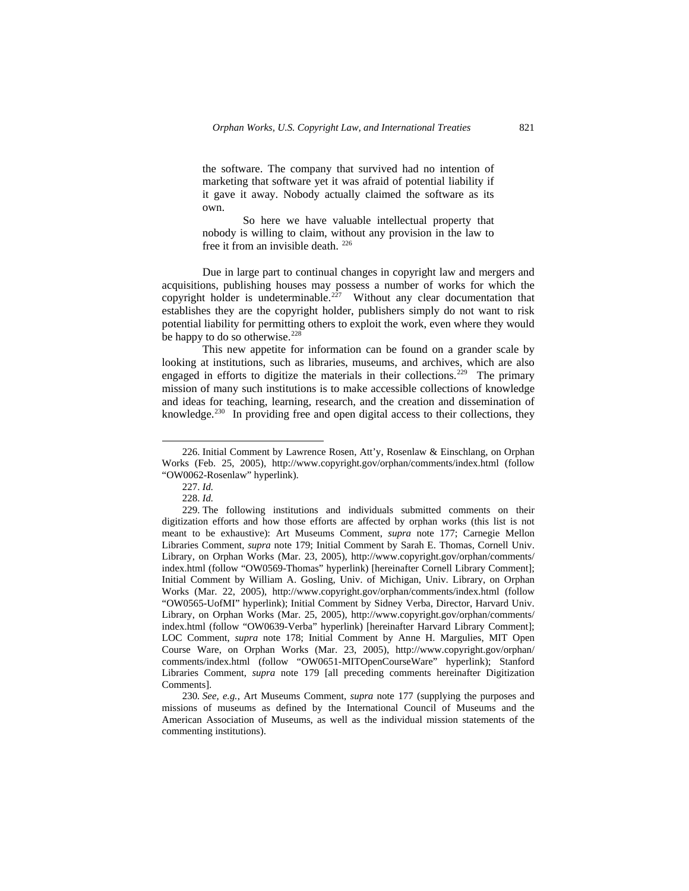> the software. The company that survived had no intention of marketing that software yet it was afraid of potential liability if it gave it away. Nobody actually claimed the software as its own.
>
> So here we have valuable intellectual property that nobody is willing to claim, without any provision in the law to free it from an invisible death. [226]

Due in large part to continual changes in copyright law and mergers and acquisitions, publishing houses may possess a number of works for which the copyright holder is undeterminable.[227] Without any clear documentation that establishes they are the copyright holder, publishers simply do not want to risk potential liability for permitting others to exploit the work, even where they would be happy to do so otherwise.[228]

This new appetite for information can be found on a grander scale by looking at institutions, such as libraries, museums, and archives, which are also engaged in efforts to digitize the materials in their collections.[229] The primary mission of many such institutions is to make accessible collections of knowledge and ideas for teaching, learning, research, and the creation and dissemination of knowledge.[230] In providing free and open digital access to their collections, they

---

226. Initial Comment by Lawrence Rosen, Att'y, Rosenlaw & Einschlang, on Orphan Works (Feb. 25, 2005), http://www.copyright.gov/orphan/comments/index.html (follow "OW0062-Rosenlaw" hyperlink).

227. *Id.*

228. *Id.*

229. The following institutions and individuals submitted comments on their digitization efforts and how those efforts are affected by orphan works (this list is not meant to be exhaustive): Art Museums Comment, *supra* note 177; Carnegie Mellon Libraries Comment, *supra* note 179; Initial Comment by Sarah E. Thomas, Cornell Univ. Library, on Orphan Works (Mar. 23, 2005), http://www.copyright.gov/orphan/comments/index.html (follow "OW0569-Thomas" hyperlink) [hereinafter Cornell Library Comment]; Initial Comment by William A. Gosling, Univ. of Michigan, Univ. Library, on Orphan Works (Mar. 22, 2005), http://www.copyright.gov/orphan/comments/index.html (follow "OW0565-UofMI" hyperlink); Initial Comment by Sidney Verba, Director, Harvard Univ. Library, on Orphan Works (Mar. 25, 2005), http://www.copyright.gov/orphan/comments/index.html (follow "OW0639-Verba" hyperlink) [hereinafter Harvard Library Comment]; LOC Comment, *supra* note 178; Initial Comment by Anne H. Margulies, MIT Open Course Ware, on Orphan Works (Mar. 23, 2005), http://www.copyright.gov/orphan/comments/index.html (follow "OW0651-MITOpenCourseWare" hyperlink); Stanford Libraries Comment, *supra* note 179 [all preceding comments hereinafter Digitization Comments].

230. *See, e.g.*, Art Museums Comment, *supra* note 177 (supplying the purposes and missions of museums as defined by the International Council of Museums and the American Association of Museums, as well as the individual mission statements of the commenting institutions).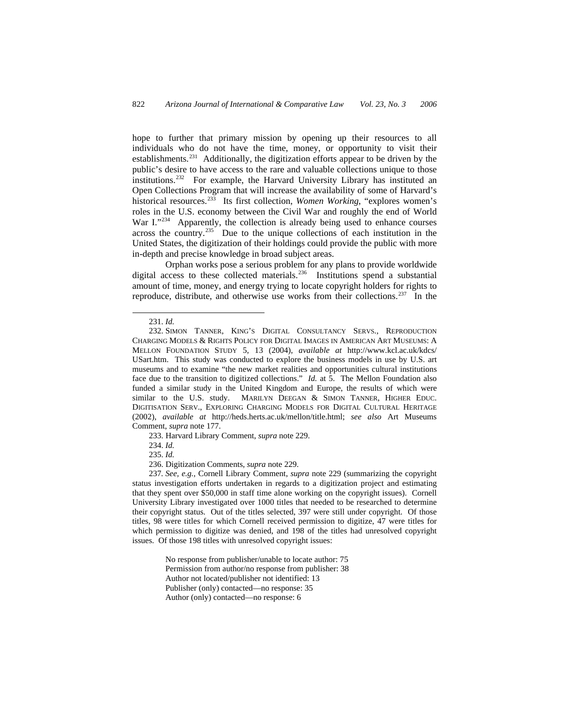hope to further that primary mission by opening up their resources to all individuals who do not have the time, money, or opportunity to visit their establishments.[231] Additionally, the digitization efforts appear to be driven by the public's desire to have access to the rare and valuable collections unique to those institutions.[232] For example, the Harvard University Library has instituted an Open Collections Program that will increase the availability of some of Harvard's historical resources.[233] Its first collection, *Women Working*, "explores women's roles in the U.S. economy between the Civil War and roughly the end of World War I."[234] Apparently, the collection is already being used to enhance courses across the country.[235] Due to the unique collections of each institution in the United States, the digitization of their holdings could provide the public with more in-depth and precise knowledge in broad subject areas.

Orphan works pose a serious problem for any plans to provide worldwide digital access to these collected materials.[236] Institutions spend a substantial amount of time, money, and energy trying to locate copyright holders for rights to reproduce, distribute, and otherwise use works from their collections.[237] In the

---

231. *Id.*

232. SIMON TANNER, KING'S DIGITAL CONSULTANCY SERVS., REPRODUCTION CHARGING MODELS & RIGHTS POLICY FOR DIGITAL IMAGES IN AMERICAN ART MUSEUMS: A MELLON FOUNDATION STUDY 5, 13 (2004), *available at* http://www.kcl.ac.uk/kdcs/USart.htm. This study was conducted to explore the business models in use by U.S. art museums and to examine "the new market realities and opportunities cultural institutions face due to the transition to digitized collections." *Id.* at 5. The Mellon Foundation also funded a similar study in the United Kingdom and Europe, the results of which were similar to the U.S. study. MARILYN DEEGAN & SIMON TANNER, HIGHER EDUC. DIGITISATION SERV., EXPLORING CHARGING MODELS FOR DIGITAL CULTURAL HERITAGE (2002), *available at* http://heds.herts.ac.uk/mellon/title.html; *see also* Art Museums Comment, *supra* note 177.

233. Harvard Library Comment, *supra* note 229.

234. *Id.*

235. *Id.*

236. Digitization Comments, *supra* note 229.

237. *See, e.g.*, Cornell Library Comment, *supra* note 229 (summarizing the copyright status investigation efforts undertaken in regards to a digitization project and estimating that they spent over $50,000 in staff time alone working on the copyright issues). Cornell University Library investigated over 1000 titles that needed to be researched to determine their copyright status. Out of the titles selected, 397 were still under copyright. Of those titles, 98 were titles for which Cornell received permission to digitize, 47 were titles for which permission to digitize was denied, and 198 of the titles had unresolved copyright issues. Of those 198 titles with unresolved copyright issues:

> No response from publisher/unable to locate author: 75
> Permission from author/no response from publisher: 38
> Author not located/publisher not identified: 13
> Publisher (only) contacted—no response: 35
> Author (only) contacted—no response: 6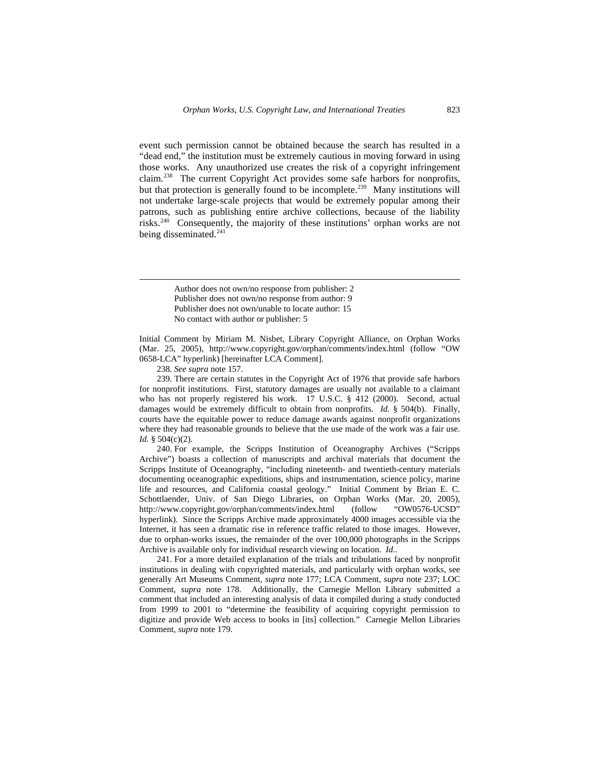event such permission cannot be obtained because the search has resulted in a "dead end," the institution must be extremely cautious in moving forward in using those works. Any unauthorized use creates the risk of a copyright infringement claim.[238] The current Copyright Act provides some safe harbors for nonprofits, but that protection is generally found to be incomplete.[239] Many institutions will not undertake large-scale projects that would be extremely popular among their patrons, such as publishing entire archive collections, because of the liability risks.[240] Consequently, the majority of these institutions' orphan works are not being disseminated.[241]

---

Author does not own/no response from publisher: 2
Publisher does not own/no response from author: 9
Publisher does not own/unable to locate author: 15
No contact with author or publisher: 5

Initial Comment by Miriam M. Nisbet, Library Copyright Alliance, on Orphan Works (Mar. 25, 2005), http://www.copyright.gov/orphan/comments/index.html (follow "OW 0658-LCA" hyperlink) [hereinafter LCA Comment].

238. *See supra* note 157.

239. There are certain statutes in the Copyright Act of 1976 that provide safe harbors for nonprofit institutions. First, statutory damages are usually not available to a claimant who has not properly registered his work. 17 U.S.C. § 412 (2000). Second, actual damages would be extremely difficult to obtain from nonprofits. *Id.* § 504(b). Finally, courts have the equitable power to reduce damage awards against nonprofit organizations where they had reasonable grounds to believe that the use made of the work was a fair use. *Id.* § 504(c)(2).

240. For example, the Scripps Institution of Oceanography Archives ("Scripps Archive") boasts a collection of manuscripts and archival materials that document the Scripps Institute of Oceanography, "including nineteenth- and twentieth-century materials documenting oceanographic expeditions, ships and instrumentation, science policy, marine life and resources, and California coastal geology." Initial Comment by Brian E. C. Schottlaender, Univ. of San Diego Libraries, on Orphan Works (Mar. 20, 2005), http://www.copyright.gov/orphan/comments/index.html (follow "OW0576-UCSD" hyperlink). Since the Scripps Archive made approximately 4000 images accessible via the Internet, it has seen a dramatic rise in reference traffic related to those images. However, due to orphan-works issues, the remainder of the over 100,000 photographs in the Scripps Archive is available only for individual research viewing on location. *Id.*.

241. For a more detailed explanation of the trials and tribulations faced by nonprofit institutions in dealing with copyrighted materials, and particularly with orphan works, see generally Art Museums Comment, *supra* note 177; LCA Comment, *supra* note 237; LOC Comment, *supra* note 178. Additionally, the Carnegie Mellon Library submitted a comment that included an interesting analysis of data it compiled during a study conducted from 1999 to 2001 to "determine the feasibility of acquiring copyright permission to digitize and provide Web access to books in [its] collection." Carnegie Mellon Libraries Comment, *supra* note 179.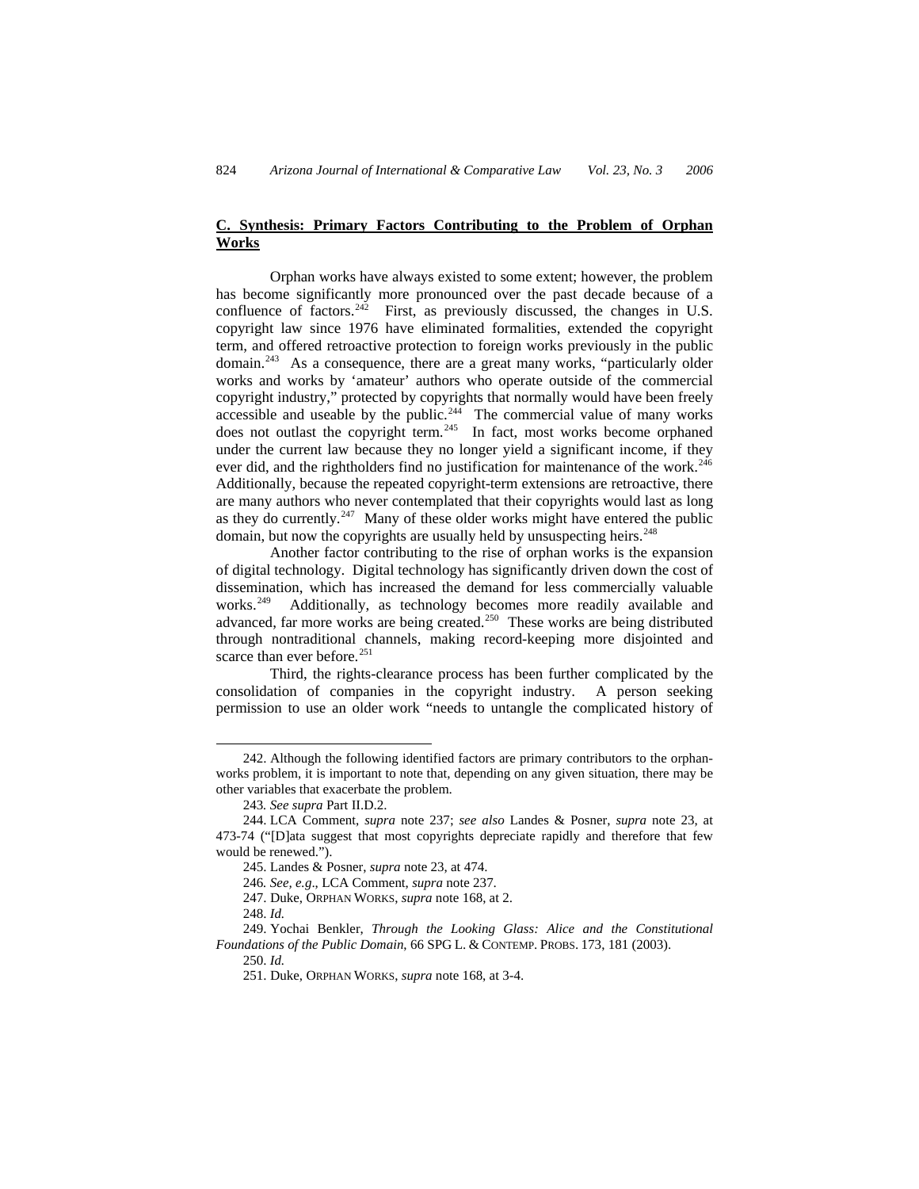## **C. Synthesis: Primary Factors Contributing to the Problem of Orphan Works**

Orphan works have always existed to some extent; however, the problem has become significantly more pronounced over the past decade because of a confluence of factors.[242] First, as previously discussed, the changes in U.S. copyright law since 1976 have eliminated formalities, extended the copyright term, and offered retroactive protection to foreign works previously in the public domain.[243] As a consequence, there are a great many works, "particularly older works and works by 'amateur' authors who operate outside of the commercial copyright industry," protected by copyrights that normally would have been freely accessible and useable by the public.[244] The commercial value of many works does not outlast the copyright term.[245] In fact, most works become orphaned under the current law because they no longer yield a significant income, if they ever did, and the rightholders find no justification for maintenance of the work.[246] Additionally, because the repeated copyright-term extensions are retroactive, there are many authors who never contemplated that their copyrights would last as long as they do currently.[247] Many of these older works might have entered the public domain, but now the copyrights are usually held by unsuspecting heirs.[248]

Another factor contributing to the rise of orphan works is the expansion of digital technology. Digital technology has significantly driven down the cost of dissemination, which has increased the demand for less commercially valuable works.[249] Additionally, as technology becomes more readily available and advanced, far more works are being created.[250] These works are being distributed through nontraditional channels, making record-keeping more disjointed and scarce than ever before.[251]

Third, the rights-clearance process has been further complicated by the consolidation of companies in the copyright industry. A person seeking permission to use an older work "needs to untangle the complicated history of

---

242. Although the following identified factors are primary contributors to the orphan-works problem, it is important to note that, depending on any given situation, there may be other variables that exacerbate the problem.

243. *See supra* Part II.D.2.

244. LCA Comment, *supra* note 237; *see also* Landes & Posner, *supra* note 23, at 473-74 ("[D]ata suggest that most copyrights depreciate rapidly and therefore that few would be renewed.").

245. Landes & Posner, *supra* note 23, at 474.

246. *See, e.g*., LCA Comment, *supra* note 237.

247. Duke, ORPHAN WORKS, *supra* note 168, at 2.

248. *Id.*

249. Yochai Benkler, *Through the Looking Glass: Alice and the Constitutional Foundations of the Public Domain*, 66 SPG L. & CONTEMP. PROBS. 173, 181 (2003).

250. *Id.*

251. Duke, ORPHAN WORKS, *supra* note 168, at 3-4.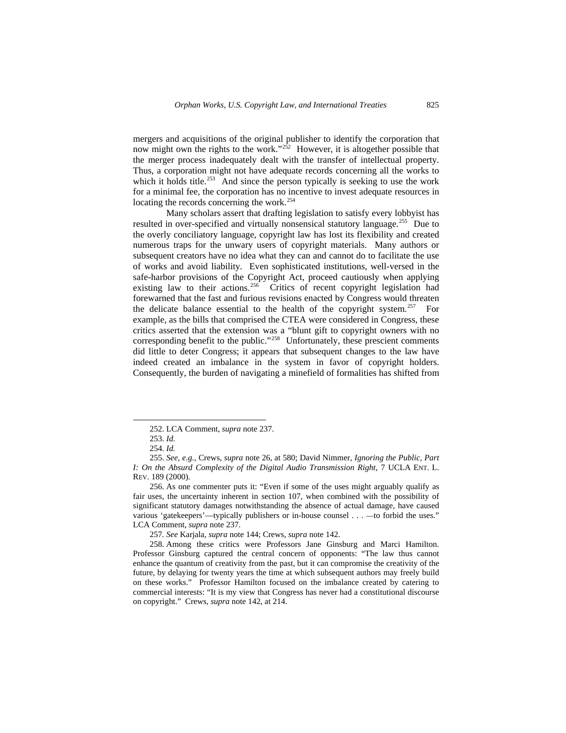mergers and acquisitions of the original publisher to identify the corporation that now might own the rights to the work."[252] However, it is altogether possible that the merger process inadequately dealt with the transfer of intellectual property. Thus, a corporation might not have adequate records concerning all the works to which it holds title.[253] And since the person typically is seeking to use the work for a minimal fee, the corporation has no incentive to invest adequate resources in locating the records concerning the work.[254]

Many scholars assert that drafting legislation to satisfy every lobbyist has resulted in over-specified and virtually nonsensical statutory language.[255] Due to the overly conciliatory language, copyright law has lost its flexibility and created numerous traps for the unwary users of copyright materials. Many authors or subsequent creators have no idea what they can and cannot do to facilitate the use of works and avoid liability. Even sophisticated institutions, well-versed in the safe-harbor provisions of the Copyright Act, proceed cautiously when applying existing law to their actions.[256] Critics of recent copyright legislation had forewarned that the fast and furious revisions enacted by Congress would threaten the delicate balance essential to the health of the copyright system.[257] For example, as the bills that comprised the CTEA were considered in Congress, these critics asserted that the extension was a "blunt gift to copyright owners with no corresponding benefit to the public."[258] Unfortunately, these prescient comments did little to deter Congress; it appears that subsequent changes to the law have indeed created an imbalance in the system in favor of copyright holders. Consequently, the burden of navigating a minefield of formalities has shifted from

---

252. LCA Comment, *supra* note 237.

253. *Id.*

254. *Id.*

255. *See, e.g.*, Crews, *supra* note 26, at 580; David Nimmer, *Ignoring the Public, Part I: On the Absurd Complexity of the Digital Audio Transmission Right*, 7 UCLA ENT. L. REV. 189 (2000).

256. As one commenter puts it: "Even if some of the uses might arguably qualify as fair uses, the uncertainty inherent in section 107, when combined with the possibility of significant statutory damages notwithstanding the absence of actual damage, have caused various 'gatekeepers'—typically publishers or in-house counsel . . . —to forbid the uses." LCA Comment, *supra* note 237.

257. *See* Karjala, *supra* note 144; Crews, *supra* note 142.

258. Among these critics were Professors Jane Ginsburg and Marci Hamilton. Professor Ginsburg captured the central concern of opponents: "The law thus cannot enhance the quantum of creativity from the past, but it can compromise the creativity of the future, by delaying for twenty years the time at which subsequent authors may freely build on these works." Professor Hamilton focused on the imbalance created by catering to commercial interests: "It is my view that Congress has never had a constitutional discourse on copyright." Crews, *supra* note 142, at 214.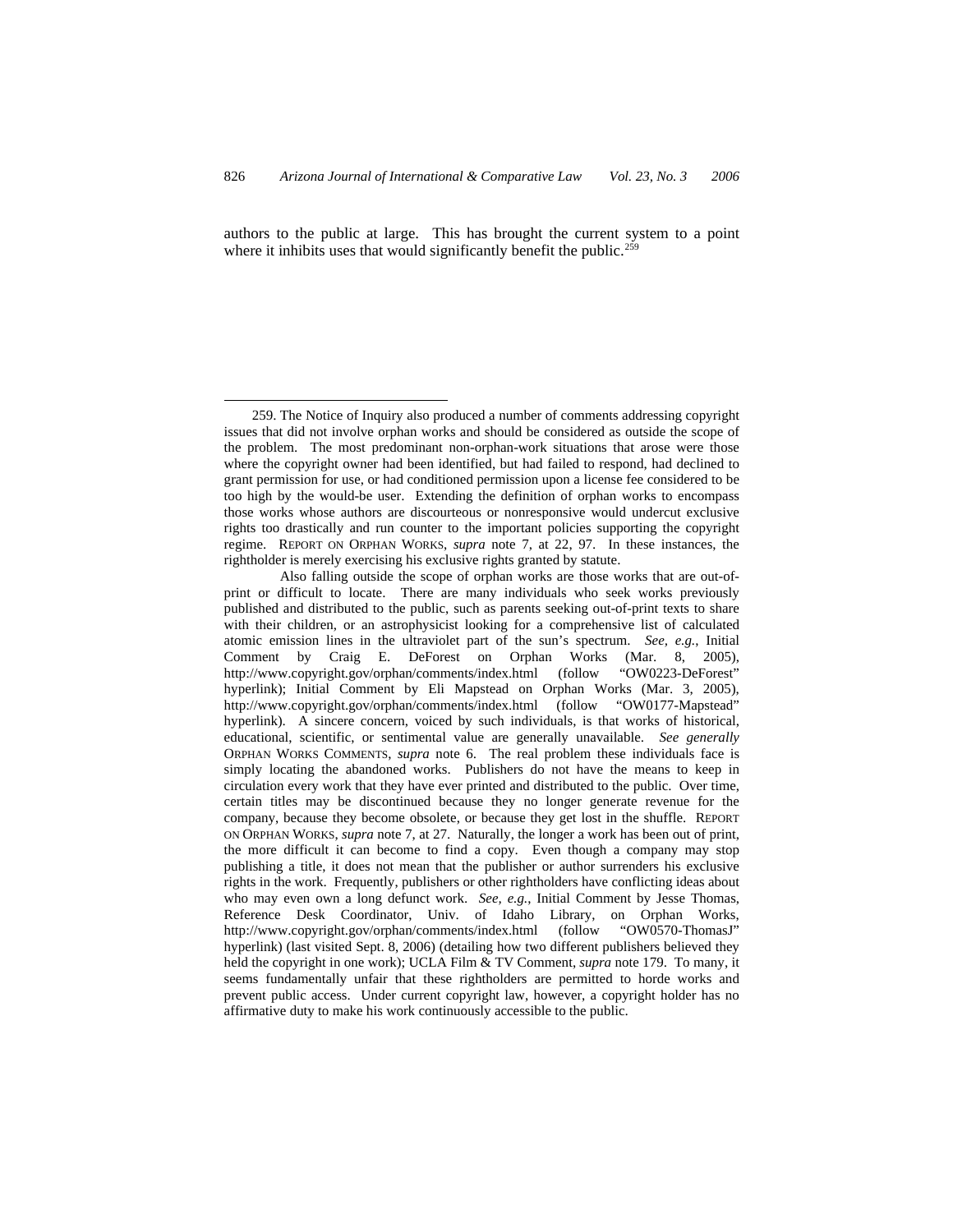authors to the public at large. This has brought the current system to a point where it inhibits uses that would significantly benefit the public.[259]

---

259. The Notice of Inquiry also produced a number of comments addressing copyright issues that did not involve orphan works and should be considered as outside the scope of the problem. The most predominant non-orphan-work situations that arose were those where the copyright owner had been identified, but had failed to respond, had declined to grant permission for use, or had conditioned permission upon a license fee considered to be too high by the would-be user. Extending the definition of orphan works to encompass those works whose authors are discourteous or nonresponsive would undercut exclusive rights too drastically and run counter to the important policies supporting the copyright regime. REPORT ON ORPHAN WORKS, *supra* note 7, at 22, 97. In these instances, the rightholder is merely exercising his exclusive rights granted by statute.

Also falling outside the scope of orphan works are those works that are out-of-print or difficult to locate. There are many individuals who seek works previously published and distributed to the public, such as parents seeking out-of-print texts to share with their children, or an astrophysicist looking for a comprehensive list of calculated atomic emission lines in the ultraviolet part of the sun's spectrum. *See, e.g.*, Initial Comment by Craig E. DeForest on Orphan Works (Mar. 8, 2005), http://www.copyright.gov/orphan/comments/index.html (follow "OW0223-DeForest" hyperlink); Initial Comment by Eli Mapstead on Orphan Works (Mar. 3, 2005), http://www.copyright.gov/orphan/comments/index.html (follow "OW0177-Mapstead" hyperlink). A sincere concern, voiced by such individuals, is that works of historical, educational, scientific, or sentimental value are generally unavailable. *See generally* ORPHAN WORKS COMMENTS, *supra* note 6. The real problem these individuals face is simply locating the abandoned works. Publishers do not have the means to keep in circulation every work that they have ever printed and distributed to the public. Over time, certain titles may be discontinued because they no longer generate revenue for the company, because they become obsolete, or because they get lost in the shuffle. REPORT ON ORPHAN WORKS, *supra* note 7, at 27. Naturally, the longer a work has been out of print, the more difficult it can become to find a copy. Even though a company may stop publishing a title, it does not mean that the publisher or author surrenders his exclusive rights in the work. Frequently, publishers or other rightholders have conflicting ideas about who may even own a long defunct work. *See, e.g.*, Initial Comment by Jesse Thomas, Reference Desk Coordinator, Univ. of Idaho Library, on Orphan Works, http://www.copyright.gov/orphan/comments/index.html (follow "OW0570-ThomasJ" hyperlink) (last visited Sept. 8, 2006) (detailing how two different publishers believed they held the copyright in one work); UCLA Film & TV Comment, *supra* note 179. To many, it seems fundamentally unfair that these rightholders are permitted to horde works and prevent public access. Under current copyright law, however, a copyright holder has no affirmative duty to make his work continuously accessible to the public.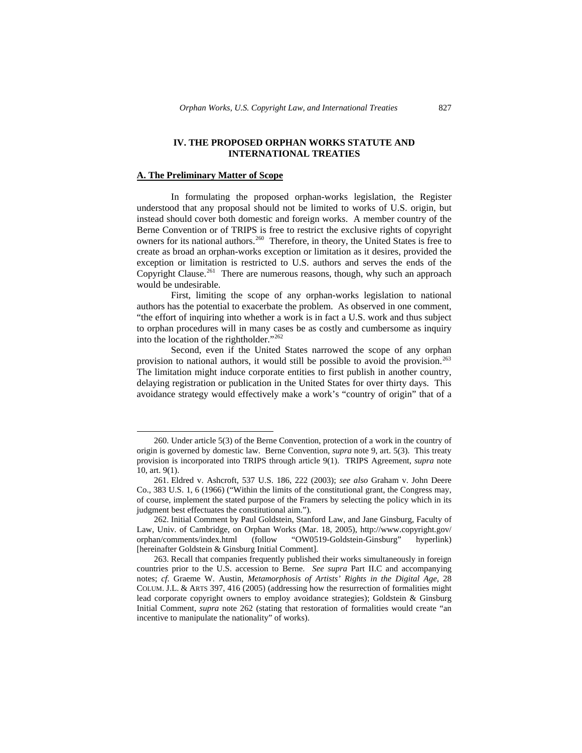## IV. THE PROPOSED ORPHAN WORKS STATUTE AND INTERNATIONAL TREATIES

### A. The Preliminary Matter of Scope

In formulating the proposed orphan-works legislation, the Register understood that any proposal should not be limited to works of U.S. origin, but instead should cover both domestic and foreign works. A member country of the Berne Convention or of TRIPS is free to restrict the exclusive rights of copyright owners for its national authors.[260] Therefore, in theory, the United States is free to create as broad an orphan-works exception or limitation as it desires, provided the exception or limitation is restricted to U.S. authors and serves the ends of the Copyright Clause.[261] There are numerous reasons, though, why such an approach would be undesirable.

First, limiting the scope of any orphan-works legislation to national authors has the potential to exacerbate the problem. As observed in one comment, "the effort of inquiring into whether a work is in fact a U.S. work and thus subject to orphan procedures will in many cases be as costly and cumbersome as inquiry into the location of the rightholder."[262]

Second, even if the United States narrowed the scope of any orphan provision to national authors, it would still be possible to avoid the provision.[263] The limitation might induce corporate entities to first publish in another country, delaying registration or publication in the United States for over thirty days. This avoidance strategy would effectively make a work's "country of origin" that of a

---

260. Under article 5(3) of the Berne Convention, protection of a work in the country of origin is governed by domestic law. Berne Convention, *supra* note 9, art. 5(3). This treaty provision is incorporated into TRIPS through article 9(1). TRIPS Agreement, *supra* note 10, art. 9(1).

261. Eldred v. Ashcroft, 537 U.S. 186, 222 (2003); *see also* Graham v. John Deere Co., 383 U.S. 1, 6 (1966) ("Within the limits of the constitutional grant, the Congress may, of course, implement the stated purpose of the Framers by selecting the policy which in its judgment best effectuates the constitutional aim.").

262. Initial Comment by Paul Goldstein, Stanford Law, and Jane Ginsburg, Faculty of Law, Univ. of Cambridge, on Orphan Works (Mar. 18, 2005), http://www.copyright.gov/orphan/comments/index.html (follow "OW0519-Goldstein-Ginsburg" hyperlink) [hereinafter Goldstein & Ginsburg Initial Comment].

263. Recall that companies frequently published their works simultaneously in foreign countries prior to the U.S. accession to Berne. *See supra* Part II.C and accompanying notes; *cf.* Graeme W. Austin, *Metamorphosis of Artists' Rights in the Digital Age*, 28 COLUM. J.L. & ARTS 397, 416 (2005) (addressing how the resurrection of formalities might lead corporate copyright owners to employ avoidance strategies); Goldstein & Ginsburg Initial Comment, *supra* note 262 (stating that restoration of formalities would create "an incentive to manipulate the nationality" of works).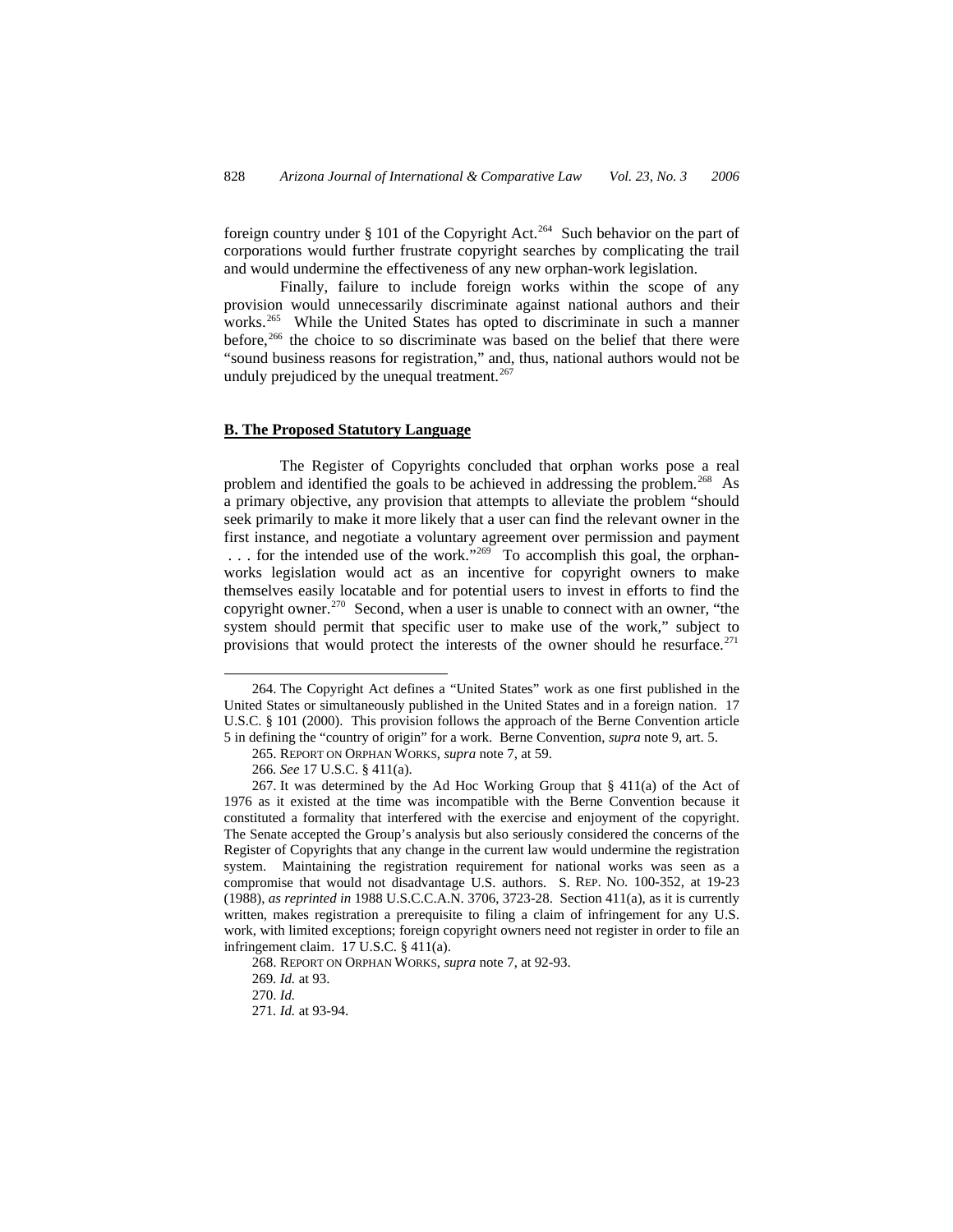foreign country under § 101 of the Copyright Act.[264] Such behavior on the part of corporations would further frustrate copyright searches by complicating the trail and would undermine the effectiveness of any new orphan-work legislation.

Finally, failure to include foreign works within the scope of any provision would unnecessarily discriminate against national authors and their works.[265] While the United States has opted to discriminate in such a manner before,[266] the choice to so discriminate was based on the belief that there were "sound business reasons for registration," and, thus, national authors would not be unduly prejudiced by the unequal treatment.[267]

## B. The Proposed Statutory Language

The Register of Copyrights concluded that orphan works pose a real problem and identified the goals to be achieved in addressing the problem.[268] As a primary objective, any provision that attempts to alleviate the problem "should seek primarily to make it more likely that a user can find the relevant owner in the first instance, and negotiate a voluntary agreement over permission and payment . . . for the intended use of the work."[269] To accomplish this goal, the orphan-works legislation would act as an incentive for copyright owners to make themselves easily locatable and for potential users to invest in efforts to find the copyright owner.[270] Second, when a user is unable to connect with an owner, "the system should permit that specific user to make use of the work," subject to provisions that would protect the interests of the owner should he resurface.[271]

---

264. The Copyright Act defines a "United States" work as one first published in the United States or simultaneously published in the United States and in a foreign nation. 17 U.S.C. § 101 (2000). This provision follows the approach of the Berne Convention article 5 in defining the "country of origin" for a work. Berne Convention, *supra* note 9, art. 5.

265. REPORT ON ORPHAN WORKS, *supra* note 7, at 59.

266. *See* 17 U.S.C. § 411(a).

267. It was determined by the Ad Hoc Working Group that § 411(a) of the Act of 1976 as it existed at the time was incompatible with the Berne Convention because it constituted a formality that interfered with the exercise and enjoyment of the copyright. The Senate accepted the Group's analysis but also seriously considered the concerns of the Register of Copyrights that any change in the current law would undermine the registration system. Maintaining the registration requirement for national works was seen as a compromise that would not disadvantage U.S. authors. S. REP. NO. 100-352, at 19-23 (1988), *as reprinted in* 1988 U.S.C.C.A.N. 3706, 3723-28. Section 411(a), as it is currently written, makes registration a prerequisite to filing a claim of infringement for any U.S. work, with limited exceptions; foreign copyright owners need not register in order to file an infringement claim. 17 U.S.C. § 411(a).

268. REPORT ON ORPHAN WORKS, *supra* note 7, at 92-93.

269. *Id.* at 93.

270. *Id.*

271. *Id.* at 93-94.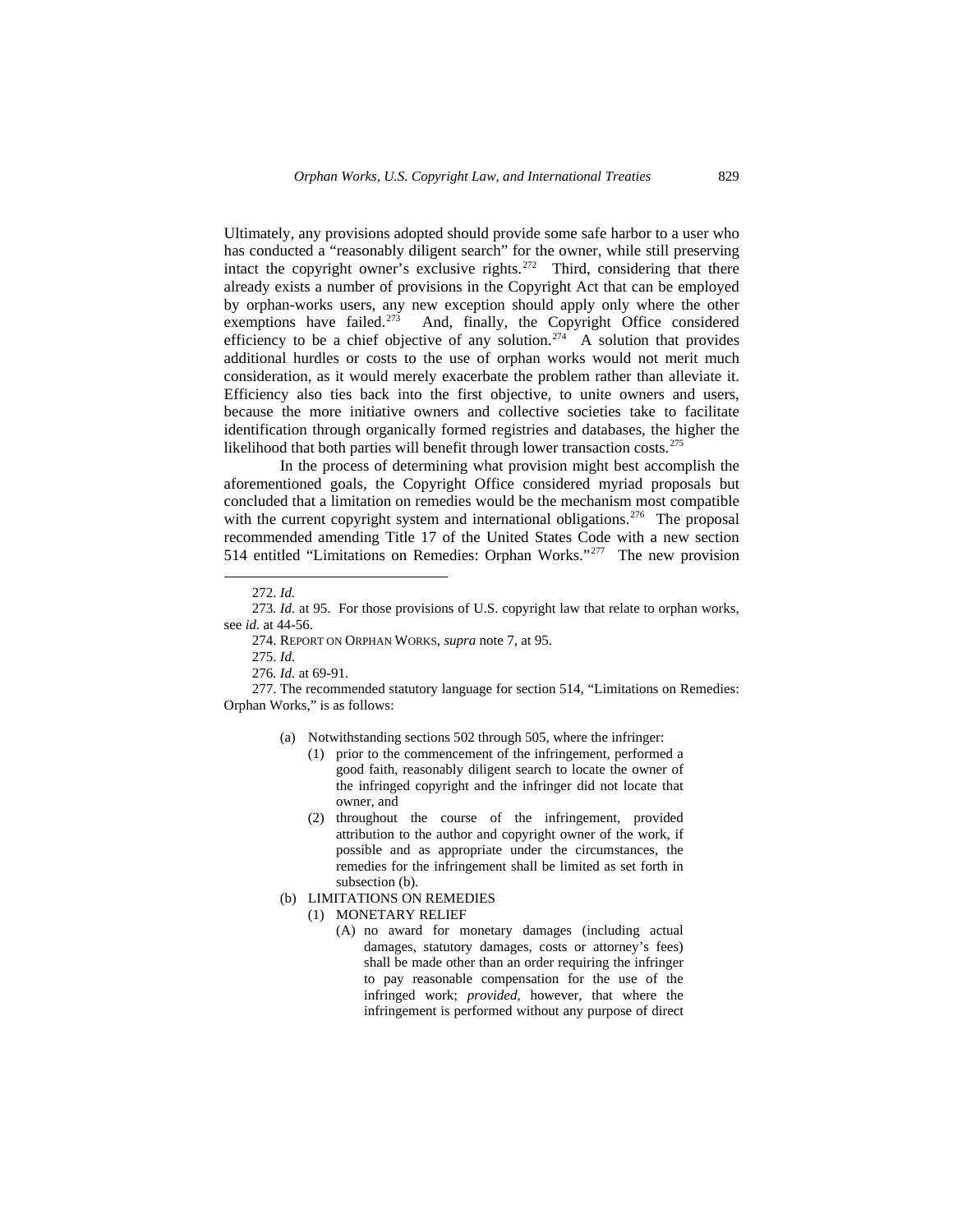Ultimately, any provisions adopted should provide some safe harbor to a user who has conducted a "reasonably diligent search" for the owner, while still preserving intact the copyright owner's exclusive rights.[272] Third, considering that there already exists a number of provisions in the Copyright Act that can be employed by orphan-works users, any new exception should apply only where the other exemptions have failed.[273] And, finally, the Copyright Office considered efficiency to be a chief objective of any solution.[274] A solution that provides additional hurdles or costs to the use of orphan works would not merit much consideration, as it would merely exacerbate the problem rather than alleviate it. Efficiency also ties back into the first objective, to unite owners and users, because the more initiative owners and collective societies take to facilitate identification through organically formed registries and databases, the higher the likelihood that both parties will benefit through lower transaction costs.[275]

In the process of determining what provision might best accomplish the aforementioned goals, the Copyright Office considered myriad proposals but concluded that a limitation on remedies would be the mechanism most compatible with the current copyright system and international obligations.[276] The proposal recommended amending Title 17 of the United States Code with a new section 514 entitled "Limitations on Remedies: Orphan Works."[277] The new provision

---

272. *Id.*

273. *Id.* at 95. For those provisions of U.S. copyright law that relate to orphan works, see *id.* at 44-56.

274. REPORT ON ORPHAN WORKS, *supra* note 7, at 95.

275. *Id.*

276. *Id.* at 69-91.

277. The recommended statutory language for section 514, "Limitations on Remedies: Orphan Works," is as follows:

> (a) Notwithstanding sections 502 through 505, where the infringer:
> (1) prior to the commencement of the infringement, performed a good faith, reasonably diligent search to locate the owner of the infringed copyright and the infringer did not locate that owner, and
> (2) throughout the course of the infringement, provided attribution to the author and copyright owner of the work, if possible and as appropriate under the circumstances, the remedies for the infringement shall be limited as set forth in subsection (b).
>
> (b) LIMITATIONS ON REMEDIES
> (1) MONETARY RELIEF
> (A) no award for monetary damages (including actual damages, statutory damages, costs or attorney's fees) shall be made other than an order requiring the infringer to pay reasonable compensation for the use of the infringed work; *provided*, however, that where the infringement is performed without any purpose of direct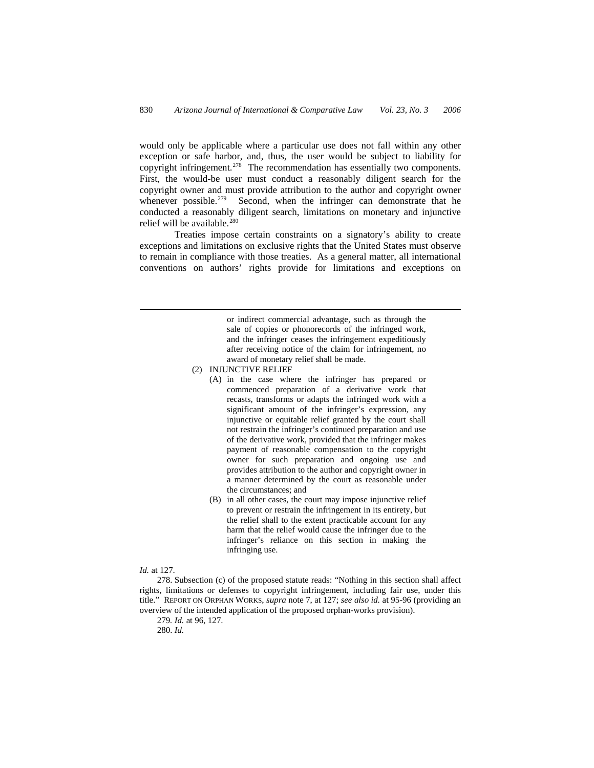would only be applicable where a particular use does not fall within any other exception or safe harbor, and, thus, the user would be subject to liability for copyright infringement.[278] The recommendation has essentially two components. First, the would-be user must conduct a reasonably diligent search for the copyright owner and must provide attribution to the author and copyright owner whenever possible.[279] Second, when the infringer can demonstrate that he conducted a reasonably diligent search, limitations on monetary and injunctive relief will be available.[280]

Treaties impose certain constraints on a signatory's ability to create exceptions and limitations on exclusive rights that the United States must observe to remain in compliance with those treaties. As a general matter, all international conventions on authors' rights provide for limitations and exceptions on

---

> or indirect commercial advantage, such as through the sale of copies or phonorecords of the infringed work, and the infringer ceases the infringement expeditiously after receiving notice of the claim for infringement, no award of monetary relief shall be made.
>
> (2) INJUNCTIVE RELIEF
>
> (A) in the case where the infringer has prepared or commenced preparation of a derivative work that recasts, transforms or adapts the infringed work with a significant amount of the infringer's expression, any injunctive or equitable relief granted by the court shall not restrain the infringer's continued preparation and use of the derivative work, provided that the infringer makes payment of reasonable compensation to the copyright owner for such preparation and ongoing use and provides attribution to the author and copyright owner in a manner determined by the court as reasonable under the circumstances; and
>
> (B) in all other cases, the court may impose injunctive relief to prevent or restrain the infringement in its entirety, but the relief shall to the extent practicable account for any harm that the relief would cause the infringer due to the infringer's reliance on this section in making the infringing use.

*Id.* at 127.

278. Subsection (c) of the proposed statute reads: "Nothing in this section shall affect rights, limitations or defenses to copyright infringement, including fair use, under this title." REPORT ON ORPHAN WORKS, *supra* note 7, at 127; *see also id.* at 95-96 (providing an overview of the intended application of the proposed orphan-works provision).

279. *Id.* at 96, 127.

280. *Id.*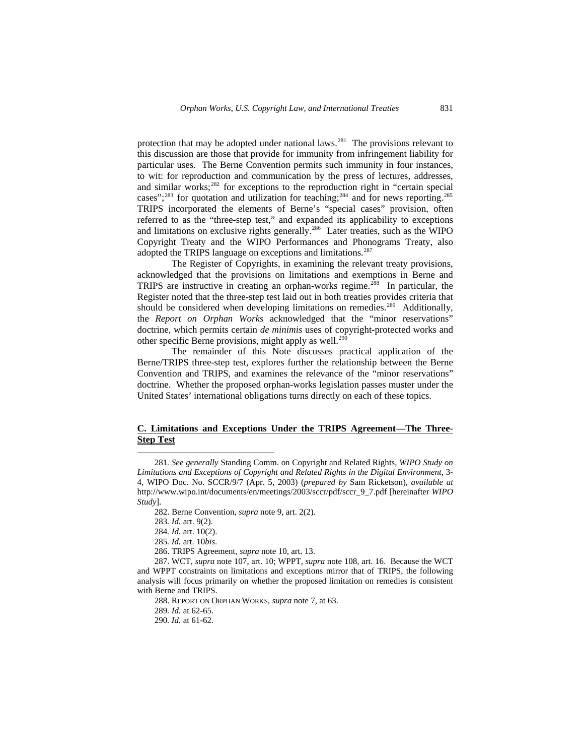protection that may be adopted under national laws.[281] The provisions relevant to this discussion are those that provide for immunity from infringement liability for particular uses. The Berne Convention permits such immunity in four instances, to wit: for reproduction and communication by the press of lectures, addresses, and similar works;[282] for exceptions to the reproduction right in "certain special cases";[283] for quotation and utilization for teaching;[284] and for news reporting.[285] TRIPS incorporated the elements of Berne's "special cases" provision, often referred to as the "three-step test," and expanded its applicability to exceptions and limitations on exclusive rights generally.[286] Later treaties, such as the WIPO Copyright Treaty and the WIPO Performances and Phonograms Treaty, also adopted the TRIPS language on exceptions and limitations.[287]

The Register of Copyrights, in examining the relevant treaty provisions, acknowledged that the provisions on limitations and exemptions in Berne and TRIPS are instructive in creating an orphan-works regime.[288] In particular, the Register noted that the three-step test laid out in both treaties provides criteria that should be considered when developing limitations on remedies.[289] Additionally, the *Report on Orphan Works* acknowledged that the "minor reservations" doctrine, which permits certain *de minimis* uses of copyright-protected works and other specific Berne provisions, might apply as well.[290]

The remainder of this Note discusses practical application of the Berne/TRIPS three-step test, explores further the relationship between the Berne Convention and TRIPS, and examines the relevance of the "minor reservations" doctrine. Whether the proposed orphan-works legislation passes muster under the United States' international obligations turns directly on each of these topics.

### C. Limitations and Exceptions Under the TRIPS Agreement—The Three-Step Test

281. *See generally* Standing Comm. on Copyright and Related Rights, *WIPO Study on Limitations and Exceptions of Copyright and Related Rights in the Digital Environment*, 3-4, WIPO Doc. No. SCCR/9/7 (Apr. 5, 2003) (*prepared by* Sam Ricketson), *available at* http://www.wipo.int/documents/en/meetings/2003/sccr/pdf/sccr_9_7.pdf [hereinafter *WIPO Study*].

282. Berne Convention, *supra* note 9, art. 2(2).

283. *Id.* art. 9(2).

284. *Id.* art. 10(2).

285. *Id.* art. 10*bis*.

286. TRIPS Agreement, *supra* note 10, art. 13.

287. WCT, *supra* note 107, art. 10; WPPT, *supra* note 108, art. 16. Because the WCT and WPPT constraints on limitations and exceptions mirror that of TRIPS, the following analysis will focus primarily on whether the proposed limitation on remedies is consistent with Berne and TRIPS.

288. REPORT ON ORPHAN WORKS, *supra* note 7, at 63.

289. *Id.* at 62-65.

290. *Id.* at 61-62.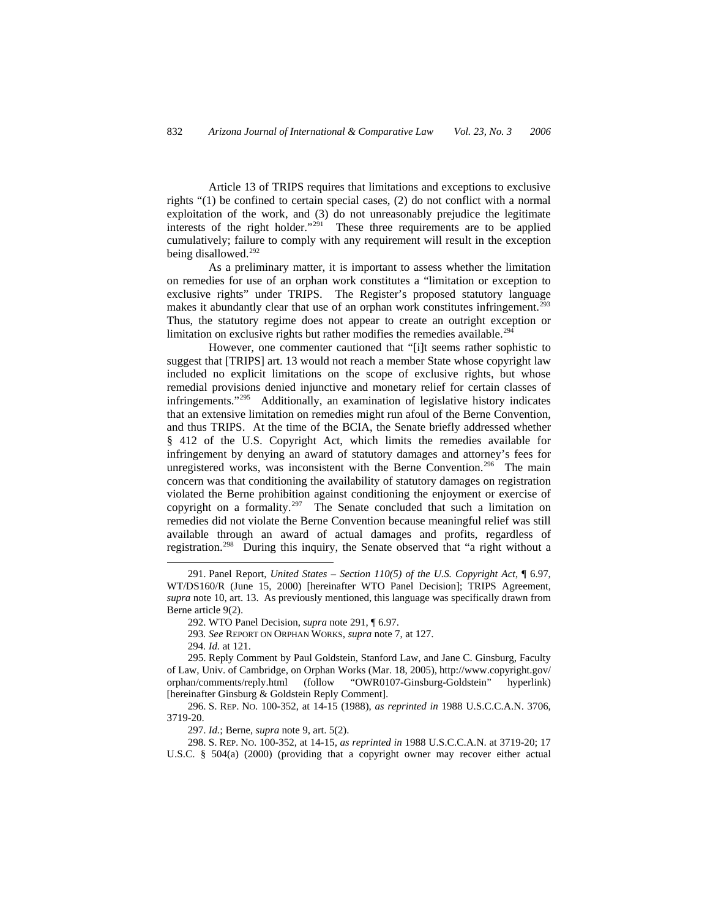Article 13 of TRIPS requires that limitations and exceptions to exclusive rights "(1) be confined to certain special cases, (2) do not conflict with a normal exploitation of the work, and (3) do not unreasonably prejudice the legitimate interests of the right holder."[291] These three requirements are to be applied cumulatively; failure to comply with any requirement will result in the exception being disallowed.[292]

As a preliminary matter, it is important to assess whether the limitation on remedies for use of an orphan work constitutes a "limitation or exception to exclusive rights" under TRIPS. The Register's proposed statutory language makes it abundantly clear that use of an orphan work constitutes infringement.[293] Thus, the statutory regime does not appear to create an outright exception or limitation on exclusive rights but rather modifies the remedies available.[294]

However, one commenter cautioned that "[i]t seems rather sophistic to suggest that [TRIPS] art. 13 would not reach a member State whose copyright law included no explicit limitations on the scope of exclusive rights, but whose remedial provisions denied injunctive and monetary relief for certain classes of infringements."[295] Additionally, an examination of legislative history indicates that an extensive limitation on remedies might run afoul of the Berne Convention, and thus TRIPS. At the time of the BCIA, the Senate briefly addressed whether § 412 of the U.S. Copyright Act, which limits the remedies available for infringement by denying an award of statutory damages and attorney's fees for unregistered works, was inconsistent with the Berne Convention.[296] The main concern was that conditioning the availability of statutory damages on registration violated the Berne prohibition against conditioning the enjoyment or exercise of copyright on a formality.[297] The Senate concluded that such a limitation on remedies did not violate the Berne Convention because meaningful relief was still available through an award of actual damages and profits, regardless of registration.[298] During this inquiry, the Senate observed that "a right without a

---

291. Panel Report, *United States – Section 110(5) of the U.S. Copyright Act*, ¶ 6.97, WT/DS160/R (June 15, 2000) [hereinafter WTO Panel Decision]; TRIPS Agreement, *supra* note 10, art. 13. As previously mentioned, this language was specifically drawn from Berne article 9(2).

292. WTO Panel Decision, *supra* note 291, ¶ 6.97.

293. *See* REPORT ON ORPHAN WORKS, *supra* note 7, at 127.

294. *Id.* at 121.

295. Reply Comment by Paul Goldstein, Stanford Law, and Jane C. Ginsburg, Faculty of Law, Univ. of Cambridge, on Orphan Works (Mar. 18, 2005), http://www.copyright.gov/orphan/comments/reply.html (follow "OWR0107-Ginsburg-Goldstein" hyperlink) [hereinafter Ginsburg & Goldstein Reply Comment].

296. S. REP. NO. 100-352, at 14-15 (1988), *as reprinted in* 1988 U.S.C.C.A.N. 3706, 3719-20.

297. *Id.*; Berne, *supra* note 9, art. 5(2).

298. S. REP. NO. 100-352, at 14-15, *as reprinted in* 1988 U.S.C.C.A.N. at 3719-20; 17 U.S.C. § 504(a) (2000) (providing that a copyright owner may recover either actual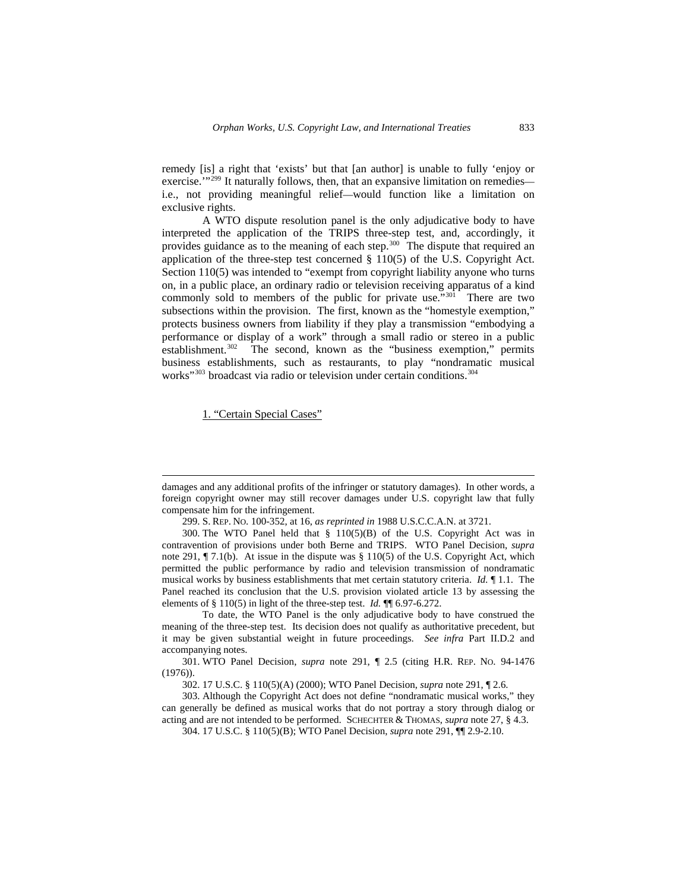remedy [is] a right that 'exists' but that [an author] is unable to fully 'enjoy or exercise.'"[299] It naturally follows, then, that an expansive limitation on remedies—i.e., not providing meaningful relief—would function like a limitation on exclusive rights.

A WTO dispute resolution panel is the only adjudicative body to have interpreted the application of the TRIPS three-step test, and, accordingly, it provides guidance as to the meaning of each step.[300] The dispute that required an application of the three-step test concerned § 110(5) of the U.S. Copyright Act. Section 110(5) was intended to "exempt from copyright liability anyone who turns on, in a public place, an ordinary radio or television receiving apparatus of a kind commonly sold to members of the public for private use."[301] There are two subsections within the provision. The first, known as the "homestyle exemption," protects business owners from liability if they play a transmission "embodying a performance or display of a work" through a small radio or stereo in a public establishment.[302] The second, known as the "business exemption," permits business establishments, such as restaurants, to play "nondramatic musical works"[303] broadcast via radio or television under certain conditions.[304]

1. <u>"Certain Special Cases"</u>

---

damages and any additional profits of the infringer or statutory damages). In other words, a foreign copyright owner may still recover damages under U.S. copyright law that fully compensate him for the infringement.

299. S. REP. NO. 100-352, at 16, *as reprinted in* 1988 U.S.C.C.A.N. at 3721.

300. The WTO Panel held that § 110(5)(B) of the U.S. Copyright Act was in contravention of provisions under both Berne and TRIPS. WTO Panel Decision, *supra* note 291, ¶ 7.1(b). At issue in the dispute was § 110(5) of the U.S. Copyright Act, which permitted the public performance by radio and television transmission of nondramatic musical works by business establishments that met certain statutory criteria. *Id.* ¶ 1.1. The Panel reached its conclusion that the U.S. provision violated article 13 by assessing the elements of § 110(5) in light of the three-step test. *Id.* ¶¶ 6.97-6.272.

To date, the WTO Panel is the only adjudicative body to have construed the meaning of the three-step test. Its decision does not qualify as authoritative precedent, but it may be given substantial weight in future proceedings. *See infra* Part II.D.2 and accompanying notes.

301. WTO Panel Decision, *supra* note 291, ¶ 2.5 (citing H.R. REP. NO. 94-1476 (1976)).

302. 17 U.S.C. § 110(5)(A) (2000); WTO Panel Decision, *supra* note 291, ¶ 2.6.

303. Although the Copyright Act does not define "nondramatic musical works," they can generally be defined as musical works that do not portray a story through dialog or acting and are not intended to be performed. SCHECHTER & THOMAS, *supra* note 27, § 4.3.

304. 17 U.S.C. § 110(5)(B); WTO Panel Decision, *supra* note 291, ¶¶ 2.9-2.10.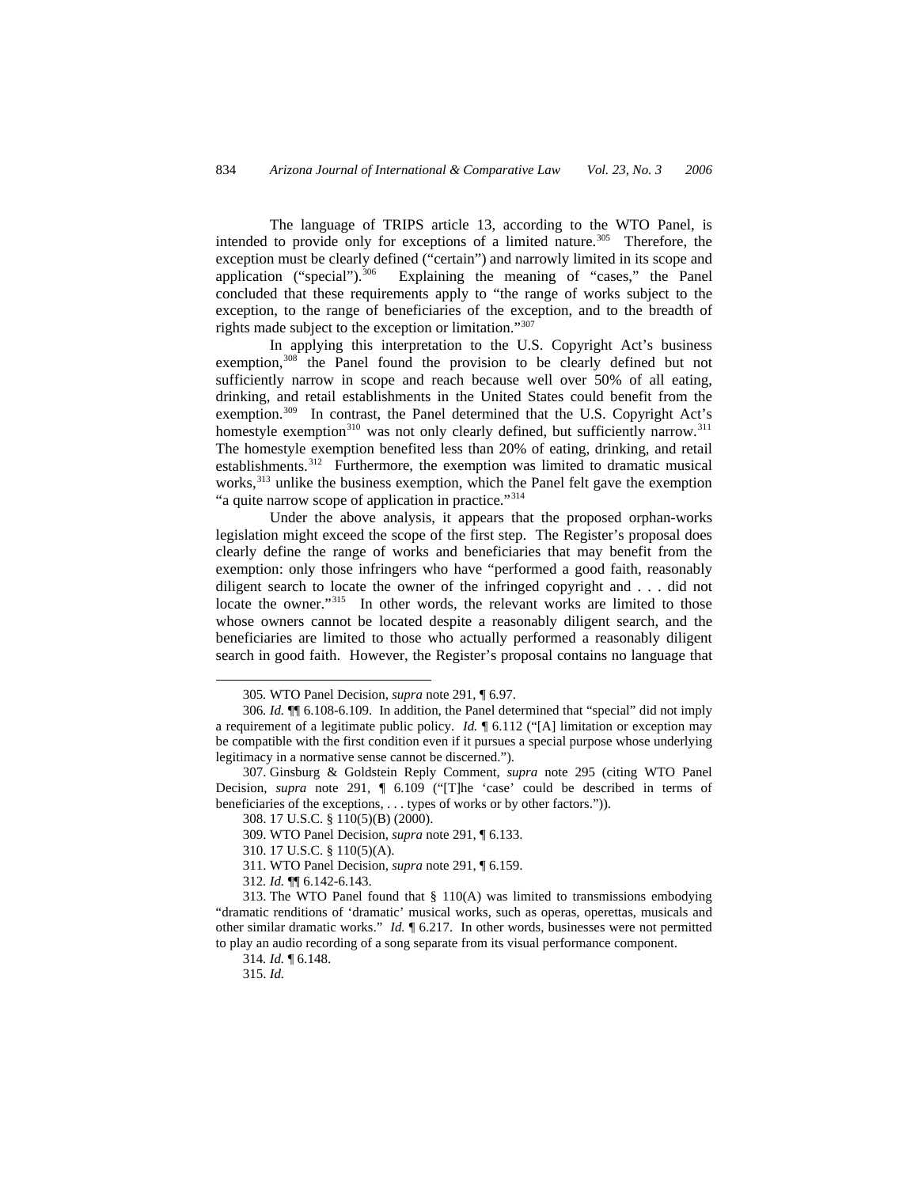The language of TRIPS article 13, according to the WTO Panel, is intended to provide only for exceptions of a limited nature.[305] Therefore, the exception must be clearly defined ("certain") and narrowly limited in its scope and application ("special").[306] Explaining the meaning of "cases," the Panel concluded that these requirements apply to "the range of works subject to the exception, to the range of beneficiaries of the exception, and to the breadth of rights made subject to the exception or limitation."[307]

In applying this interpretation to the U.S. Copyright Act's business exemption,[308] the Panel found the provision to be clearly defined but not sufficiently narrow in scope and reach because well over 50% of all eating, drinking, and retail establishments in the United States could benefit from the exemption.[309] In contrast, the Panel determined that the U.S. Copyright Act's homestyle exemption[310] was not only clearly defined, but sufficiently narrow.[311] The homestyle exemption benefited less than 20% of eating, drinking, and retail establishments.[312] Furthermore, the exemption was limited to dramatic musical works,[313] unlike the business exemption, which the Panel felt gave the exemption "a quite narrow scope of application in practice."[314]

Under the above analysis, it appears that the proposed orphan-works legislation might exceed the scope of the first step. The Register's proposal does clearly define the range of works and beneficiaries that may benefit from the exemption: only those infringers who have "performed a good faith, reasonably diligent search to locate the owner of the infringed copyright and . . . did not locate the owner."[315] In other words, the relevant works are limited to those whose owners cannot be located despite a reasonably diligent search, and the beneficiaries are limited to those who actually performed a reasonably diligent search in good faith. However, the Register's proposal contains no language that

---

305. WTO Panel Decision, *supra* note 291, ¶ 6.97.

306. *Id.* ¶¶ 6.108-6.109. In addition, the Panel determined that "special" did not imply a requirement of a legitimate public policy. *Id.* ¶ 6.112 ("[A] limitation or exception may be compatible with the first condition even if it pursues a special purpose whose underlying legitimacy in a normative sense cannot be discerned.").

307. Ginsburg & Goldstein Reply Comment, *supra* note 295 (citing WTO Panel Decision, *supra* note 291, ¶ 6.109 ("[T]he 'case' could be described in terms of beneficiaries of the exceptions, . . . types of works or by other factors.")).

308. 17 U.S.C. § 110(5)(B) (2000).

309. WTO Panel Decision, *supra* note 291, ¶ 6.133.

310. 17 U.S.C. § 110(5)(A).

311. WTO Panel Decision, *supra* note 291, ¶ 6.159.

312. *Id.* ¶¶ 6.142-6.143.

313. The WTO Panel found that § 110(A) was limited to transmissions embodying "dramatic renditions of 'dramatic' musical works, such as operas, operettas, musicals and other similar dramatic works." *Id.* ¶ 6.217. In other words, businesses were not permitted to play an audio recording of a song separate from its visual performance component.

314. *Id.* ¶ 6.148.

315. *Id.*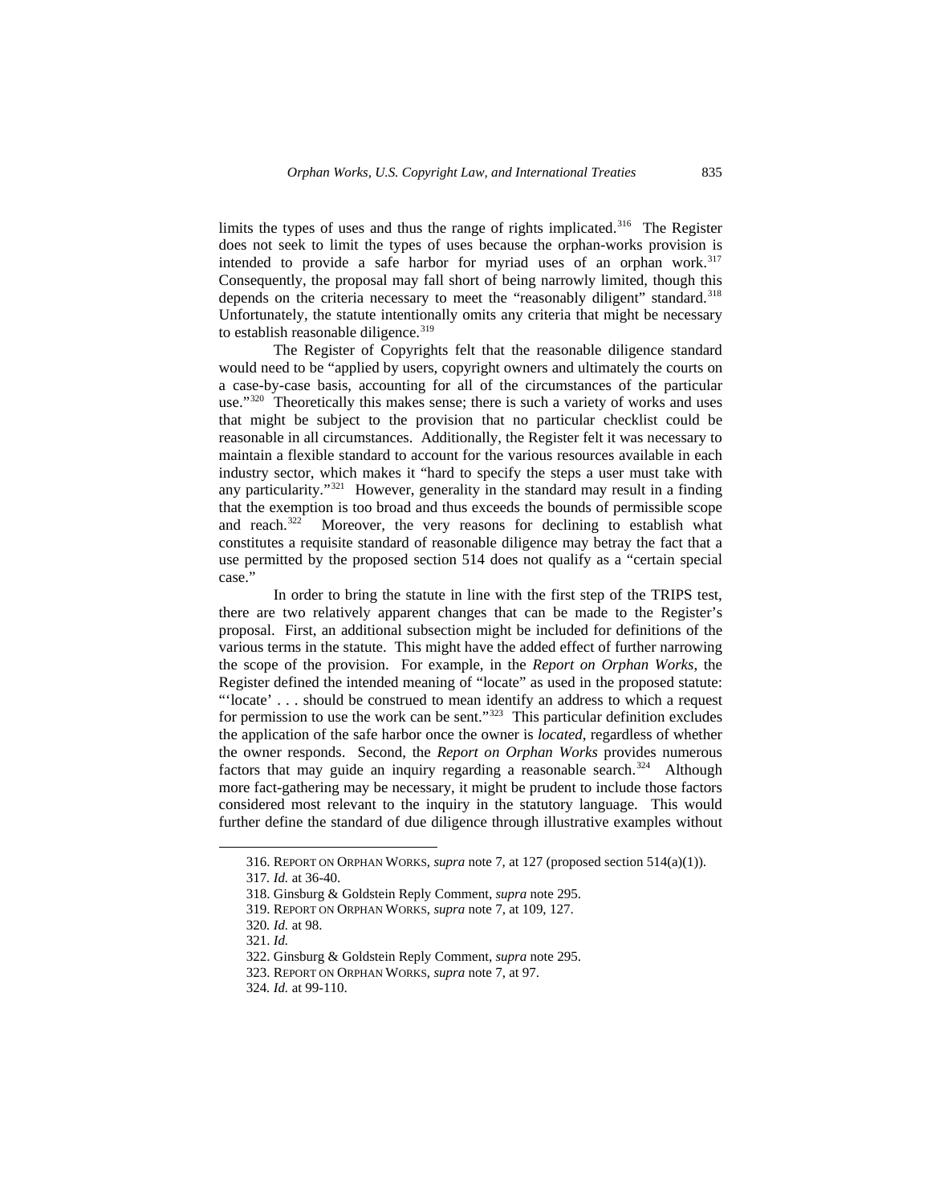limits the types of uses and thus the range of rights implicated.[316] The Register does not seek to limit the types of uses because the orphan-works provision is intended to provide a safe harbor for myriad uses of an orphan work.[317] Consequently, the proposal may fall short of being narrowly limited, though this depends on the criteria necessary to meet the "reasonably diligent" standard.[318] Unfortunately, the statute intentionally omits any criteria that might be necessary to establish reasonable diligence.[319]

The Register of Copyrights felt that the reasonable diligence standard would need to be "applied by users, copyright owners and ultimately the courts on a case-by-case basis, accounting for all of the circumstances of the particular use."[320] Theoretically this makes sense; there is such a variety of works and uses that might be subject to the provision that no particular checklist could be reasonable in all circumstances. Additionally, the Register felt it was necessary to maintain a flexible standard to account for the various resources available in each industry sector, which makes it "hard to specify the steps a user must take with any particularity."[321] However, generality in the standard may result in a finding that the exemption is too broad and thus exceeds the bounds of permissible scope and reach.[322] Moreover, the very reasons for declining to establish what constitutes a requisite standard of reasonable diligence may betray the fact that a use permitted by the proposed section 514 does not qualify as a "certain special case."

In order to bring the statute in line with the first step of the TRIPS test, there are two relatively apparent changes that can be made to the Register's proposal. First, an additional subsection might be included for definitions of the various terms in the statute. This might have the added effect of further narrowing the scope of the provision. For example, in the *Report on Orphan Works*, the Register defined the intended meaning of "locate" as used in the proposed statute: "'locate' . . . should be construed to mean identify an address to which a request for permission to use the work can be sent."[323] This particular definition excludes the application of the safe harbor once the owner is *located*, regardless of whether the owner responds. Second, the *Report on Orphan Works* provides numerous factors that may guide an inquiry regarding a reasonable search.[324] Although more fact-gathering may be necessary, it might be prudent to include those factors considered most relevant to the inquiry in the statutory language. This would further define the standard of due diligence through illustrative examples without

---

316. REPORT ON ORPHAN WORKS, *supra* note 7, at 127 (proposed section 514(a)(1)).

317. *Id.* at 36-40.

318. Ginsburg & Goldstein Reply Comment, *supra* note 295.

319. REPORT ON ORPHAN WORKS, *supra* note 7, at 109, 127.

320. *Id.* at 98.

321. *Id.*

322. Ginsburg & Goldstein Reply Comment, *supra* note 295.

323. REPORT ON ORPHAN WORKS, *supra* note 7, at 97.

324. *Id.* at 99-110.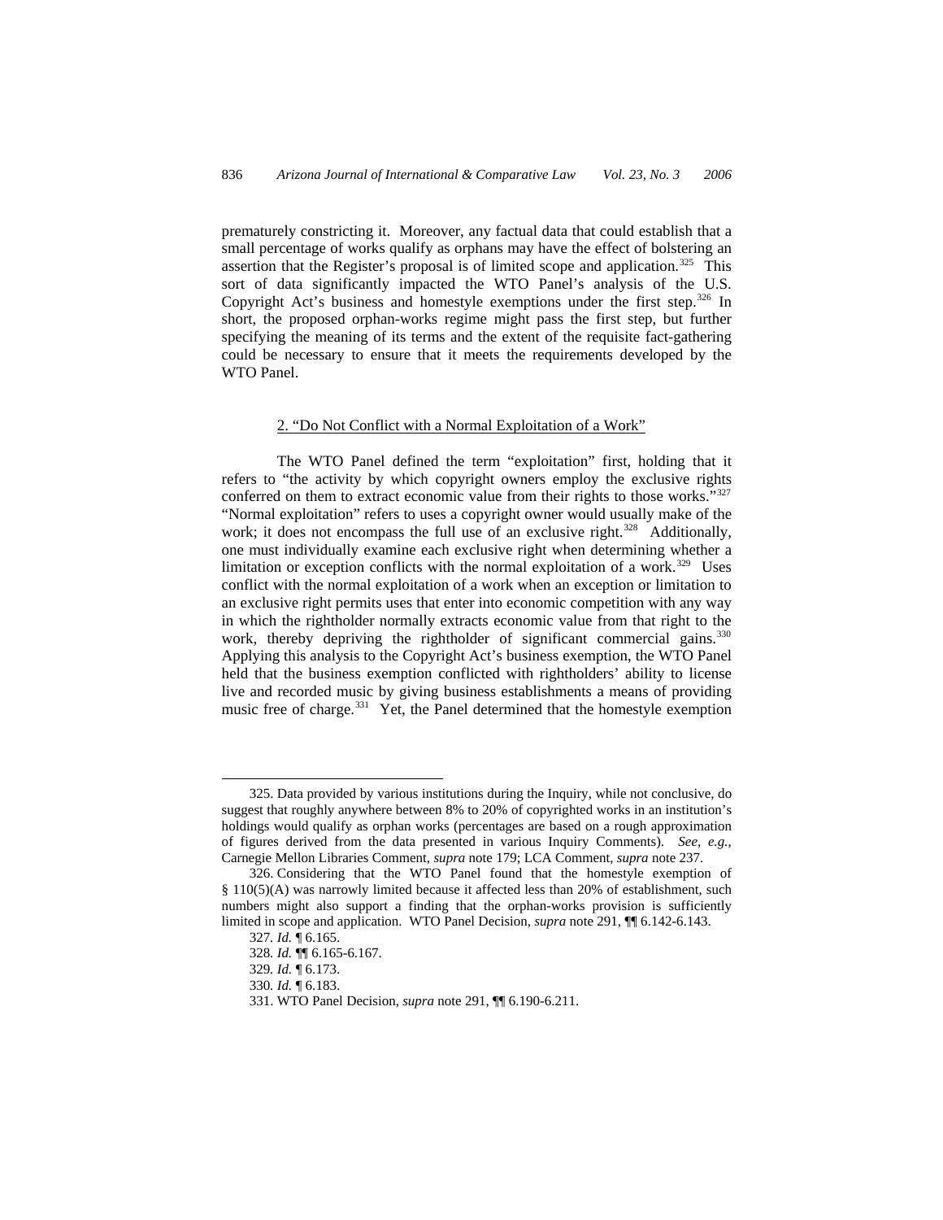prematurely constricting it. Moreover, any factual data that could establish that a small percentage of works qualify as orphans may have the effect of bolstering an assertion that the Register's proposal is of limited scope and application.[325] This sort of data significantly impacted the WTO Panel's analysis of the U.S. Copyright Act's business and homestyle exemptions under the first step.[326] In short, the proposed orphan-works regime might pass the first step, but further specifying the meaning of its terms and the extent of the requisite fact-gathering could be necessary to ensure that it meets the requirements developed by the WTO Panel.

### 2. "Do Not Conflict with a Normal Exploitation of a Work"

The WTO Panel defined the term "exploitation" first, holding that it refers to "the activity by which copyright owners employ the exclusive rights conferred on them to extract economic value from their rights to those works."[327] "Normal exploitation" refers to uses a copyright owner would usually make of the work; it does not encompass the full use of an exclusive right.[328] Additionally, one must individually examine each exclusive right when determining whether a limitation or exception conflicts with the normal exploitation of a work.[329] Uses conflict with the normal exploitation of a work when an exception or limitation to an exclusive right permits uses that enter into economic competition with any way in which the rightholder normally extracts economic value from that right to the work, thereby depriving the rightholder of significant commercial gains.[330] Applying this analysis to the Copyright Act's business exemption, the WTO Panel held that the business exemption conflicted with rightholders' ability to license live and recorded music by giving business establishments a means of providing music free of charge.[331] Yet, the Panel determined that the homestyle exemption

---

325. Data provided by various institutions during the Inquiry, while not conclusive, do suggest that roughly anywhere between 8% to 20% of copyrighted works in an institution's holdings would qualify as orphan works (percentages are based on a rough approximation of figures derived from the data presented in various Inquiry Comments). *See, e.g.*, Carnegie Mellon Libraries Comment, *supra* note 179; LCA Comment, *supra* note 237.

326. Considering that the WTO Panel found that the homestyle exemption of § 110(5)(A) was narrowly limited because it affected less than 20% of establishment, such numbers might also support a finding that the orphan-works provision is sufficiently limited in scope and application. WTO Panel Decision, *supra* note 291, ¶¶ 6.142-6.143.

327. *Id.* ¶ 6.165.

328. *Id.* ¶¶ 6.165-6.167.

329. *Id.* ¶ 6.173.

330. *Id.* ¶ 6.183.

331. WTO Panel Decision, *supra* note 291, ¶¶ 6.190-6.211.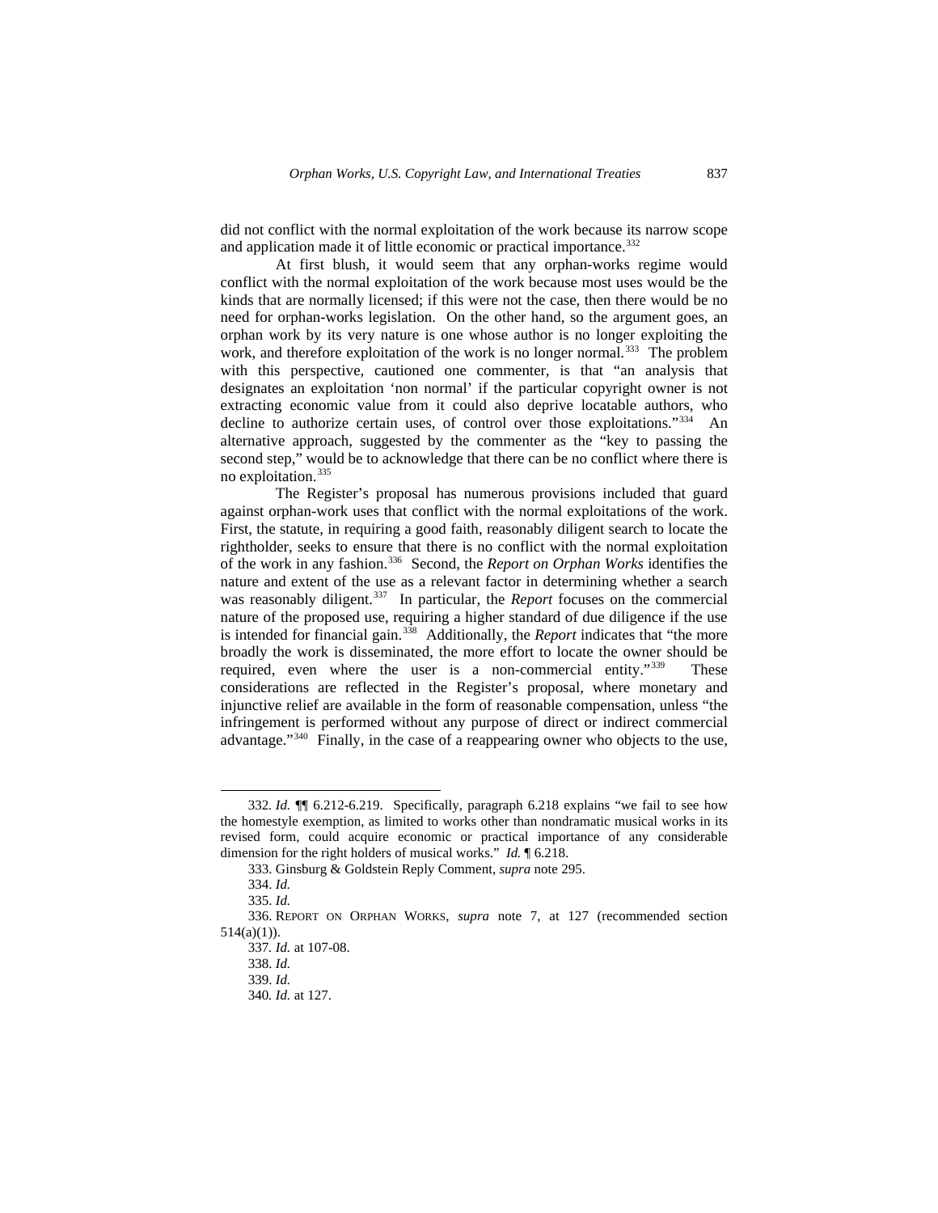did not conflict with the normal exploitation of the work because its narrow scope and application made it of little economic or practical importance.[332]

At first blush, it would seem that any orphan-works regime would conflict with the normal exploitation of the work because most uses would be the kinds that are normally licensed; if this were not the case, then there would be no need for orphan-works legislation. On the other hand, so the argument goes, an orphan work by its very nature is one whose author is no longer exploiting the work, and therefore exploitation of the work is no longer normal.[333] The problem with this perspective, cautioned one commenter, is that "an analysis that designates an exploitation 'non normal' if the particular copyright owner is not extracting economic value from it could also deprive locatable authors, who decline to authorize certain uses, of control over those exploitations."[334] An alternative approach, suggested by the commenter as the "key to passing the second step," would be to acknowledge that there can be no conflict where there is no exploitation.[335]

The Register's proposal has numerous provisions included that guard against orphan-work uses that conflict with the normal exploitations of the work. First, the statute, in requiring a good faith, reasonably diligent search to locate the rightholder, seeks to ensure that there is no conflict with the normal exploitation of the work in any fashion.[336] Second, the *Report on Orphan Works* identifies the nature and extent of the use as a relevant factor in determining whether a search was reasonably diligent.[337] In particular, the *Report* focuses on the commercial nature of the proposed use, requiring a higher standard of due diligence if the use is intended for financial gain.[338] Additionally, the *Report* indicates that "the more broadly the work is disseminated, the more effort to locate the owner should be required, even where the user is a non-commercial entity."[339] These considerations are reflected in the Register's proposal, where monetary and injunctive relief are available in the form of reasonable compensation, unless "the infringement is performed without any purpose of direct or indirect commercial advantage."[340] Finally, in the case of a reappearing owner who objects to the use,

---

332. *Id.* ¶¶ 6.212-6.219. Specifically, paragraph 6.218 explains "we fail to see how the homestyle exemption, as limited to works other than nondramatic musical works in its revised form, could acquire economic or practical importance of any considerable dimension for the right holders of musical works." *Id.* ¶ 6.218.

333. Ginsburg & Goldstein Reply Comment, *supra* note 295.

334. *Id.*

335. *Id.*

336. REPORT ON ORPHAN WORKS, *supra* note 7, at 127 (recommended section 514(a)(1)).

337. *Id.* at 107-08.

338. *Id.*

339. *Id.*

340. *Id.* at 127.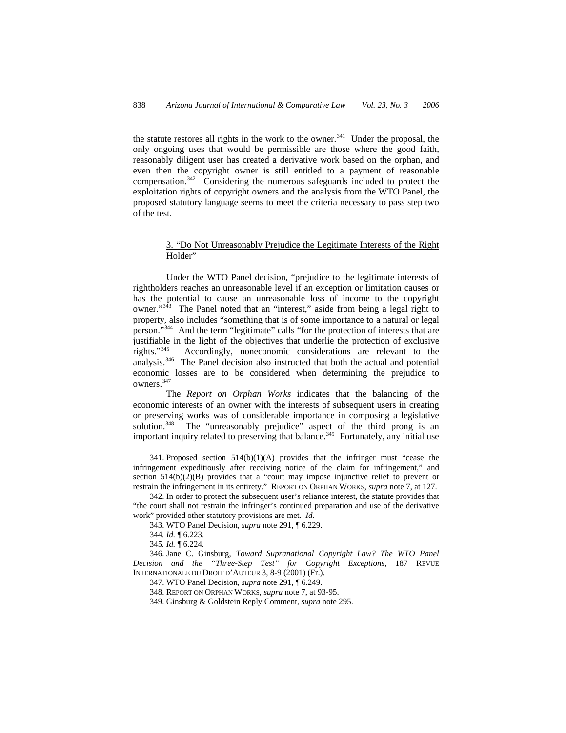the statute restores all rights in the work to the owner.[341] Under the proposal, the only ongoing uses that would be permissible are those where the good faith, reasonably diligent user has created a derivative work based on the orphan, and even then the copyright owner is still entitled to a payment of reasonable compensation.[342] Considering the numerous safeguards included to protect the exploitation rights of copyright owners and the analysis from the WTO Panel, the proposed statutory language seems to meet the criteria necessary to pass step two of the test.

### 3. "Do Not Unreasonably Prejudice the Legitimate Interests of the Right Holder"

Under the WTO Panel decision, "prejudice to the legitimate interests of rightholders reaches an unreasonable level if an exception or limitation causes or has the potential to cause an unreasonable loss of income to the copyright owner."[343] The Panel noted that an "interest," aside from being a legal right to property, also includes "something that is of some importance to a natural or legal person."[344] And the term "legitimate" calls "for the protection of interests that are justifiable in the light of the objectives that underlie the protection of exclusive rights."[345] Accordingly, noneconomic considerations are relevant to the analysis.[346] The Panel decision also instructed that both the actual and potential economic losses are to be considered when determining the prejudice to owners.[347]

The *Report on Orphan Works* indicates that the balancing of the economic interests of an owner with the interests of subsequent users in creating or preserving works was of considerable importance in composing a legislative solution.[348] The "unreasonably prejudice" aspect of the third prong is an important inquiry related to preserving that balance.[349] Fortunately, any initial use

---

341. Proposed section 514(b)(1)(A) provides that the infringer must "cease the infringement expeditiously after receiving notice of the claim for infringement," and section 514(b)(2)(B) provides that a "court may impose injunctive relief to prevent or restrain the infringement in its entirety." REPORT ON ORPHAN WORKS, *supra* note 7, at 127.

342. In order to protect the subsequent user's reliance interest, the statute provides that "the court shall not restrain the infringer's continued preparation and use of the derivative work" provided other statutory provisions are met. *Id.*

343. WTO Panel Decision, *supra* note 291, ¶ 6.229.

344. *Id.* ¶ 6.223.

345. *Id.* ¶ 6.224.

346. Jane C. Ginsburg, *Toward Supranational Copyright Law? The WTO Panel Decision and the "Three-Step Test" for Copyright Exceptions*, 187 REVUE INTERNATIONALE DU DROIT D'AUTEUR 3, 8-9 (2001) (Fr.).

347. WTO Panel Decision, *supra* note 291, ¶ 6.249.

348. REPORT ON ORPHAN WORKS, *supra* note 7, at 93-95.

349. Ginsburg & Goldstein Reply Comment, *supra* note 295.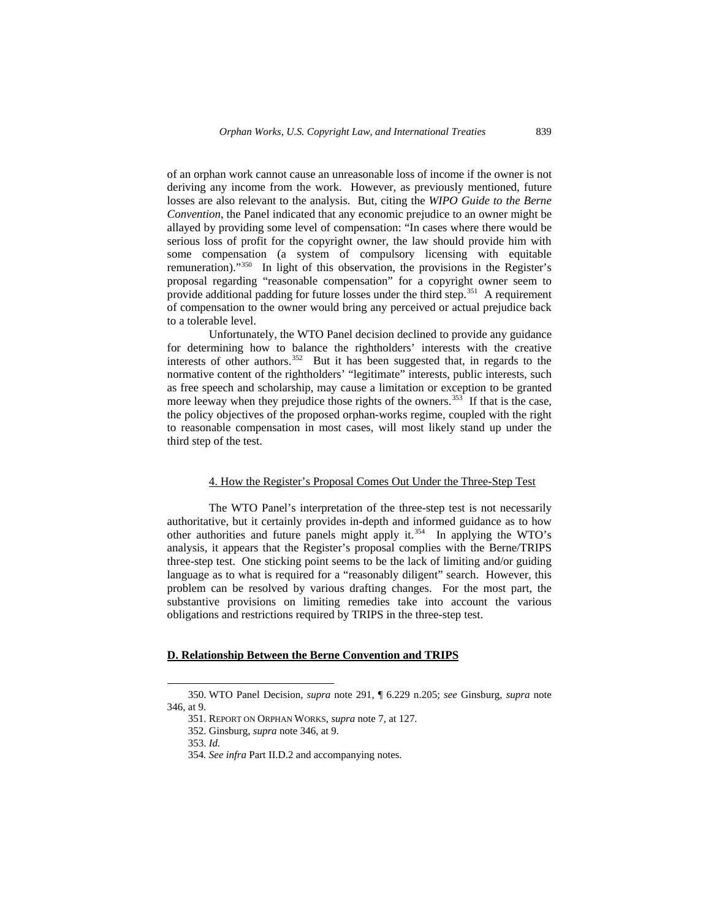of an orphan work cannot cause an unreasonable loss of income if the owner is not deriving any income from the work. However, as previously mentioned, future losses are also relevant to the analysis. But, citing the *WIPO Guide to the Berne Convention*, the Panel indicated that any economic prejudice to an owner might be allayed by providing some level of compensation: "In cases where there would be serious loss of profit for the copyright owner, the law should provide him with some compensation (a system of compulsory licensing with equitable remuneration)."[350] In light of this observation, the provisions in the Register's proposal regarding "reasonable compensation" for a copyright owner seem to provide additional padding for future losses under the third step.[351] A requirement of compensation to the owner would bring any perceived or actual prejudice back to a tolerable level.

Unfortunately, the WTO Panel decision declined to provide any guidance for determining how to balance the rightholders' interests with the creative interests of other authors.[352] But it has been suggested that, in regards to the normative content of the rightholders' "legitimate" interests, public interests, such as free speech and scholarship, may cause a limitation or exception to be granted more leeway when they prejudice those rights of the owners.[353] If that is the case, the policy objectives of the proposed orphan-works regime, coupled with the right to reasonable compensation in most cases, will most likely stand up under the third step of the test.

#### 4. How the Register's Proposal Comes Out Under the Three-Step Test

The WTO Panel's interpretation of the three-step test is not necessarily authoritative, but it certainly provides in-depth and informed guidance as to how other authorities and future panels might apply it.[354] In applying the WTO's analysis, it appears that the Register's proposal complies with the Berne/TRIPS three-step test. One sticking point seems to be the lack of limiting and/or guiding language as to what is required for a "reasonably diligent" search. However, this problem can be resolved by various drafting changes. For the most part, the substantive provisions on limiting remedies take into account the various obligations and restrictions required by TRIPS in the three-step test.

### D. Relationship Between the Berne Convention and TRIPS

350. WTO Panel Decision, *supra* note 291, ¶ 6.229 n.205; *see* Ginsburg, *supra* note 346, at 9.

351. REPORT ON ORPHAN WORKS, *supra* note 7, at 127.

352. Ginsburg, *supra* note 346, at 9.

353. *Id.*

354. *See infra* Part II.D.2 and accompanying notes.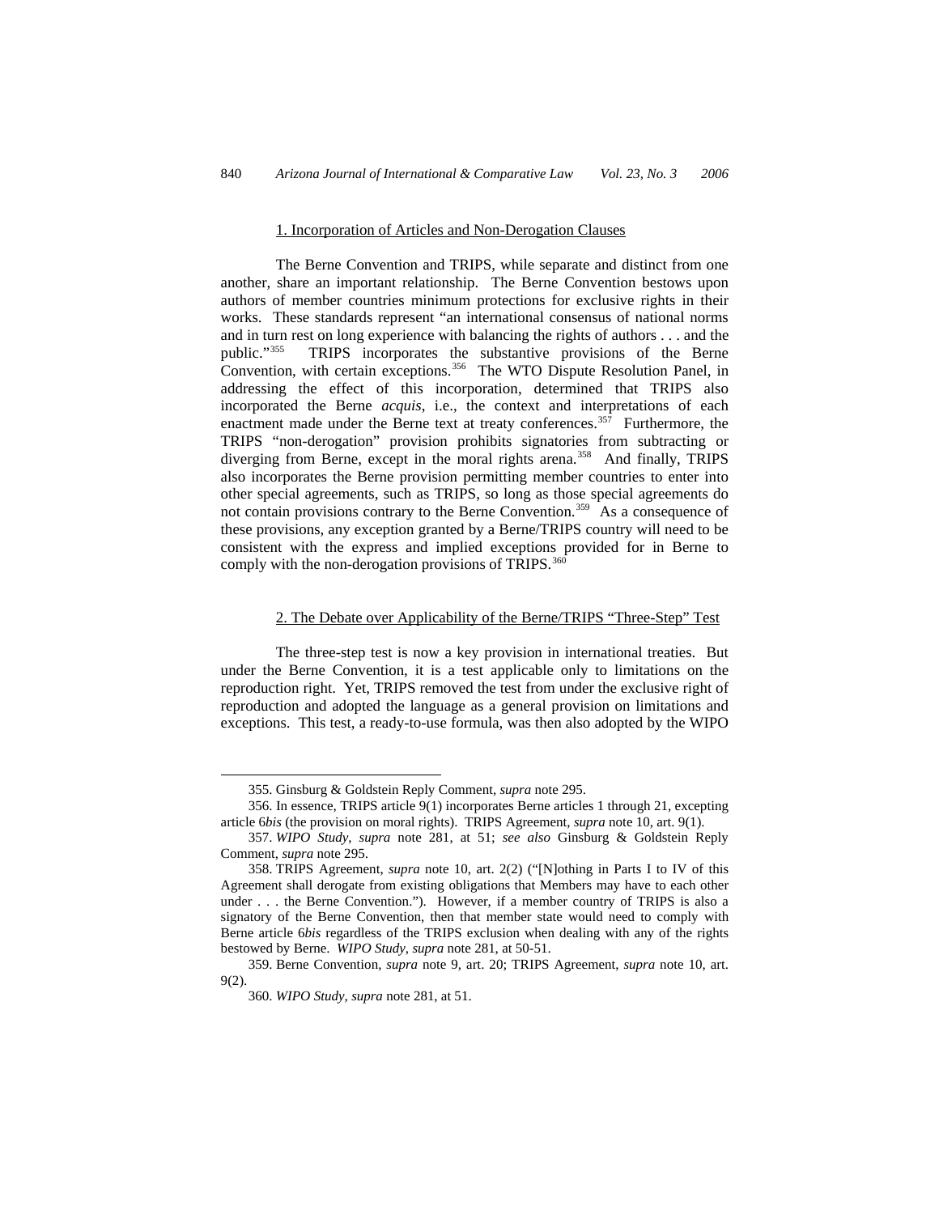### 1. Incorporation of Articles and Non-Derogation Clauses

The Berne Convention and TRIPS, while separate and distinct from one another, share an important relationship. The Berne Convention bestows upon authors of member countries minimum protections for exclusive rights in their works. These standards represent "an international consensus of national norms and in turn rest on long experience with balancing the rights of authors . . . and the public."[355] TRIPS incorporates the substantive provisions of the Berne Convention, with certain exceptions.[356] The WTO Dispute Resolution Panel, in addressing the effect of this incorporation, determined that TRIPS also incorporated the Berne *acquis*, i.e., the context and interpretations of each enactment made under the Berne text at treaty conferences.[357] Furthermore, the TRIPS "non-derogation" provision prohibits signatories from subtracting or diverging from Berne, except in the moral rights arena.[358] And finally, TRIPS also incorporates the Berne provision permitting member countries to enter into other special agreements, such as TRIPS, so long as those special agreements do not contain provisions contrary to the Berne Convention.[359] As a consequence of these provisions, any exception granted by a Berne/TRIPS country will need to be consistent with the express and implied exceptions provided for in Berne to comply with the non-derogation provisions of TRIPS.[360]

### 2. The Debate over Applicability of the Berne/TRIPS "Three-Step" Test

The three-step test is now a key provision in international treaties. But under the Berne Convention, it is a test applicable only to limitations on the reproduction right. Yet, TRIPS removed the test from under the exclusive right of reproduction and adopted the language as a general provision on limitations and exceptions. This test, a ready-to-use formula, was then also adopted by the WIPO

---

355. Ginsburg & Goldstein Reply Comment, *supra* note 295.

356. In essence, TRIPS article 9(1) incorporates Berne articles 1 through 21, excepting article 6*bis* (the provision on moral rights). TRIPS Agreement, *supra* note 10, art. 9(1).

357. *WIPO Study*, *supra* note 281, at 51; *see also* Ginsburg & Goldstein Reply Comment, *supra* note 295.

358. TRIPS Agreement, *supra* note 10, art. 2(2) ("[N]othing in Parts I to IV of this Agreement shall derogate from existing obligations that Members may have to each other under . . . the Berne Convention."). However, if a member country of TRIPS is also a signatory of the Berne Convention, then that member state would need to comply with Berne article 6*bis* regardless of the TRIPS exclusion when dealing with any of the rights bestowed by Berne. *WIPO Study*, *supra* note 281, at 50-51.

359. Berne Convention, *supra* note 9, art. 20; TRIPS Agreement, *supra* note 10, art. 9(2).

360. *WIPO Study*, *supra* note 281, at 51.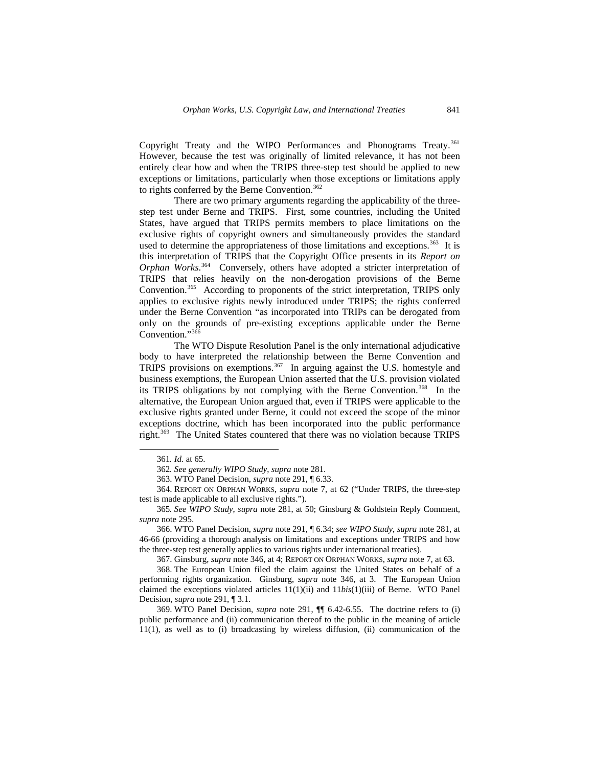Copyright Treaty and the WIPO Performances and Phonograms Treaty.[361] However, because the test was originally of limited relevance, it has not been entirely clear how and when the TRIPS three-step test should be applied to new exceptions or limitations, particularly when those exceptions or limitations apply to rights conferred by the Berne Convention.[362]

There are two primary arguments regarding the applicability of the three-step test under Berne and TRIPS. First, some countries, including the United States, have argued that TRIPS permits members to place limitations on the exclusive rights of copyright owners and simultaneously provides the standard used to determine the appropriateness of those limitations and exceptions.[363] It is this interpretation of TRIPS that the Copyright Office presents in its *Report on Orphan Works*.[364] Conversely, others have adopted a stricter interpretation of TRIPS that relies heavily on the non-derogation provisions of the Berne Convention.[365] According to proponents of the strict interpretation, TRIPS only applies to exclusive rights newly introduced under TRIPS; the rights conferred under the Berne Convention "as incorporated into TRIPs can be derogated from only on the grounds of pre-existing exceptions applicable under the Berne Convention."[366]

The WTO Dispute Resolution Panel is the only international adjudicative body to have interpreted the relationship between the Berne Convention and TRIPS provisions on exemptions.[367] In arguing against the U.S. homestyle and business exemptions, the European Union asserted that the U.S. provision violated its TRIPS obligations by not complying with the Berne Convention.[368] In the alternative, the European Union argued that, even if TRIPS were applicable to the exclusive rights granted under Berne, it could not exceed the scope of the minor exceptions doctrine, which has been incorporated into the public performance right.[369] The United States countered that there was no violation because TRIPS

---

361. *Id.* at 65.

362. *See generally WIPO Study*, *supra* note 281.

363. WTO Panel Decision, *supra* note 291, ¶ 6.33.

364. REPORT ON ORPHAN WORKS, *supra* note 7, at 62 ("Under TRIPS, the three-step test is made applicable to all exclusive rights.").

365. *See WIPO Study*, *supra* note 281, at 50; Ginsburg & Goldstein Reply Comment, *supra* note 295.

366. WTO Panel Decision, *supra* note 291, ¶ 6.34; *see WIPO Study*, *supra* note 281, at 46-66 (providing a thorough analysis on limitations and exceptions under TRIPS and how the three-step test generally applies to various rights under international treaties).

367. Ginsburg, *supra* note 346, at 4; REPORT ON ORPHAN WORKS, *supra* note 7, at 63.

368. The European Union filed the claim against the United States on behalf of a performing rights organization. Ginsburg, *supra* note 346, at 3. The European Union claimed the exceptions violated articles 11(1)(ii) and 11*bis*(1)(iii) of Berne. WTO Panel Decision, *supra* note 291, ¶ 3.1.

369. WTO Panel Decision, *supra* note 291, ¶¶ 6.42-6.55. The doctrine refers to (i) public performance and (ii) communication thereof to the public in the meaning of article 11(1), as well as to (i) broadcasting by wireless diffusion, (ii) communication of the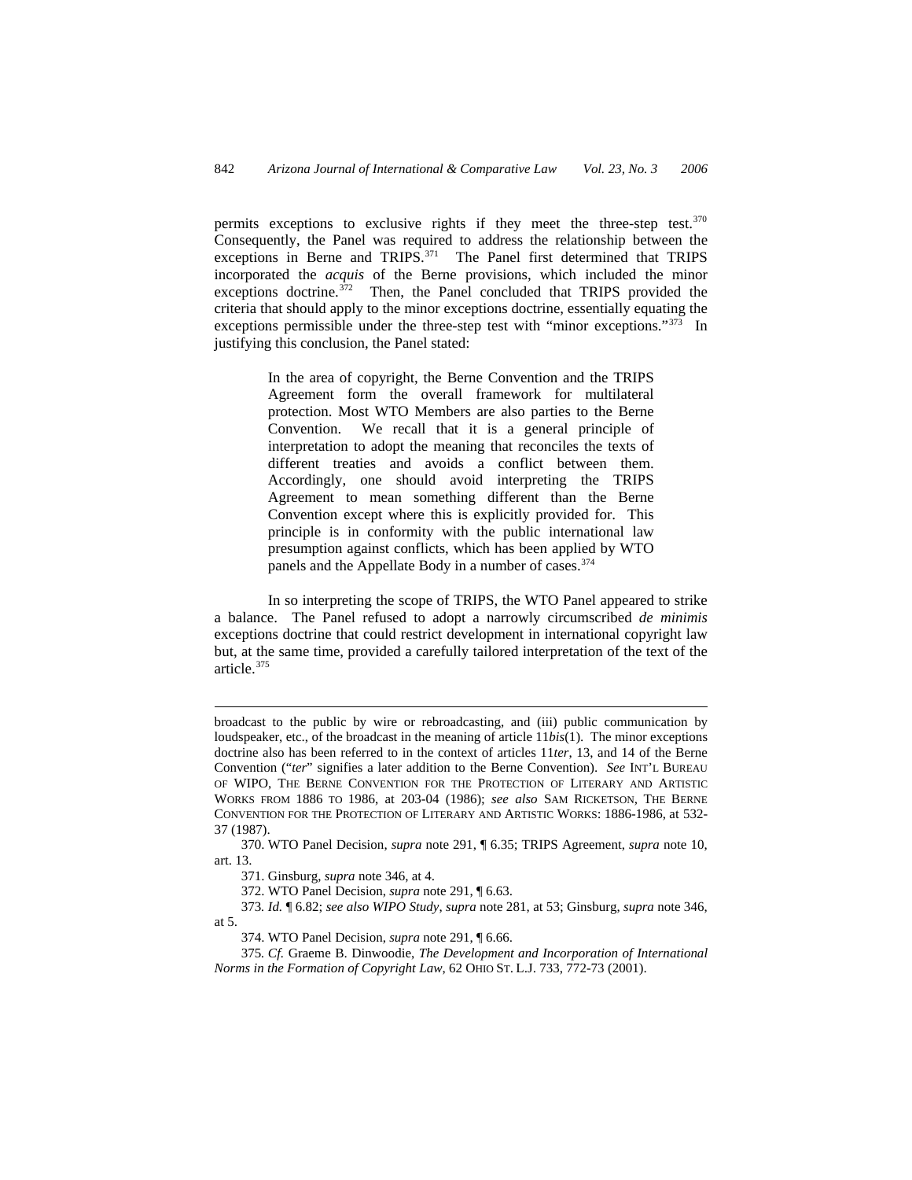permits exceptions to exclusive rights if they meet the three-step test.[370] Consequently, the Panel was required to address the relationship between the exceptions in Berne and TRIPS.[371] The Panel first determined that TRIPS incorporated the *acquis* of the Berne provisions, which included the minor exceptions doctrine.[372] Then, the Panel concluded that TRIPS provided the criteria that should apply to the minor exceptions doctrine, essentially equating the exceptions permissible under the three-step test with "minor exceptions."[373] In justifying this conclusion, the Panel stated:

> In the area of copyright, the Berne Convention and the TRIPS Agreement form the overall framework for multilateral protection. Most WTO Members are also parties to the Berne Convention. We recall that it is a general principle of interpretation to adopt the meaning that reconciles the texts of different treaties and avoids a conflict between them. Accordingly, one should avoid interpreting the TRIPS Agreement to mean something different than the Berne Convention except where this is explicitly provided for. This principle is in conformity with the public international law presumption against conflicts, which has been applied by WTO panels and the Appellate Body in a number of cases.[374]

In so interpreting the scope of TRIPS, the WTO Panel appeared to strike a balance. The Panel refused to adopt a narrowly circumscribed *de minimis* exceptions doctrine that could restrict development in international copyright law but, at the same time, provided a carefully tailored interpretation of the text of the article.[375]

---

broadcast to the public by wire or rebroadcasting, and (iii) public communication by loudspeaker, etc., of the broadcast in the meaning of article 11*bis*(1). The minor exceptions doctrine also has been referred to in the context of articles 11*ter*, 13, and 14 of the Berne Convention ("*ter*" signifies a later addition to the Berne Convention). *See* INT'L BUREAU OF WIPO, THE BERNE CONVENTION FOR THE PROTECTION OF LITERARY AND ARTISTIC WORKS FROM 1886 TO 1986, at 203-04 (1986); *see also* SAM RICKETSON, THE BERNE CONVENTION FOR THE PROTECTION OF LITERARY AND ARTISTIC WORKS: 1886-1986, at 532-37 (1987).

370. WTO Panel Decision, *supra* note 291, ¶ 6.35; TRIPS Agreement, *supra* note 10, art. 13.

371. Ginsburg, *supra* note 346, at 4.

372. WTO Panel Decision, *supra* note 291, ¶ 6.63.

373. *Id.* ¶ 6.82; *see also WIPO Study*, *supra* note 281, at 53; Ginsburg, *supra* note 346, at 5.

374. WTO Panel Decision, *supra* note 291, ¶ 6.66.

375. *Cf.* Graeme B. Dinwoodie, *The Development and Incorporation of International Norms in the Formation of Copyright Law*, 62 OHIO ST. L.J. 733, 772-73 (2001).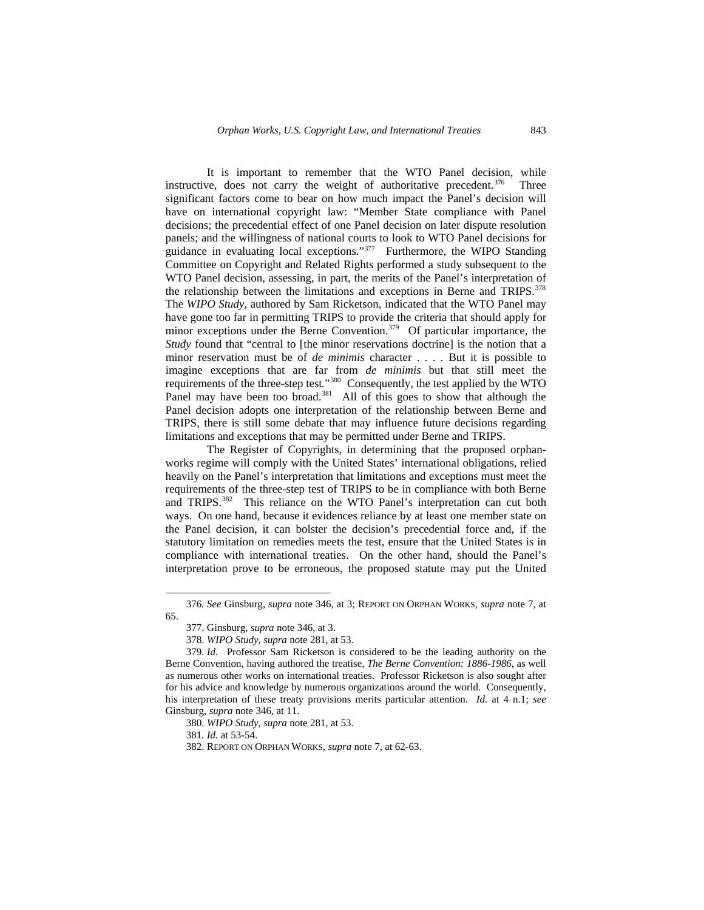It is important to remember that the WTO Panel decision, while instructive, does not carry the weight of authoritative precedent.[376] Three significant factors come to bear on how much impact the Panel's decision will have on international copyright law: "Member State compliance with Panel decisions; the precedential effect of one Panel decision on later dispute resolution panels; and the willingness of national courts to look to WTO Panel decisions for guidance in evaluating local exceptions."[377] Furthermore, the WIPO Standing Committee on Copyright and Related Rights performed a study subsequent to the WTO Panel decision, assessing, in part, the merits of the Panel's interpretation of the relationship between the limitations and exceptions in Berne and TRIPS.[378] The *WIPO Study*, authored by Sam Ricketson, indicated that the WTO Panel may have gone too far in permitting TRIPS to provide the criteria that should apply for minor exceptions under the Berne Convention.[379] Of particular importance, the *Study* found that "central to [the minor reservations doctrine] is the notion that a minor reservation must be of *de minimis* character . . . . But it is possible to imagine exceptions that are far from *de minimis* but that still meet the requirements of the three-step test."[380] Consequently, the test applied by the WTO Panel may have been too broad.[381] All of this goes to show that although the Panel decision adopts one interpretation of the relationship between Berne and TRIPS, there is still some debate that may influence future decisions regarding limitations and exceptions that may be permitted under Berne and TRIPS.

The Register of Copyrights, in determining that the proposed orphan-works regime will comply with the United States' international obligations, relied heavily on the Panel's interpretation that limitations and exceptions must meet the requirements of the three-step test of TRIPS to be in compliance with both Berne and TRIPS.[382] This reliance on the WTO Panel's interpretation can cut both ways. On one hand, because it evidences reliance by at least one member state on the Panel decision, it can bolster the decision's precedential force and, if the statutory limitation on remedies meets the test, ensure that the United States is in compliance with international treaties. On the other hand, should the Panel's interpretation prove to be erroneous, the proposed statute may put the United

---

376. *See* Ginsburg, *supra* note 346, at 3; REPORT ON ORPHAN WORKS, *supra* note 7, at 65.

377. Ginsburg, *supra* note 346, at 3.

378. *WIPO Study*, *supra* note 281, at 53.

379. *Id.* Professor Sam Ricketson is considered to be the leading authority on the Berne Convention, having authored the treatise, *The Berne Convention: 1886-1986*, as well as numerous other works on international treaties. Professor Ricketson is also sought after for his advice and knowledge by numerous organizations around the world. Consequently, his interpretation of these treaty provisions merits particular attention. *Id.* at 4 n.1; *see* Ginsburg, *supra* note 346, at 11.

380. *WIPO Study*, *supra* note 281, at 53.

381. *Id.* at 53-54.

382. REPORT ON ORPHAN WORKS, *supra* note 7, at 62-63.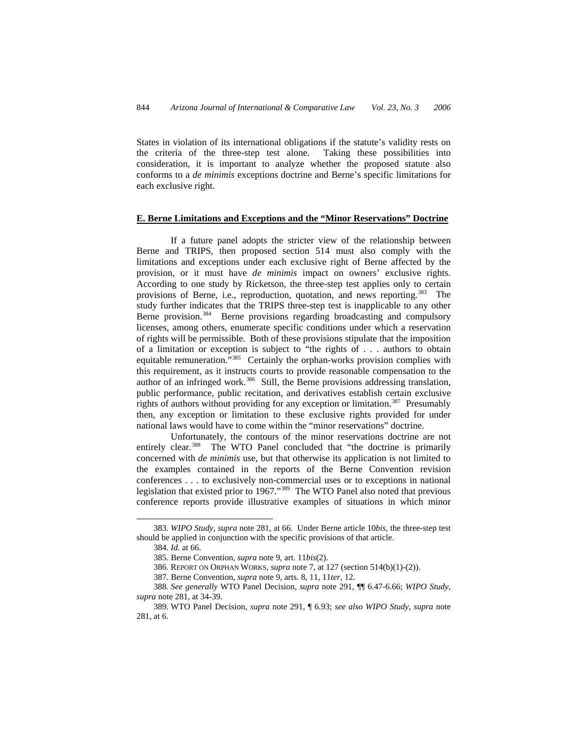States in violation of its international obligations if the statute's validity rests on the criteria of the three-step test alone. Taking these possibilities into consideration, it is important to analyze whether the proposed statute also conforms to a *de minimis* exceptions doctrine and Berne's specific limitations for each exclusive right.

## E. Berne Limitations and Exceptions and the "Minor Reservations" Doctrine

If a future panel adopts the stricter view of the relationship between Berne and TRIPS, then proposed section 514 must also comply with the limitations and exceptions under each exclusive right of Berne affected by the provision, or it must have *de minimis* impact on owners' exclusive rights. According to one study by Ricketson, the three-step test applies only to certain provisions of Berne, i.e., reproduction, quotation, and news reporting.[383] The study further indicates that the TRIPS three-step test is inapplicable to any other Berne provision.[384] Berne provisions regarding broadcasting and compulsory licenses, among others, enumerate specific conditions under which a reservation of rights will be permissible. Both of these provisions stipulate that the imposition of a limitation or exception is subject to "the rights of . . . authors to obtain equitable remuneration."[385] Certainly the orphan-works provision complies with this requirement, as it instructs courts to provide reasonable compensation to the author of an infringed work.[386] Still, the Berne provisions addressing translation, public performance, public recitation, and derivatives establish certain exclusive rights of authors without providing for any exception or limitation.[387] Presumably then, any exception or limitation to these exclusive rights provided for under national laws would have to come within the "minor reservations" doctrine.

Unfortunately, the contours of the minor reservations doctrine are not entirely clear.[388] The WTO Panel concluded that "the doctrine is primarily concerned with *de minimis* use, but that otherwise its application is not limited to the examples contained in the reports of the Berne Convention revision conferences . . . to exclusively non-commercial uses or to exceptions in national legislation that existed prior to 1967."[389] The WTO Panel also noted that previous conference reports provide illustrative examples of situations in which minor

---

383. *WIPO Study*, *supra* note 281, at 66. Under Berne article 10*bis*, the three-step test should be applied in conjunction with the specific provisions of that article.

384. *Id.* at 66.

385. Berne Convention, *supra* note 9, art. 11*bis*(2).

386. REPORT ON ORPHAN WORKS, *supra* note 7, at 127 (section 514(b)(1)-(2)).

387. Berne Convention, *supra* note 9, arts. 8, 11, 11*ter*, 12.

388. *See generally* WTO Panel Decision, *supra* note 291, ¶¶ 6.47-6.66; *WIPO Study*, *supra* note 281, at 34-39.

389. WTO Panel Decision, *supra* note 291, ¶ 6.93; *see also WIPO Study*, *supra* note 281, at 6.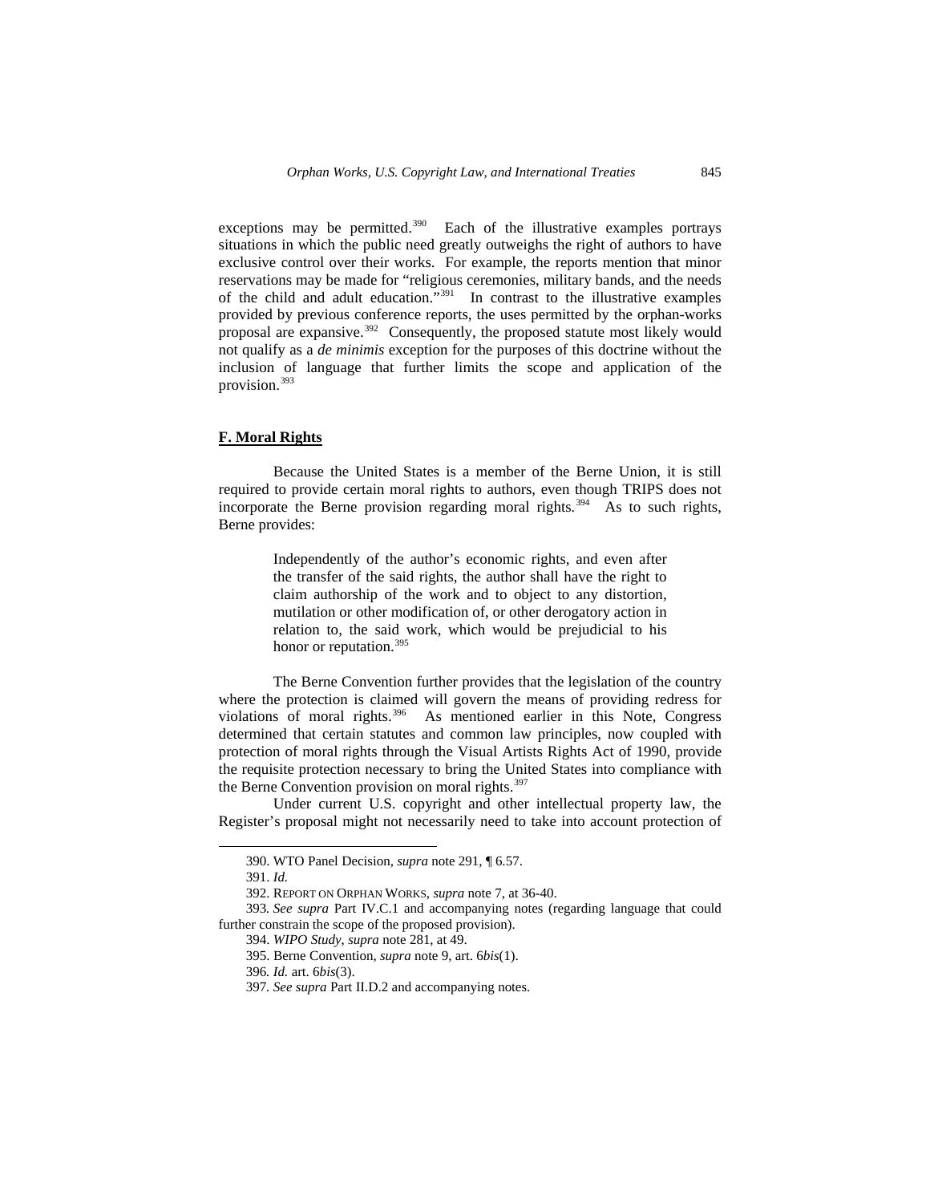exceptions may be permitted.[390] Each of the illustrative examples portrays situations in which the public need greatly outweighs the right of authors to have exclusive control over their works. For example, the reports mention that minor reservations may be made for "religious ceremonies, military bands, and the needs of the child and adult education."[391] In contrast to the illustrative examples provided by previous conference reports, the uses permitted by the orphan-works proposal are expansive.[392] Consequently, the proposed statute most likely would not qualify as a *de minimis* exception for the purposes of this doctrine without the inclusion of language that further limits the scope and application of the provision.[393]

### F. Moral Rights

Because the United States is a member of the Berne Union, it is still required to provide certain moral rights to authors, even though TRIPS does not incorporate the Berne provision regarding moral rights.[394] As to such rights, Berne provides:

> Independently of the author's economic rights, and even after the transfer of the said rights, the author shall have the right to claim authorship of the work and to object to any distortion, mutilation or other modification of, or other derogatory action in relation to, the said work, which would be prejudicial to his honor or reputation.[395]

The Berne Convention further provides that the legislation of the country where the protection is claimed will govern the means of providing redress for violations of moral rights.[396] As mentioned earlier in this Note, Congress determined that certain statutes and common law principles, now coupled with protection of moral rights through the Visual Artists Rights Act of 1990, provide the requisite protection necessary to bring the United States into compliance with the Berne Convention provision on moral rights.[397]

Under current U.S. copyright and other intellectual property law, the Register's proposal might not necessarily need to take into account protection of

---

390. WTO Panel Decision, *supra* note 291, ¶ 6.57.

391. *Id.*

392. REPORT ON ORPHAN WORKS, *supra* note 7, at 36-40.

393. *See supra* Part IV.C.1 and accompanying notes (regarding language that could further constrain the scope of the proposed provision).

394. *WIPO Study*, *supra* note 281, at 49.

395. Berne Convention, *supra* note 9, art. 6*bis*(1).

396. *Id.* art. 6*bis*(3).

397. *See supra* Part II.D.2 and accompanying notes.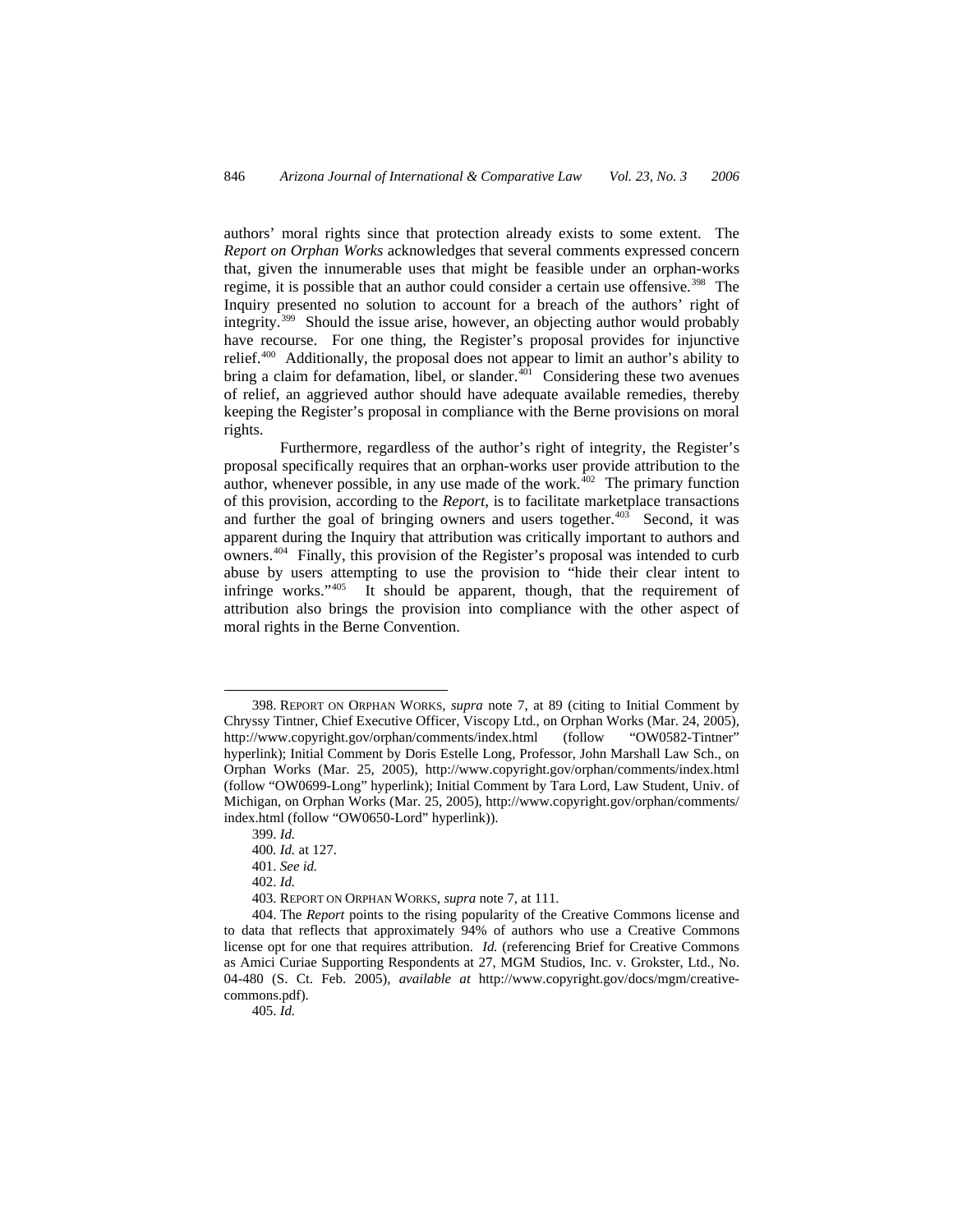authors' moral rights since that protection already exists to some extent. The *Report on Orphan Works* acknowledges that several comments expressed concern that, given the innumerable uses that might be feasible under an orphan-works regime, it is possible that an author could consider a certain use offensive.[398] The Inquiry presented no solution to account for a breach of the authors' right of integrity.[399] Should the issue arise, however, an objecting author would probably have recourse. For one thing, the Register's proposal provides for injunctive relief.[400] Additionally, the proposal does not appear to limit an author's ability to bring a claim for defamation, libel, or slander.[401] Considering these two avenues of relief, an aggrieved author should have adequate available remedies, thereby keeping the Register's proposal in compliance with the Berne provisions on moral rights.

Furthermore, regardless of the author's right of integrity, the Register's proposal specifically requires that an orphan-works user provide attribution to the author, whenever possible, in any use made of the work.[402] The primary function of this provision, according to the *Report*, is to facilitate marketplace transactions and further the goal of bringing owners and users together.[403] Second, it was apparent during the Inquiry that attribution was critically important to authors and owners.[404] Finally, this provision of the Register's proposal was intended to curb abuse by users attempting to use the provision to "hide their clear intent to infringe works."[405] It should be apparent, though, that the requirement of attribution also brings the provision into compliance with the other aspect of moral rights in the Berne Convention.

---

398. REPORT ON ORPHAN WORKS, *supra* note 7, at 89 (citing to Initial Comment by Chryssy Tintner, Chief Executive Officer, Viscopy Ltd., on Orphan Works (Mar. 24, 2005), http://www.copyright.gov/orphan/comments/index.html (follow "OW0582-Tintner" hyperlink); Initial Comment by Doris Estelle Long, Professor, John Marshall Law Sch., on Orphan Works (Mar. 25, 2005), http://www.copyright.gov/orphan/comments/index.html (follow "OW0699-Long" hyperlink); Initial Comment by Tara Lord, Law Student, Univ. of Michigan, on Orphan Works (Mar. 25, 2005), http://www.copyright.gov/orphan/comments/index.html (follow "OW0650-Lord" hyperlink)).

399. *Id.*

400. *Id.* at 127.

401. *See id.*

402. *Id.*

403. REPORT ON ORPHAN WORKS, *supra* note 7, at 111.

404. The *Report* points to the rising popularity of the Creative Commons license and to data that reflects that approximately 94% of authors who use a Creative Commons license opt for one that requires attribution. *Id.* (referencing Brief for Creative Commons as Amici Curiae Supporting Respondents at 27, MGM Studios, Inc. v. Grokster, Ltd., No. 04-480 (S. Ct. Feb. 2005), *available at* http://www.copyright.gov/docs/mgm/creative-commons.pdf).

405. *Id.*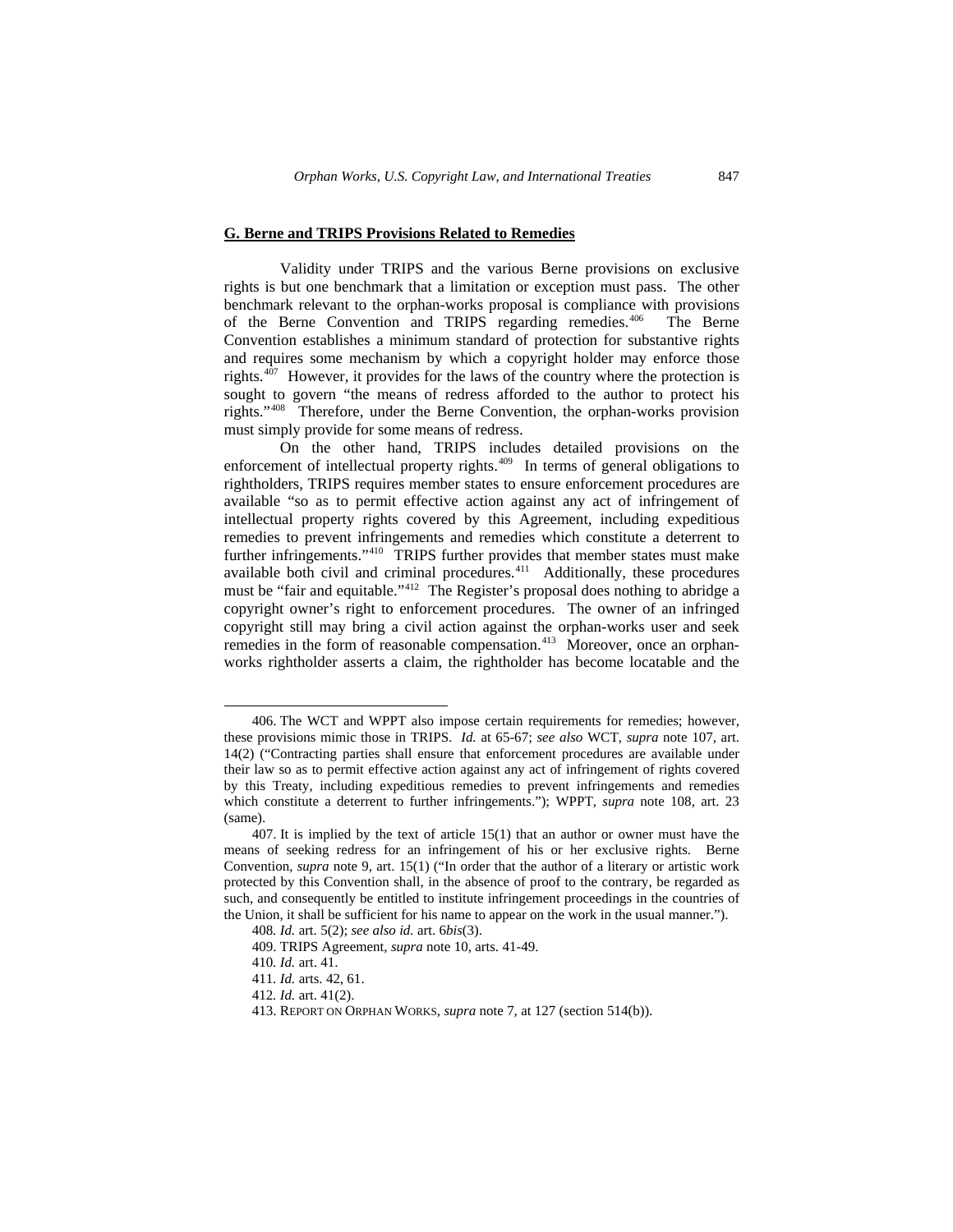## G. Berne and TRIPS Provisions Related to Remedies

Validity under TRIPS and the various Berne provisions on exclusive rights is but one benchmark that a limitation or exception must pass. The other benchmark relevant to the orphan-works proposal is compliance with provisions of the Berne Convention and TRIPS regarding remedies.[406] The Berne Convention establishes a minimum standard of protection for substantive rights and requires some mechanism by which a copyright holder may enforce those rights.[407] However, it provides for the laws of the country where the protection is sought to govern "the means of redress afforded to the author to protect his rights."[408] Therefore, under the Berne Convention, the orphan-works provision must simply provide for some means of redress.

On the other hand, TRIPS includes detailed provisions on the enforcement of intellectual property rights.[409] In terms of general obligations to rightholders, TRIPS requires member states to ensure enforcement procedures are available "so as to permit effective action against any act of infringement of intellectual property rights covered by this Agreement, including expeditious remedies to prevent infringements and remedies which constitute a deterrent to further infringements."[410] TRIPS further provides that member states must make available both civil and criminal procedures.[411] Additionally, these procedures must be "fair and equitable."[412] The Register's proposal does nothing to abridge a copyright owner's right to enforcement procedures. The owner of an infringed copyright still may bring a civil action against the orphan-works user and seek remedies in the form of reasonable compensation.[413] Moreover, once an orphan-works rightholder asserts a claim, the rightholder has become locatable and the

---

406. The WCT and WPPT also impose certain requirements for remedies; however, these provisions mimic those in TRIPS. *Id.* at 65-67; *see also* WCT, *supra* note 107, art. 14(2) ("Contracting parties shall ensure that enforcement procedures are available under their law so as to permit effective action against any act of infringement of rights covered by this Treaty, including expeditious remedies to prevent infringements and remedies which constitute a deterrent to further infringements."); WPPT, *supra* note 108, art. 23 (same).

407. It is implied by the text of article 15(1) that an author or owner must have the means of seeking redress for an infringement of his or her exclusive rights. Berne Convention, *supra* note 9, art. 15(1) ("In order that the author of a literary or artistic work protected by this Convention shall, in the absence of proof to the contrary, be regarded as such, and consequently be entitled to institute infringement proceedings in the countries of the Union, it shall be sufficient for his name to appear on the work in the usual manner.").

408. *Id.* art. 5(2); *see also id.* art. 6*bis*(3).

409. TRIPS Agreement, *supra* note 10, arts. 41-49.

410. *Id.* art. 41.

411. *Id.* arts. 42, 61.

412. *Id.* art. 41(2).

413. REPORT ON ORPHAN WORKS, *supra* note 7, at 127 (section 514(b)).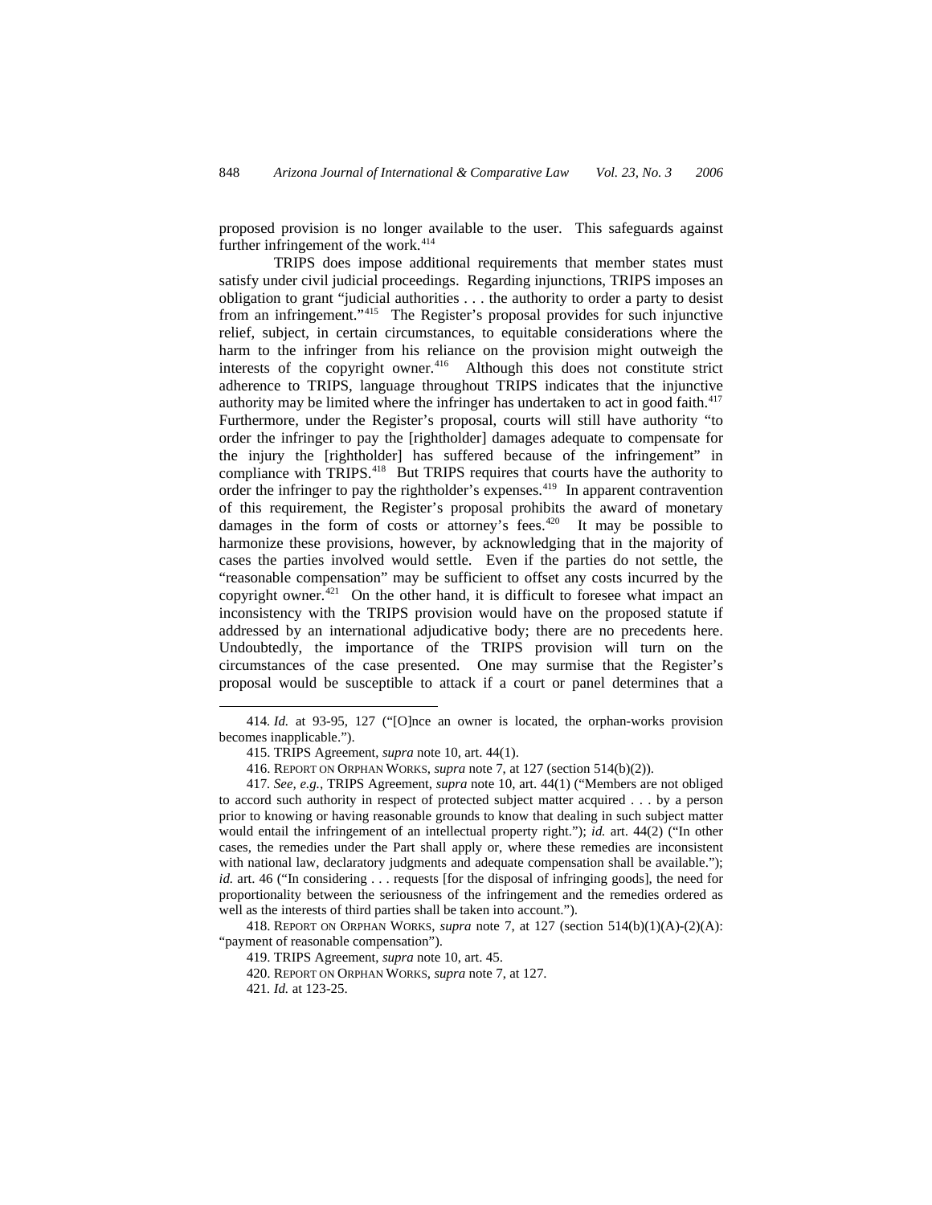proposed provision is no longer available to the user. This safeguards against further infringement of the work.[414]

TRIPS does impose additional requirements that member states must satisfy under civil judicial proceedings. Regarding injunctions, TRIPS imposes an obligation to grant "judicial authorities . . . the authority to order a party to desist from an infringement."[415] The Register's proposal provides for such injunctive relief, subject, in certain circumstances, to equitable considerations where the harm to the infringer from his reliance on the provision might outweigh the interests of the copyright owner.[416] Although this does not constitute strict adherence to TRIPS, language throughout TRIPS indicates that the injunctive authority may be limited where the infringer has undertaken to act in good faith.[417] Furthermore, under the Register's proposal, courts will still have authority "to order the infringer to pay the [rightholder] damages adequate to compensate for the injury the [rightholder] has suffered because of the infringement" in compliance with TRIPS.[418] But TRIPS requires that courts have the authority to order the infringer to pay the rightholder's expenses.[419] In apparent contravention of this requirement, the Register's proposal prohibits the award of monetary damages in the form of costs or attorney's fees.[420] It may be possible to harmonize these provisions, however, by acknowledging that in the majority of cases the parties involved would settle. Even if the parties do not settle, the "reasonable compensation" may be sufficient to offset any costs incurred by the copyright owner.[421] On the other hand, it is difficult to foresee what impact an inconsistency with the TRIPS provision would have on the proposed statute if addressed by an international adjudicative body; there are no precedents here. Undoubtedly, the importance of the TRIPS provision will turn on the circumstances of the case presented. One may surmise that the Register's proposal would be susceptible to attack if a court or panel determines that a

---

414. *Id.* at 93-95, 127 ("[O]nce an owner is located, the orphan-works provision becomes inapplicable.").

415. TRIPS Agreement, *supra* note 10, art. 44(1).

416. REPORT ON ORPHAN WORKS, *supra* note 7, at 127 (section 514(b)(2)).

417. *See, e.g.*, TRIPS Agreement, *supra* note 10, art. 44(1) ("Members are not obliged to accord such authority in respect of protected subject matter acquired . . . by a person prior to knowing or having reasonable grounds to know that dealing in such subject matter would entail the infringement of an intellectual property right."); *id.* art. 44(2) ("In other cases, the remedies under the Part shall apply or, where these remedies are inconsistent with national law, declaratory judgments and adequate compensation shall be available."); *id.* art. 46 ("In considering . . . requests [for the disposal of infringing goods], the need for proportionality between the seriousness of the infringement and the remedies ordered as well as the interests of third parties shall be taken into account.").

418. REPORT ON ORPHAN WORKS, *supra* note 7, at 127 (section 514(b)(1)(A)-(2)(A): "payment of reasonable compensation").

419. TRIPS Agreement, *supra* note 10, art. 45.

420. REPORT ON ORPHAN WORKS, *supra* note 7, at 127.

421. *Id.* at 123-25.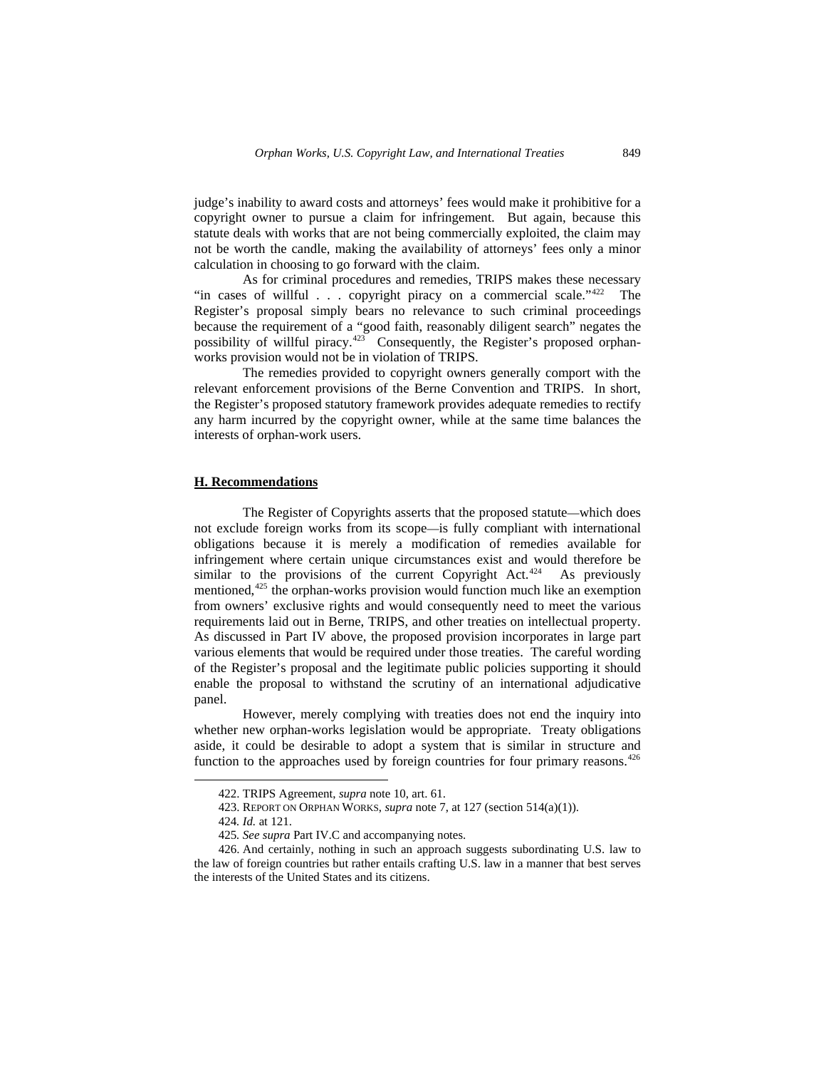judge's inability to award costs and attorneys' fees would make it prohibitive for a copyright owner to pursue a claim for infringement. But again, because this statute deals with works that are not being commercially exploited, the claim may not be worth the candle, making the availability of attorneys' fees only a minor calculation in choosing to go forward with the claim.

As for criminal procedures and remedies, TRIPS makes these necessary "in cases of willful . . . copyright piracy on a commercial scale."[422] The Register's proposal simply bears no relevance to such criminal proceedings because the requirement of a "good faith, reasonably diligent search" negates the possibility of willful piracy.[423] Consequently, the Register's proposed orphan-works provision would not be in violation of TRIPS.

The remedies provided to copyright owners generally comport with the relevant enforcement provisions of the Berne Convention and TRIPS. In short, the Register's proposed statutory framework provides adequate remedies to rectify any harm incurred by the copyright owner, while at the same time balances the interests of orphan-work users.

**H. Recommendations**

The Register of Copyrights asserts that the proposed statute—which does not exclude foreign works from its scope—is fully compliant with international obligations because it is merely a modification of remedies available for infringement where certain unique circumstances exist and would therefore be similar to the provisions of the current Copyright Act.[424] As previously mentioned,[425] the orphan-works provision would function much like an exemption from owners' exclusive rights and would consequently need to meet the various requirements laid out in Berne, TRIPS, and other treaties on intellectual property. As discussed in Part IV above, the proposed provision incorporates in large part various elements that would be required under those treaties. The careful wording of the Register's proposal and the legitimate public policies supporting it should enable the proposal to withstand the scrutiny of an international adjudicative panel.

However, merely complying with treaties does not end the inquiry into whether new orphan-works legislation would be appropriate. Treaty obligations aside, it could be desirable to adopt a system that is similar in structure and function to the approaches used by foreign countries for four primary reasons.[426]

---

422. TRIPS Agreement, *supra* note 10, art. 61.

423. REPORT ON ORPHAN WORKS, *supra* note 7, at 127 (section 514(a)(1)).

424. *Id.* at 121.

425. *See supra* Part IV.C and accompanying notes.

426. And certainly, nothing in such an approach suggests subordinating U.S. law to the law of foreign countries but rather entails crafting U.S. law in a manner that best serves the interests of the United States and its citizens.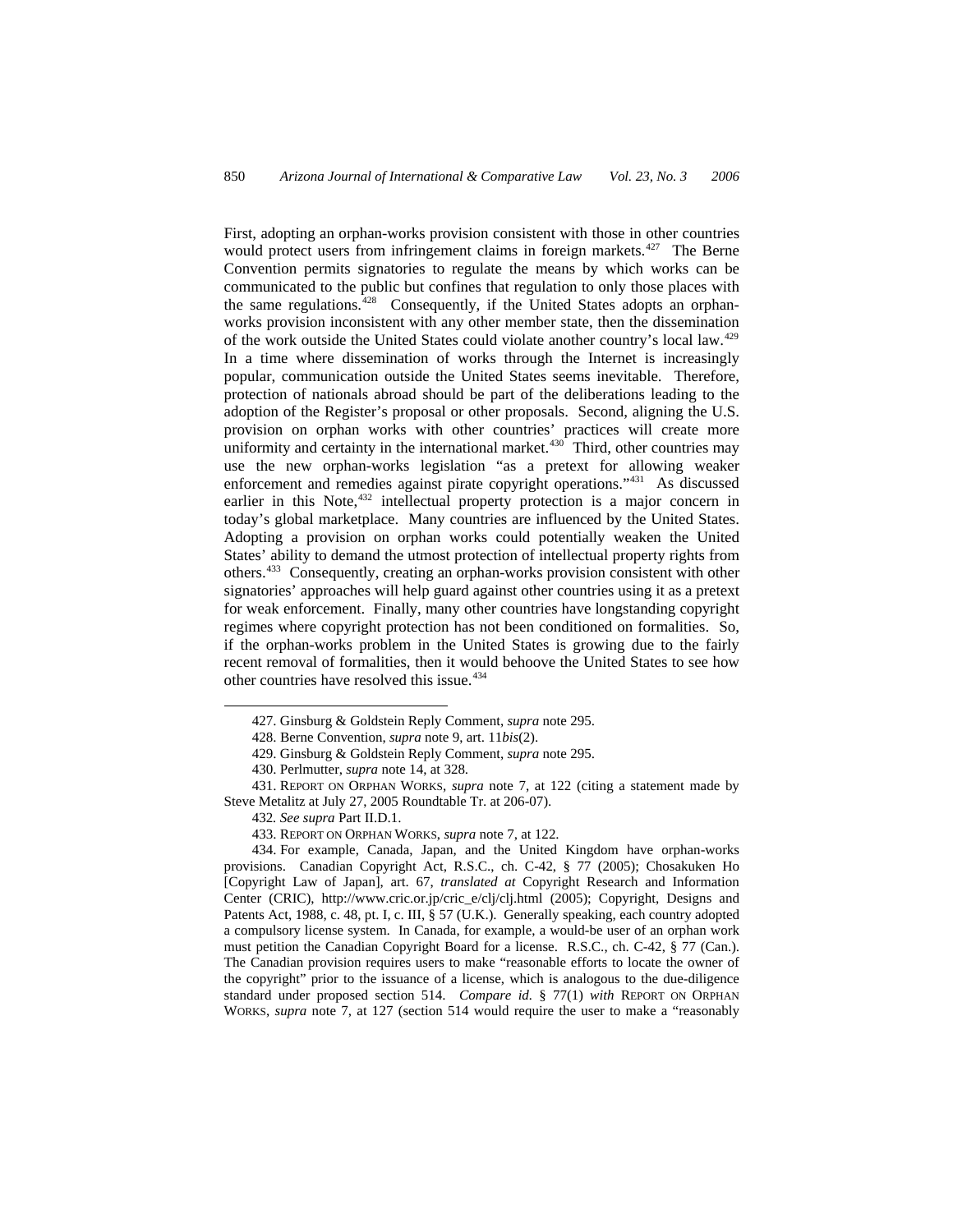First, adopting an orphan-works provision consistent with those in other countries would protect users from infringement claims in foreign markets.[427] The Berne Convention permits signatories to regulate the means by which works can be communicated to the public but confines that regulation to only those places with the same regulations.[428] Consequently, if the United States adopts an orphan-works provision inconsistent with any other member state, then the dissemination of the work outside the United States could violate another country's local law.[429] In a time where dissemination of works through the Internet is increasingly popular, communication outside the United States seems inevitable. Therefore, protection of nationals abroad should be part of the deliberations leading to the adoption of the Register's proposal or other proposals. Second, aligning the U.S. provision on orphan works with other countries' practices will create more uniformity and certainty in the international market.[430] Third, other countries may use the new orphan-works legislation "as a pretext for allowing weaker enforcement and remedies against pirate copyright operations."[431] As discussed earlier in this Note,[432] intellectual property protection is a major concern in today's global marketplace. Many countries are influenced by the United States. Adopting a provision on orphan works could potentially weaken the United States' ability to demand the utmost protection of intellectual property rights from others.[433] Consequently, creating an orphan-works provision consistent with other signatories' approaches will help guard against other countries using it as a pretext for weak enforcement. Finally, many other countries have longstanding copyright regimes where copyright protection has not been conditioned on formalities. So, if the orphan-works problem in the United States is growing due to the fairly recent removal of formalities, then it would behoove the United States to see how other countries have resolved this issue.[434]

---

427. Ginsburg & Goldstein Reply Comment, *supra* note 295.

428. Berne Convention, *supra* note 9, art. 11*bis*(2).

429. Ginsburg & Goldstein Reply Comment, *supra* note 295.

430. Perlmutter, *supra* note 14, at 328.

431. REPORT ON ORPHAN WORKS, *supra* note 7, at 122 (citing a statement made by Steve Metalitz at July 27, 2005 Roundtable Tr. at 206-07).

432. *See supra* Part II.D.1.

433. REPORT ON ORPHAN WORKS, *supra* note 7, at 122.

434. For example, Canada, Japan, and the United Kingdom have orphan-works provisions. Canadian Copyright Act, R.S.C., ch. C-42, § 77 (2005); Chosakuken Ho [Copyright Law of Japan], art. 67, *translated at* Copyright Research and Information Center (CRIC), http://www.cric.or.jp/cric_e/clj/clj.html (2005); Copyright, Designs and Patents Act, 1988, c. 48, pt. I, c. III, § 57 (U.K.). Generally speaking, each country adopted a compulsory license system. In Canada, for example, a would-be user of an orphan work must petition the Canadian Copyright Board for a license. R.S.C., ch. C-42, § 77 (Can.). The Canadian provision requires users to make "reasonable efforts to locate the owner of the copyright" prior to the issuance of a license, which is analogous to the due-diligence standard under proposed section 514. *Compare id.* § 77(1) *with* REPORT ON ORPHAN WORKS, *supra* note 7, at 127 (section 514 would require the user to make a "reasonably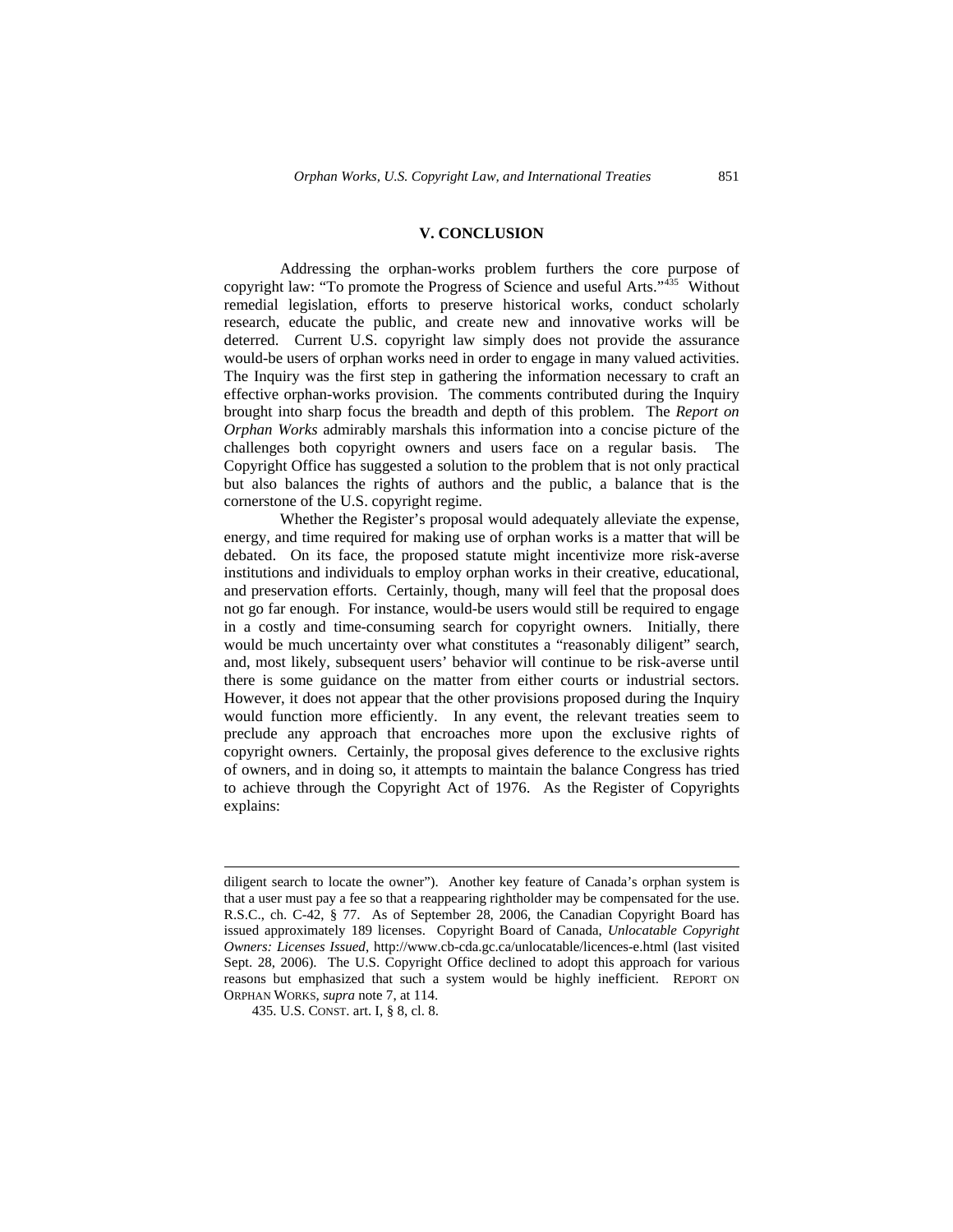## V. CONCLUSION

Addressing the orphan-works problem furthers the core purpose of copyright law: "To promote the Progress of Science and useful Arts."[435] Without remedial legislation, efforts to preserve historical works, conduct scholarly research, educate the public, and create new and innovative works will be deterred. Current U.S. copyright law simply does not provide the assurance would-be users of orphan works need in order to engage in many valued activities. The Inquiry was the first step in gathering the information necessary to craft an effective orphan-works provision. The comments contributed during the Inquiry brought into sharp focus the breadth and depth of this problem. The *Report on Orphan Works* admirably marshals this information into a concise picture of the challenges both copyright owners and users face on a regular basis. The Copyright Office has suggested a solution to the problem that is not only practical but also balances the rights of authors and the public, a balance that is the cornerstone of the U.S. copyright regime.

Whether the Register's proposal would adequately alleviate the expense, energy, and time required for making use of orphan works is a matter that will be debated. On its face, the proposed statute might incentivize more risk-averse institutions and individuals to employ orphan works in their creative, educational, and preservation efforts. Certainly, though, many will feel that the proposal does not go far enough. For instance, would-be users would still be required to engage in a costly and time-consuming search for copyright owners. Initially, there would be much uncertainty over what constitutes a "reasonably diligent" search, and, most likely, subsequent users' behavior will continue to be risk-averse until there is some guidance on the matter from either courts or industrial sectors. However, it does not appear that the other provisions proposed during the Inquiry would function more efficiently. In any event, the relevant treaties seem to preclude any approach that encroaches more upon the exclusive rights of copyright owners. Certainly, the proposal gives deference to the exclusive rights of owners, and in doing so, it attempts to maintain the balance Congress has tried to achieve through the Copyright Act of 1976. As the Register of Copyrights explains:

---

diligent search to locate the owner"). Another key feature of Canada's orphan system is that a user must pay a fee so that a reappearing rightholder may be compensated for the use. R.S.C., ch. C-42, § 77. As of September 28, 2006, the Canadian Copyright Board has issued approximately 189 licenses. Copyright Board of Canada, *Unlocatable Copyright Owners: Licenses Issued*, http://www.cb-cda.gc.ca/unlocatable/licences-e.html (last visited Sept. 28, 2006). The U.S. Copyright Office declined to adopt this approach for various reasons but emphasized that such a system would be highly inefficient. REPORT ON ORPHAN WORKS, *supra* note 7, at 114.

435. U.S. CONST. art. I, § 8, cl. 8.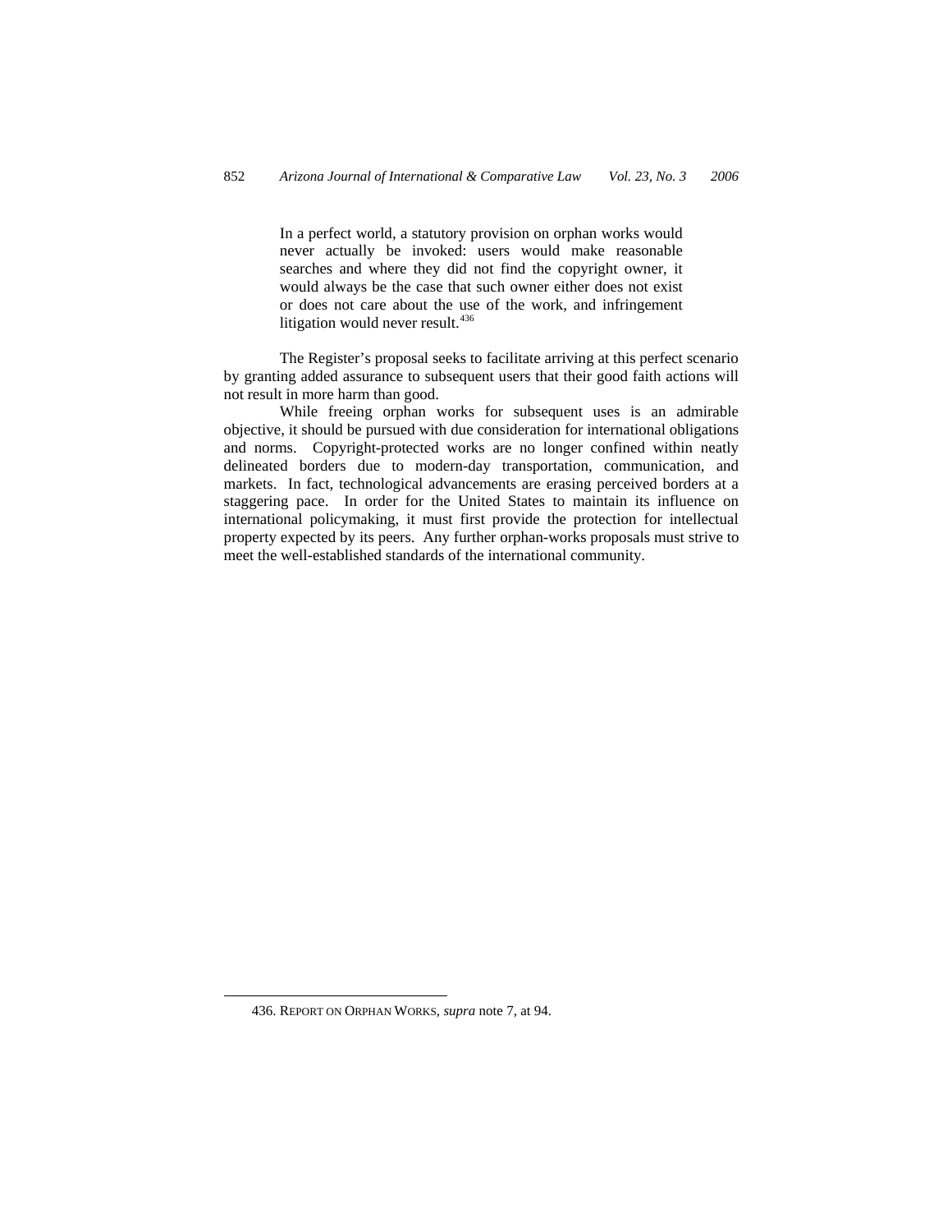> In a perfect world, a statutory provision on orphan works would never actually be invoked: users would make reasonable searches and where they did not find the copyright owner, it would always be the case that such owner either does not exist or does not care about the use of the work, and infringement litigation would never result.[436]

The Register's proposal seeks to facilitate arriving at this perfect scenario by granting added assurance to subsequent users that their good faith actions will not result in more harm than good.

While freeing orphan works for subsequent uses is an admirable objective, it should be pursued with due consideration for international obligations and norms. Copyright-protected works are no longer confined within neatly delineated borders due to modern-day transportation, communication, and markets. In fact, technological advancements are erasing perceived borders at a staggering pace. In order for the United States to maintain its influence on international policymaking, it must first provide the protection for intellectual property expected by its peers. Any further orphan-works proposals must strive to meet the well-established standards of the international community.

---

436. REPORT ON ORPHAN WORKS, *supra* note 7, at 94.